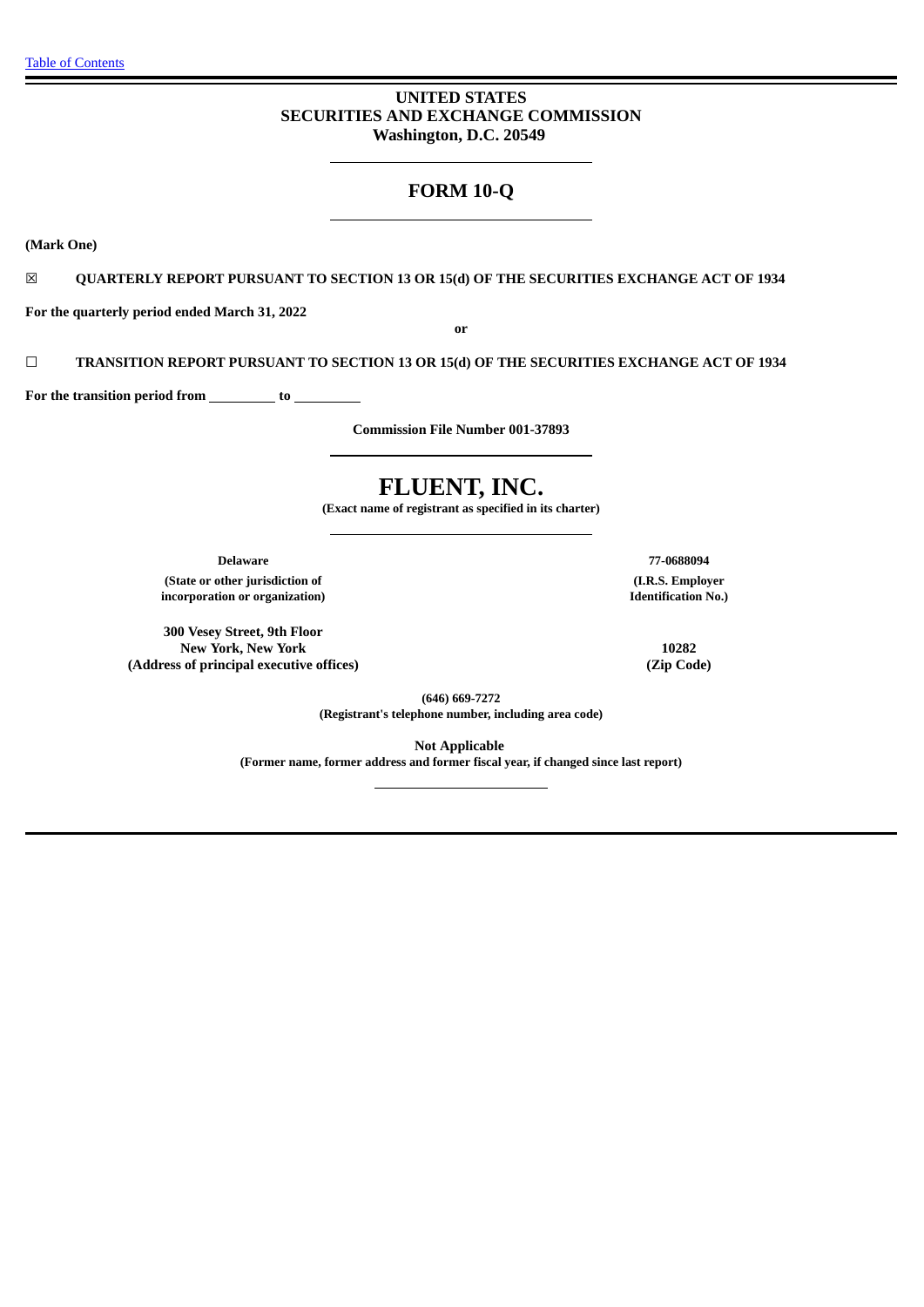[Table of Contents](#)

**UNITED STATES**
**SECURITIES AND EXCHANGE COMMISSION**
**Washington, D.C. 20549**

# FORM 10-Q

**(Mark One)**

☒ **QUARTERLY REPORT PURSUANT TO SECTION 13 OR 15(d) OF THE SECURITIES EXCHANGE ACT OF 1934**

**For the quarterly period ended March 31, 2022**

**or**

☐ **TRANSITION REPORT PURSUANT TO SECTION 13 OR 15(d) OF THE SECURITIES EXCHANGE ACT OF 1934**

**For the transition period from \_\_\_\_\_\_\_\_\_ to \_\_\_\_\_\_\_\_\_**

**Commission File Number 001-37893**

# FLUENT, INC.

**(Exact name of registrant as specified in its charter)**

| | |
|---|---|
| **Delaware** | **77-0688094** |
| **(State or other jurisdiction of incorporation or organization)** | **(I.R.S. Employer Identification No.)** |
| **300 Vesey Street, 9th Floor New York, New York** | **10282** |
| **(Address of principal executive offices)** | **(Zip Code)** |

**(646) 669-7272**
**(Registrant's telephone number, including area code)**

**Not Applicable**
**(Former name, former address and former fiscal year, if changed since last report)**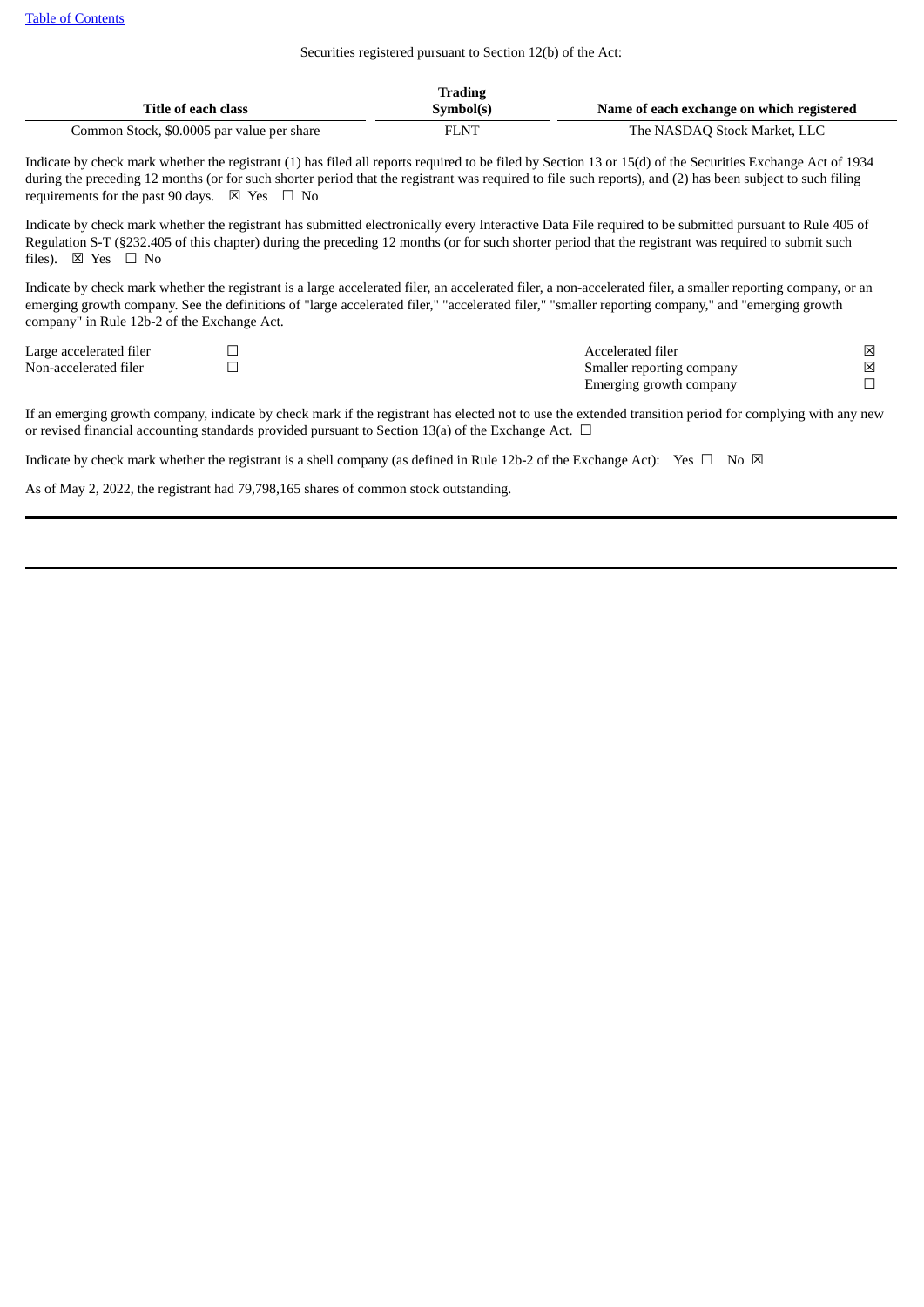Securities registered pursuant to Section 12(b) of the Act:

| Title of each class | Trading Symbol(s) | Name of each exchange on which registered |
|---|---|---|
| Common Stock, $0.0005 par value per share | FLNT | The NASDAQ Stock Market, LLC |

Indicate by check mark whether the registrant (1) has filed all reports required to be filed by Section 13 or 15(d) of the Securities Exchange Act of 1934 during the preceding 12 months (or for such shorter period that the registrant was required to file such reports), and (2) has been subject to such filing requirements for the past 90 days. ☒ Yes ☐ No

Indicate by check mark whether the registrant has submitted electronically every Interactive Data File required to be submitted pursuant to Rule 405 of Regulation S-T (§232.405 of this chapter) during the preceding 12 months (or for such shorter period that the registrant was required to submit such files). ☒ Yes ☐ No

Indicate by check mark whether the registrant is a large accelerated filer, an accelerated filer, a non-accelerated filer, a smaller reporting company, or an emerging growth company. See the definitions of "large accelerated filer," "accelerated filer," "smaller reporting company," and "emerging growth company" in Rule 12b-2 of the Exchange Act.

| | | | |
|---|---|---|---|
| Large accelerated filer | ☐ | Accelerated filer | ☒ |
| Non-accelerated filer | ☐ | Smaller reporting company | ☒ |
| | | Emerging growth company | ☐ |

If an emerging growth company, indicate by check mark if the registrant has elected not to use the extended transition period for complying with any new or revised financial accounting standards provided pursuant to Section 13(a) of the Exchange Act. ☐

Indicate by check mark whether the registrant is a shell company (as defined in Rule 12b-2 of the Exchange Act): Yes ☐ No ☒

As of May 2, 2022, the registrant had 79,798,165 shares of common stock outstanding.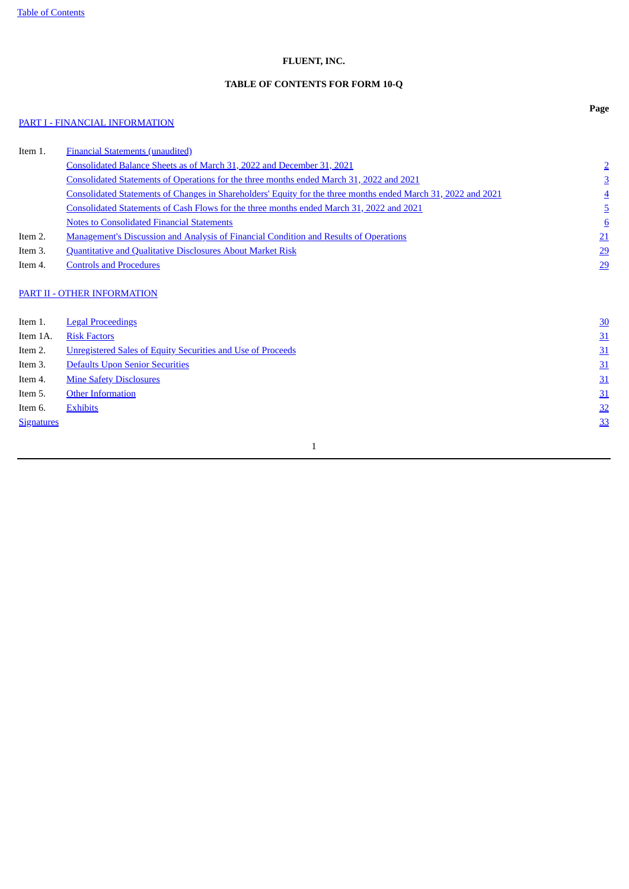**FLUENT, INC.**

**TABLE OF CONTENTS FOR FORM 10-Q**

| | | Page |
|---|---|---|
| PART I - FINANCIAL INFORMATION | | |
| Item 1. | Financial Statements (unaudited) | |
| | Consolidated Balance Sheets as of March 31, 2022 and December 31, 2021 | 2 |
| | Consolidated Statements of Operations for the three months ended March 31, 2022 and 2021 | 3 |
| | Consolidated Statements of Changes in Shareholders' Equity for the three months ended March 31, 2022 and 2021 | 4 |
| | Consolidated Statements of Cash Flows for the three months ended March 31, 2022 and 2021 | 5 |
| | Notes to Consolidated Financial Statements | 6 |
| Item 2. | Management's Discussion and Analysis of Financial Condition and Results of Operations | 21 |
| Item 3. | Quantitative and Qualitative Disclosures About Market Risk | 29 |
| Item 4. | Controls and Procedures | 29 |
| PART II - OTHER INFORMATION | | |
| Item 1. | Legal Proceedings | 30 |
| Item 1A. | Risk Factors | 31 |
| Item 2. | Unregistered Sales of Equity Securities and Use of Proceeds | 31 |
| Item 3. | Defaults Upon Senior Securities | 31 |
| Item 4. | Mine Safety Disclosures | 31 |
| Item 5. | Other Information | 31 |
| Item 6. | Exhibits | 32 |
| Signatures | | 33 |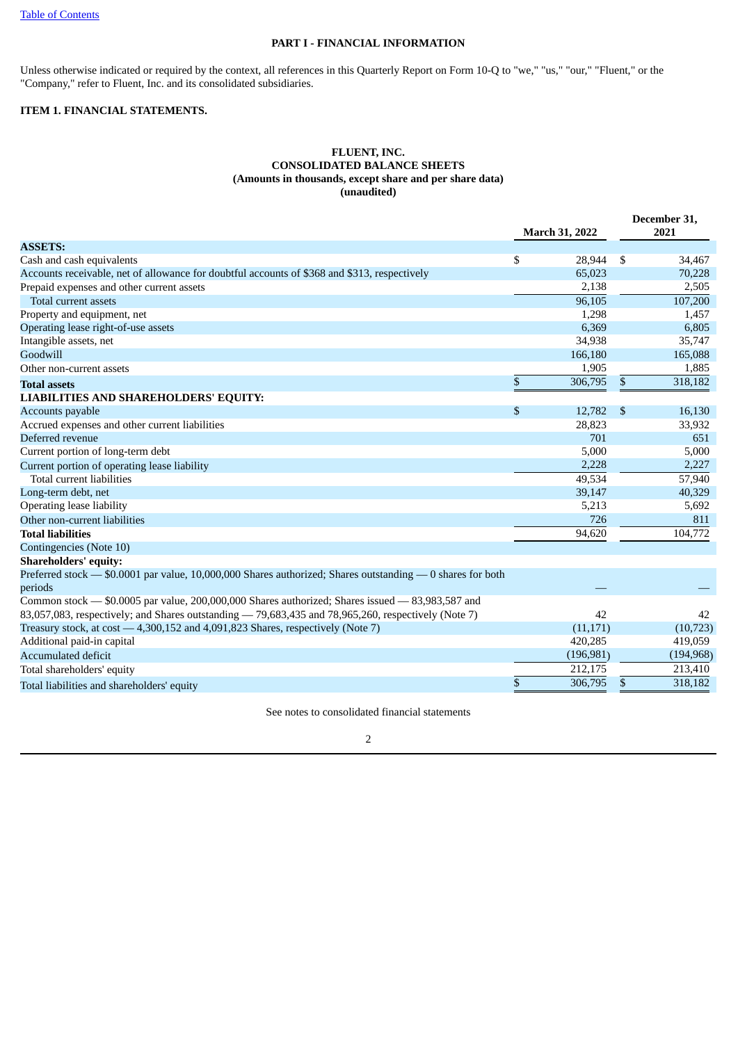# PART I - FINANCIAL INFORMATION

Unless otherwise indicated or required by the context, all references in this Quarterly Report on Form 10-Q to "we," "us," "our," "Fluent," or the "Company," refer to Fluent, Inc. and its consolidated subsidiaries.

## ITEM 1. FINANCIAL STATEMENTS.

**FLUENT, INC.**
**CONSOLIDATED BALANCE SHEETS**
**(Amounts in thousands, except share and per share data)**
**(unaudited)**

| | March 31, 2022 | December 31, 2021 |
|---|---|---|
| **ASSETS:** | | |
| Cash and cash equivalents | $ 28,944 | $ 34,467 |
| Accounts receivable, net of allowance for doubtful accounts of $368 and $313, respectively | 65,023 | 70,228 |
| Prepaid expenses and other current assets | 2,138 | 2,505 |
| Total current assets | 96,105 | 107,200 |
| Property and equipment, net | 1,298 | 1,457 |
| Operating lease right-of-use assets | 6,369 | 6,805 |
| Intangible assets, net | 34,938 | 35,747 |
| Goodwill | 166,180 | 165,088 |
| Other non-current assets | 1,905 | 1,885 |
| **Total assets** | $ 306,795 | $ 318,182 |
| **LIABILITIES AND SHAREHOLDERS' EQUITY:** | | |
| Accounts payable | $ 12,782 | $ 16,130 |
| Accrued expenses and other current liabilities | 28,823 | 33,932 |
| Deferred revenue | 701 | 651 |
| Current portion of long-term debt | 5,000 | 5,000 |
| Current portion of operating lease liability | 2,228 | 2,227 |
| Total current liabilities | 49,534 | 57,940 |
| Long-term debt, net | 39,147 | 40,329 |
| Operating lease liability | 5,213 | 5,692 |
| Other non-current liabilities | 726 | 811 |
| **Total liabilities** | 94,620 | 104,772 |
| Contingencies (Note 10) | | |
| **Shareholders' equity:** | | |
| Preferred stock — $0.0001 par value, 10,000,000 Shares authorized; Shares outstanding — 0 shares for both periods | — | — |
| Common stock — $0.0005 par value, 200,000,000 Shares authorized; Shares issued — 83,983,587 and 83,057,083, respectively; and Shares outstanding — 79,683,435 and 78,965,260, respectively (Note 7) | 42 | 42 |
| Treasury stock, at cost — 4,300,152 and 4,091,823 Shares, respectively (Note 7) | (11,171) | (10,723) |
| Additional paid-in capital | 420,285 | 419,059 |
| Accumulated deficit | (196,981) | (194,968) |
| Total shareholders' equity | 212,175 | 213,410 |
| Total liabilities and shareholders' equity | $ 306,795 | $ 318,182 |

See notes to consolidated financial statements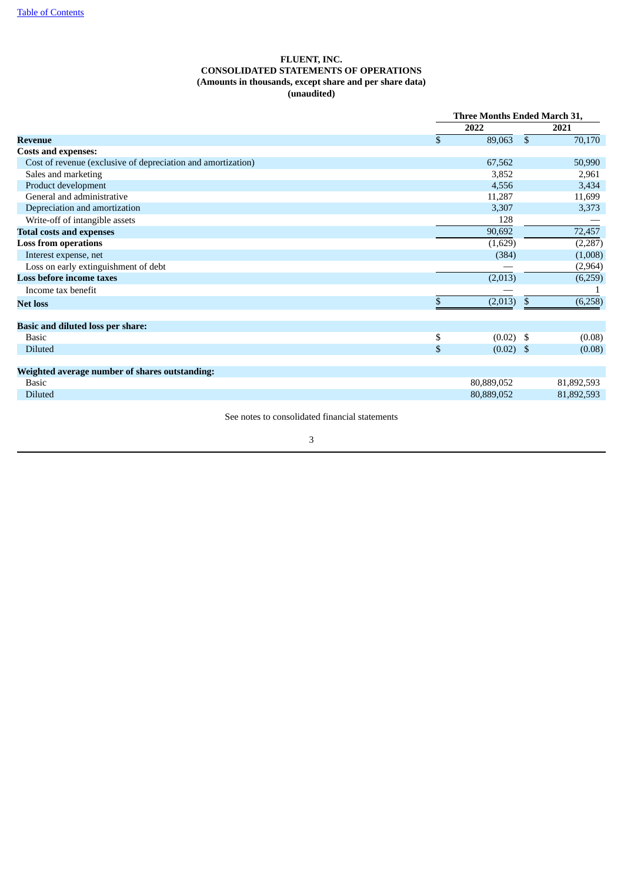**FLUENT, INC.**
**CONSOLIDATED STATEMENTS OF OPERATIONS**
**(Amounts in thousands, except share and per share data)**
**(unaudited)**

| | Three Months Ended March 31, | |
|---|---|---|
| | 2022 | 2021 |
| **Revenue** | $ 89,063 | $ 70,170 |
| **Costs and expenses:** | | |
| Cost of revenue (exclusive of depreciation and amortization) | 67,562 | 50,990 |
| Sales and marketing | 3,852 | 2,961 |
| Product development | 4,556 | 3,434 |
| General and administrative | 11,287 | 11,699 |
| Depreciation and amortization | 3,307 | 3,373 |
| Write-off of intangible assets | 128 | — |
| **Total costs and expenses** | 90,692 | 72,457 |
| **Loss from operations** | (1,629) | (2,287) |
| Interest expense, net | (384) | (1,008) |
| Loss on early extinguishment of debt | — | (2,964) |
| **Loss before income taxes** | (2,013) | (6,259) |
| Income tax benefit | — | 1 |
| **Net loss** | $ (2,013) | $ (6,258) |
| | | |
| **Basic and diluted loss per share:** | | |
| Basic | $ (0.02) | $ (0.08) |
| Diluted | $ (0.02) | $ (0.08) |
| | | |
| **Weighted average number of shares outstanding:** | | |
| Basic | 80,889,052 | 81,892,593 |
| Diluted | 80,889,052 | 81,892,593 |

See notes to consolidated financial statements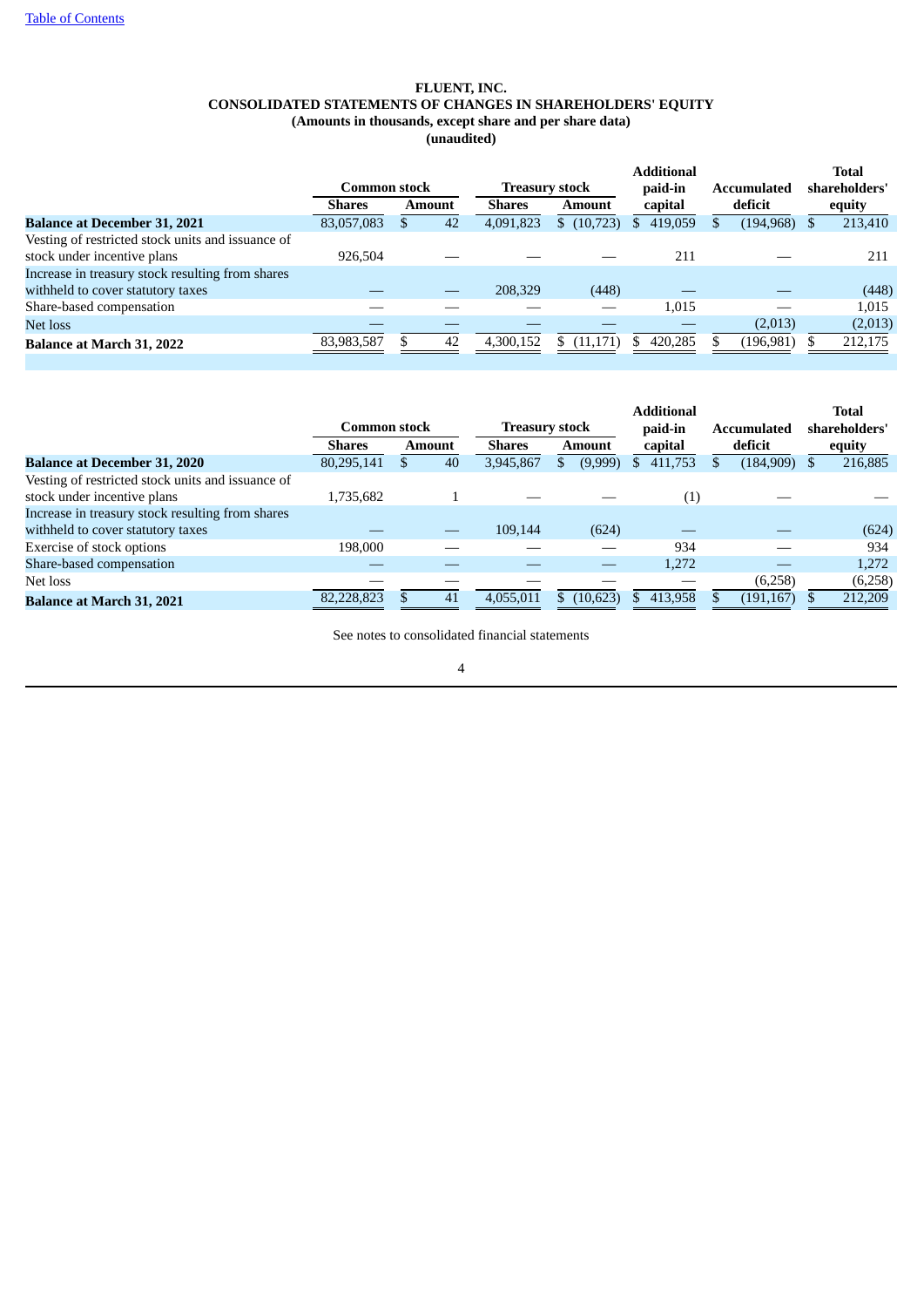[Table of Contents]

**FLUENT, INC.**
**CONSOLIDATED STATEMENTS OF CHANGES IN SHAREHOLDERS' EQUITY**
**(Amounts in thousands, except share and per share data)**
**(unaudited)**

| | Common stock | | Treasury stock | | Additional paid-in capital | Accumulated deficit | Total shareholders' equity |
|---|---|---|---|---|---|---|---|
| | Shares | Amount | Shares | Amount | | | |
| **Balance at December 31, 2021** | 83,057,083 | $ 42 | 4,091,823 | $ (10,723) | $ 419,059 | $ (194,968) | $ 213,410 |
| Vesting of restricted stock units and issuance of stock under incentive plans | 926,504 | — | — | — | 211 | — | 211 |
| Increase in treasury stock resulting from shares withheld to cover statutory taxes | — | — | 208,329 | (448) | — | — | (448) |
| Share-based compensation | — | — | — | — | 1,015 | — | 1,015 |
| Net loss | — | — | — | — | — | (2,013) | (2,013) |
| **Balance at March 31, 2022** | 83,983,587 | $ 42 | 4,300,152 | $ (11,171) | $ 420,285 | $ (196,981) | $ 212,175 |

| | Common stock | | Treasury stock | | Additional paid-in capital | Accumulated deficit | Total shareholders' equity |
|---|---|---|---|---|---|---|---|
| | Shares | Amount | Shares | Amount | | | |
| **Balance at December 31, 2020** | 80,295,141 | $ 40 | 3,945,867 | $ (9,999) | $ 411,753 | $ (184,909) | $ 216,885 |
| Vesting of restricted stock units and issuance of stock under incentive plans | 1,735,682 | 1 | — | — | (1) | — | — |
| Increase in treasury stock resulting from shares withheld to cover statutory taxes | — | — | 109,144 | (624) | — | — | (624) |
| Exercise of stock options | 198,000 | — | — | — | 934 | — | 934 |
| Share-based compensation | — | — | — | — | 1,272 | — | 1,272 |
| Net loss | — | — | — | — | — | (6,258) | (6,258) |
| **Balance at March 31, 2021** | 82,228,823 | $ 41 | 4,055,011 | $ (10,623) | $ 413,958 | $ (191,167) | $ 212,209 |

See notes to consolidated financial statements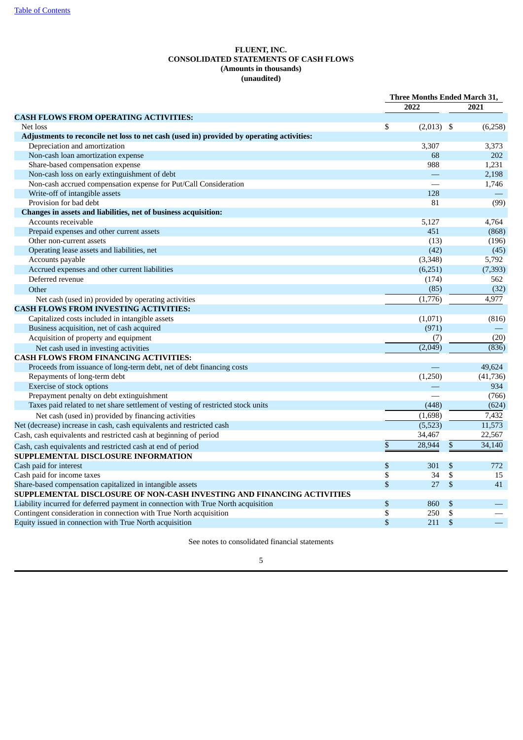**FLUENT, INC.**
**CONSOLIDATED STATEMENTS OF CASH FLOWS**
**(Amounts in thousands)**
**(unaudited)**

| | Three Months Ended March 31, | |
|---|---|---|
| | 2022 | 2021 |
| **CASH FLOWS FROM OPERATING ACTIVITIES:** | | |
| Net loss | $ (2,013) | $ (6,258) |
| **Adjustments to reconcile net loss to net cash (used in) provided by operating activities:** | | |
| Depreciation and amortization | 3,307 | 3,373 |
| Non-cash loan amortization expense | 68 | 202 |
| Share-based compensation expense | 988 | 1,231 |
| Non-cash loss on early extinguishment of debt | — | 2,198 |
| Non-cash accrued compensation expense for Put/Call Consideration | — | 1,746 |
| Write-off of intangible assets | 128 | — |
| Provision for bad debt | 81 | (99) |
| **Changes in assets and liabilities, net of business acquisition:** | | |
| Accounts receivable | 5,127 | 4,764 |
| Prepaid expenses and other current assets | 451 | (868) |
| Other non-current assets | (13) | (196) |
| Operating lease assets and liabilities, net | (42) | (45) |
| Accounts payable | (3,348) | 5,792 |
| Accrued expenses and other current liabilities | (6,251) | (7,393) |
| Deferred revenue | (174) | 562 |
| Other | (85) | (32) |
| Net cash (used in) provided by operating activities | (1,776) | 4,977 |
| **CASH FLOWS FROM INVESTING ACTIVITIES:** | | |
| Capitalized costs included in intangible assets | (1,071) | (816) |
| Business acquisition, net of cash acquired | (971) | — |
| Acquisition of property and equipment | (7) | (20) |
| Net cash used in investing activities | (2,049) | (836) |
| **CASH FLOWS FROM FINANCING ACTIVITIES:** | | |
| Proceeds from issuance of long-term debt, net of debt financing costs | — | 49,624 |
| Repayments of long-term debt | (1,250) | (41,736) |
| Exercise of stock options | — | 934 |
| Prepayment penalty on debt extinguishment | — | (766) |
| Taxes paid related to net share settlement of vesting of restricted stock units | (448) | (624) |
| Net cash (used in) provided by financing activities | (1,698) | 7,432 |
| Net (decrease) increase in cash, cash equivalents and restricted cash | (5,523) | 11,573 |
| Cash, cash equivalents and restricted cash at beginning of period | 34,467 | 22,567 |
| Cash, cash equivalents and restricted cash at end of period | $ 28,944 | $ 34,140 |
| **SUPPLEMENTAL DISCLOSURE INFORMATION** | | |
| Cash paid for interest | $ 301 | $ 772 |
| Cash paid for income taxes | $ 34 | $ 15 |
| Share-based compensation capitalized in intangible assets | $ 27 | $ 41 |
| **SUPPLEMENTAL DISCLOSURE OF NON-CASH INVESTING AND FINANCING ACTIVITIES** | | |
| Liability incurred for deferred payment in connection with True North acquisition | $ 860 | $ — |
| Contingent consideration in connection with True North acquisition | $ 250 | $ — |
| Equity issued in connection with True North acquisition | $ 211 | $ — |

See notes to consolidated financial statements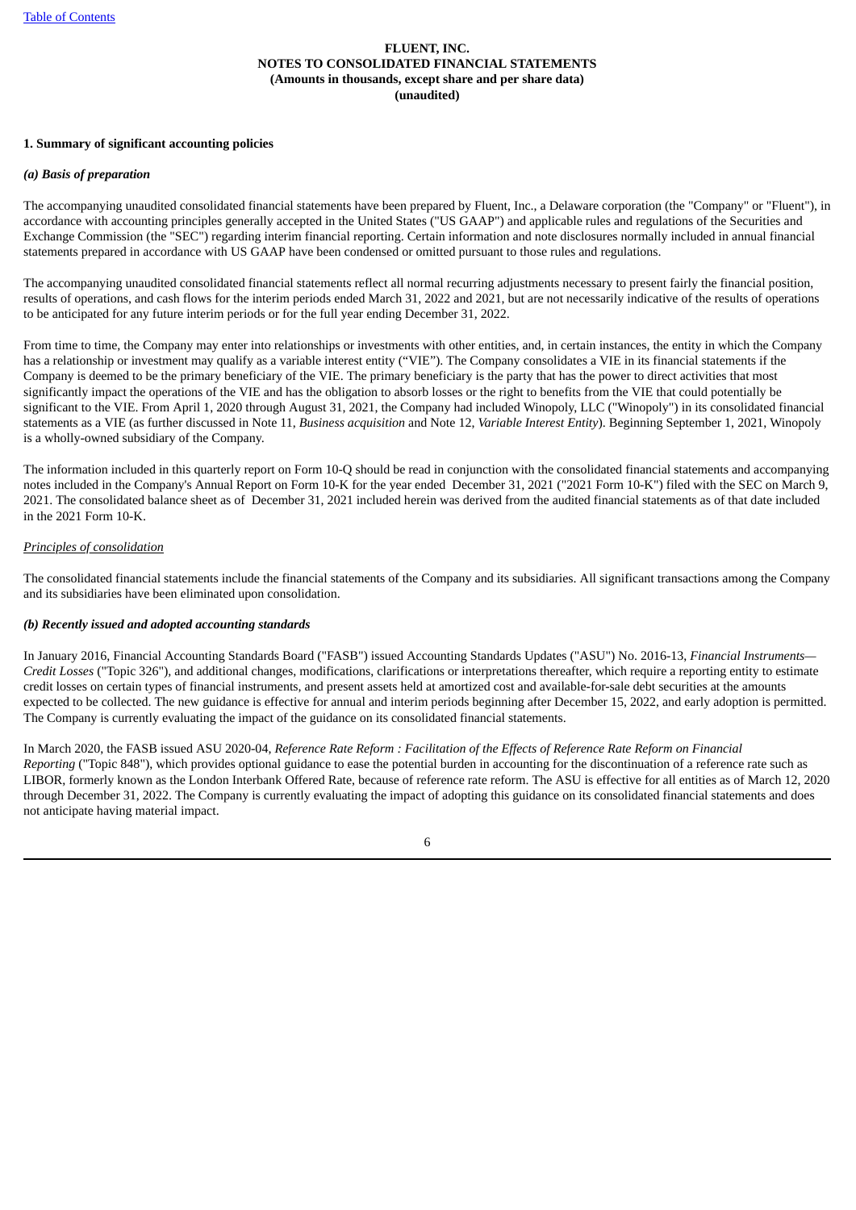**FLUENT, INC.**
**NOTES TO CONSOLIDATED FINANCIAL STATEMENTS**
**(Amounts in thousands, except share and per share data)**
**(unaudited)**

**1. Summary of significant accounting policies**

***(a) Basis of preparation***

The accompanying unaudited consolidated financial statements have been prepared by Fluent, Inc., a Delaware corporation (the "Company" or "Fluent"), in accordance with accounting principles generally accepted in the United States ("US GAAP") and applicable rules and regulations of the Securities and Exchange Commission (the "SEC") regarding interim financial reporting. Certain information and note disclosures normally included in annual financial statements prepared in accordance with US GAAP have been condensed or omitted pursuant to those rules and regulations.

The accompanying unaudited consolidated financial statements reflect all normal recurring adjustments necessary to present fairly the financial position, results of operations, and cash flows for the interim periods ended March 31, 2022 and 2021, but are not necessarily indicative of the results of operations to be anticipated for any future interim periods or for the full year ending December 31, 2022.

From time to time, the Company may enter into relationships or investments with other entities, and, in certain instances, the entity in which the Company has a relationship or investment may qualify as a variable interest entity ("VIE"). The Company consolidates a VIE in its financial statements if the Company is deemed to be the primary beneficiary of the VIE. The primary beneficiary is the party that has the power to direct activities that most significantly impact the operations of the VIE and has the obligation to absorb losses or the right to benefits from the VIE that could potentially be significant to the VIE. From April 1, 2020 through August 31, 2021, the Company had included Winopoly, LLC ("Winopoly") in its consolidated financial statements as a VIE (as further discussed in Note 11, *Business acquisition* and Note 12, *Variable Interest Entity*). Beginning September 1, 2021, Winopoly is a wholly-owned subsidiary of the Company.

The information included in this quarterly report on Form 10-Q should be read in conjunction with the consolidated financial statements and accompanying notes included in the Company's Annual Report on Form 10-K for the year ended December 31, 2021 ("2021 Form 10-K") filed with the SEC on March 9, 2021. The consolidated balance sheet as of December 31, 2021 included herein was derived from the audited financial statements as of that date included in the 2021 Form 10-K.

*Principles of consolidation*

The consolidated financial statements include the financial statements of the Company and its subsidiaries. All significant transactions among the Company and its subsidiaries have been eliminated upon consolidation.

***(b) Recently issued and adopted accounting standards***

In January 2016, Financial Accounting Standards Board ("FASB") issued Accounting Standards Updates ("ASU") No. 2016-13, *Financial Instruments—Credit Losses* ("Topic 326"), and additional changes, modifications, clarifications or interpretations thereafter, which require a reporting entity to estimate credit losses on certain types of financial instruments, and present assets held at amortized cost and available-for-sale debt securities at the amounts expected to be collected. The new guidance is effective for annual and interim periods beginning after December 15, 2022, and early adoption is permitted. The Company is currently evaluating the impact of the guidance on its consolidated financial statements.

In March 2020, the FASB issued ASU 2020-04, *Reference Rate Reform : Facilitation of the Effects of Reference Rate Reform on Financial Reporting* ("Topic 848"), which provides optional guidance to ease the potential burden in accounting for the discontinuation of a reference rate such as LIBOR, formerly known as the London Interbank Offered Rate, because of reference rate reform. The ASU is effective for all entities as of March 12, 2020 through December 31, 2022. The Company is currently evaluating the impact of adopting this guidance on its consolidated financial statements and does not anticipate having material impact.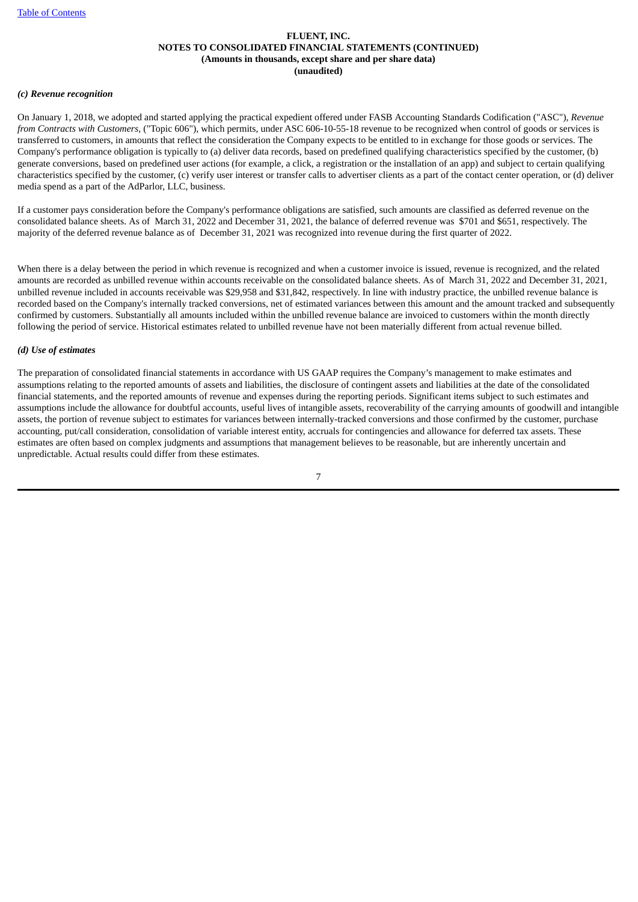**FLUENT, INC.**
**NOTES TO CONSOLIDATED FINANCIAL STATEMENTS (CONTINUED)**
**(Amounts in thousands, except share and per share data)**
**(unaudited)**

***(c) Revenue recognition***

On January 1, 2018, we adopted and started applying the practical expedient offered under FASB Accounting Standards Codification ("ASC"), *Revenue from Contracts with Customers*, ("Topic 606"), which permits, under ASC 606-10-55-18 revenue to be recognized when control of goods or services is transferred to customers, in amounts that reflect the consideration the Company expects to be entitled to in exchange for those goods or services. The Company's performance obligation is typically to (a) deliver data records, based on predefined qualifying characteristics specified by the customer, (b) generate conversions, based on predefined user actions (for example, a click, a registration or the installation of an app) and subject to certain qualifying characteristics specified by the customer, (c) verify user interest or transfer calls to advertiser clients as a part of the contact center operation, or (d) deliver media spend as a part of the AdParlor, LLC, business.

If a customer pays consideration before the Company's performance obligations are satisfied, such amounts are classified as deferred revenue on the consolidated balance sheets. As of March 31, 2022 and December 31, 2021, the balance of deferred revenue was $701 and $651, respectively. The majority of the deferred revenue balance as of December 31, 2021 was recognized into revenue during the first quarter of 2022.

When there is a delay between the period in which revenue is recognized and when a customer invoice is issued, revenue is recognized, and the related amounts are recorded as unbilled revenue within accounts receivable on the consolidated balance sheets. As of March 31, 2022 and December 31, 2021, unbilled revenue included in accounts receivable was $29,958 and $31,842, respectively. In line with industry practice, the unbilled revenue balance is recorded based on the Company's internally tracked conversions, net of estimated variances between this amount and the amount tracked and subsequently confirmed by customers. Substantially all amounts included within the unbilled revenue balance are invoiced to customers within the month directly following the period of service. Historical estimates related to unbilled revenue have not been materially different from actual revenue billed.

***(d) Use of estimates***

The preparation of consolidated financial statements in accordance with US GAAP requires the Company's management to make estimates and assumptions relating to the reported amounts of assets and liabilities, the disclosure of contingent assets and liabilities at the date of the consolidated financial statements, and the reported amounts of revenue and expenses during the reporting periods. Significant items subject to such estimates and assumptions include the allowance for doubtful accounts, useful lives of intangible assets, recoverability of the carrying amounts of goodwill and intangible assets, the portion of revenue subject to estimates for variances between internally-tracked conversions and those confirmed by the customer, purchase accounting, put/call consideration, consolidation of variable interest entity, accruals for contingencies and allowance for deferred tax assets. These estimates are often based on complex judgments and assumptions that management believes to be reasonable, but are inherently uncertain and unpredictable. Actual results could differ from these estimates.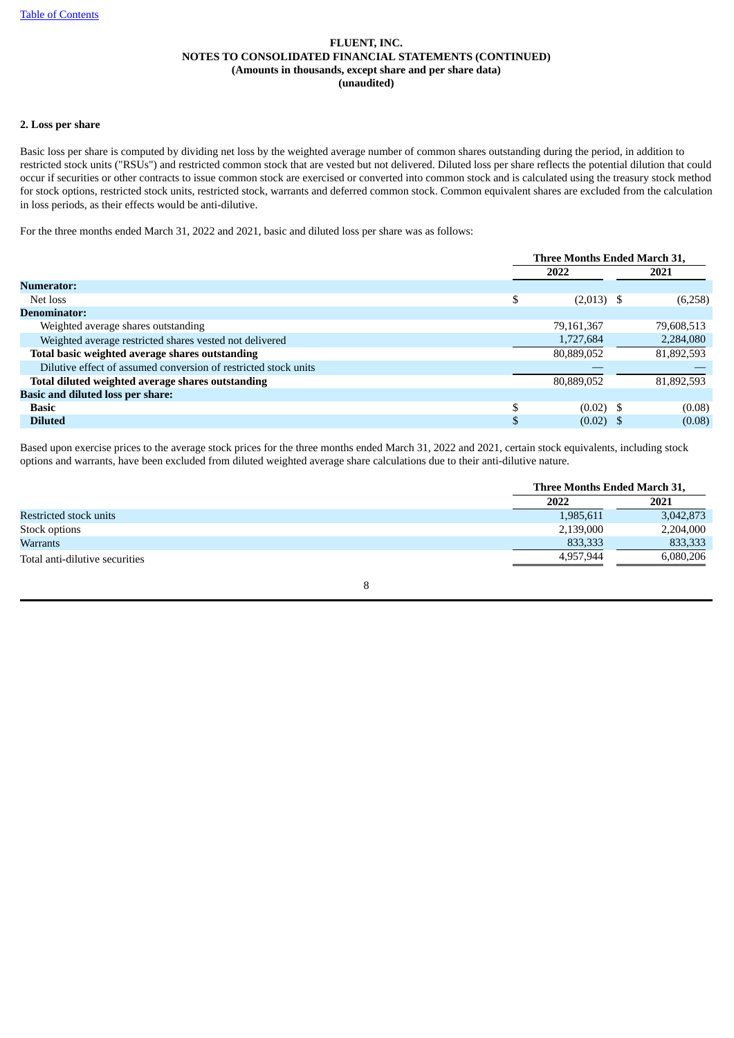FLUENT, INC.
NOTES TO CONSOLIDATED FINANCIAL STATEMENTS (CONTINUED)
(Amounts in thousands, except share and per share data)
(unaudited)

**2. Loss per share**

Basic loss per share is computed by dividing net loss by the weighted average number of common shares outstanding during the period, in addition to restricted stock units ("RSUs") and restricted common stock that are vested but not delivered. Diluted loss per share reflects the potential dilution that could occur if securities or other contracts to issue common stock are exercised or converted into common stock and is calculated using the treasury stock method for stock options, restricted stock units, restricted stock, warrants and deferred common stock. Common equivalent shares are excluded from the calculation in loss periods, as their effects would be anti-dilutive.

For the three months ended March 31, 2022 and 2021, basic and diluted loss per share was as follows:

| | Three Months Ended March 31, | |
|---|---|---|
| | 2022 | 2021 |
| **Numerator:** | | |
| Net loss | $ (2,013) | $ (6,258) |
| **Denominator:** | | |
| Weighted average shares outstanding | 79,161,367 | 79,608,513 |
| Weighted average restricted shares vested not delivered | 1,727,684 | 2,284,080 |
| **Total basic weighted average shares outstanding** | 80,889,052 | 81,892,593 |
| Dilutive effect of assumed conversion of restricted stock units | — | — |
| **Total diluted weighted average shares outstanding** | 80,889,052 | 81,892,593 |
| **Basic and diluted loss per share:** | | |
| **Basic** | $ (0.02) | $ (0.08) |
| **Diluted** | $ (0.02) | $ (0.08) |

Based upon exercise prices to the average stock prices for the three months ended March 31, 2022 and 2021, certain stock equivalents, including stock options and warrants, have been excluded from diluted weighted average share calculations due to their anti-dilutive nature.

| | Three Months Ended March 31, | |
|---|---|---|
| | 2022 | 2021 |
| Restricted stock units | 1,985,611 | 3,042,873 |
| Stock options | 2,139,000 | 2,204,000 |
| Warrants | 833,333 | 833,333 |
| Total anti-dilutive securities | 4,957,944 | 6,080,206 |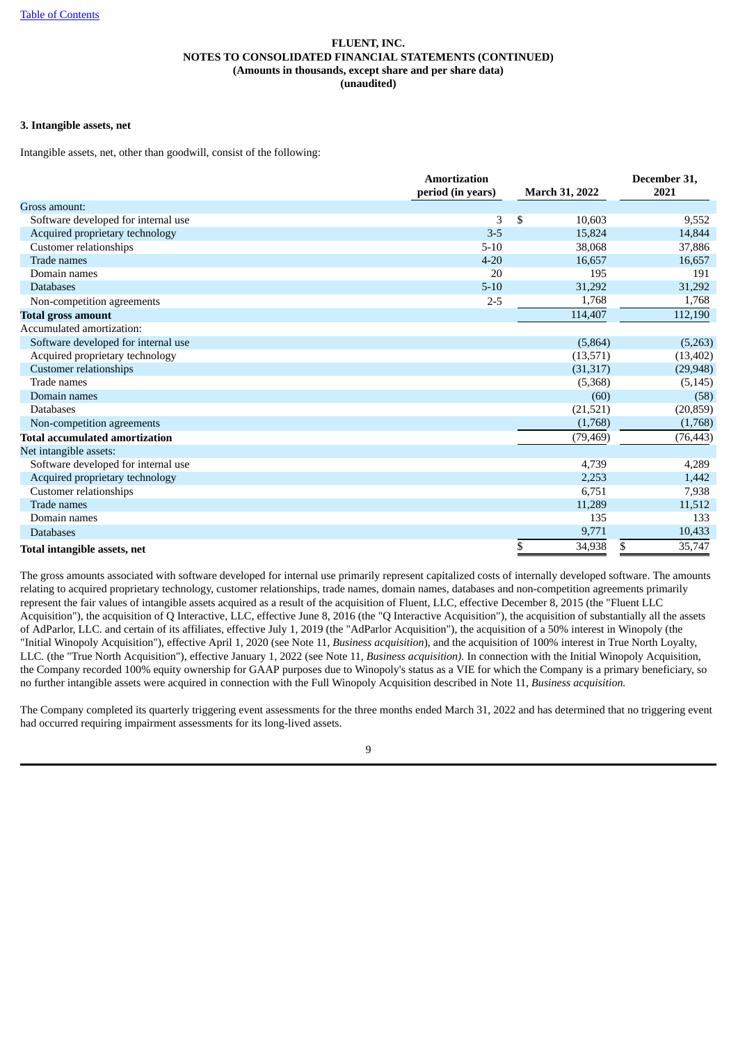[Table of Contents](#)

**FLUENT, INC.**
**NOTES TO CONSOLIDATED FINANCIAL STATEMENTS (CONTINUED)**
**(Amounts in thousands, except share and per share data)**
**(unaudited)**

### 3. Intangible assets, net

Intangible assets, net, other than goodwill, consist of the following:

| | Amortization period (in years) | March 31, 2022 | December 31, 2021 |
|---|---|---|---|
| Gross amount: | | | |
| Software developed for internal use | 3 | $ 10,603 | 9,552 |
| Acquired proprietary technology | 3-5 | 15,824 | 14,844 |
| Customer relationships | 5-10 | 38,068 | 37,886 |
| Trade names | 4-20 | 16,657 | 16,657 |
| Domain names | 20 | 195 | 191 |
| Databases | 5-10 | 31,292 | 31,292 |
| Non-competition agreements | 2-5 | 1,768 | 1,768 |
| **Total gross amount** | | 114,407 | 112,190 |
| Accumulated amortization: | | | |
| Software developed for internal use | | (5,864) | (5,263) |
| Acquired proprietary technology | | (13,571) | (13,402) |
| Customer relationships | | (31,317) | (29,948) |
| Trade names | | (5,368) | (5,145) |
| Domain names | | (60) | (58) |
| Databases | | (21,521) | (20,859) |
| Non-competition agreements | | (1,768) | (1,768) |
| **Total accumulated amortization** | | (79,469) | (76,443) |
| Net intangible assets: | | | |
| Software developed for internal use | | 4,739 | 4,289 |
| Acquired proprietary technology | | 2,253 | 1,442 |
| Customer relationships | | 6,751 | 7,938 |
| Trade names | | 11,289 | 11,512 |
| Domain names | | 135 | 133 |
| Databases | | 9,771 | 10,433 |
| **Total intangible assets, net** | | $ 34,938 | $ 35,747 |

The gross amounts associated with software developed for internal use primarily represent capitalized costs of internally developed software. The amounts relating to acquired proprietary technology, customer relationships, trade names, domain names, databases and non-competition agreements primarily represent the fair values of intangible assets acquired as a result of the acquisition of Fluent, LLC, effective December 8, 2015 (the "Fluent LLC Acquisition"), the acquisition of Q Interactive, LLC, effective June 8, 2016 (the "Q Interactive Acquisition"), the acquisition of substantially all the assets of AdParlor, LLC. and certain of its affiliates, effective July 1, 2019 (the "AdParlor Acquisition"), the acquisition of a 50% interest in Winopoly (the "Initial Winopoly Acquisition"), effective April 1, 2020 (see Note 11, *Business acquisition*), and the acquisition of 100% interest in True North Loyalty, LLC. (the "True North Acquisition"), effective January 1, 2022 (see Note 11, *Business acquisition).* In connection with the Initial Winopoly Acquisition, the Company recorded 100% equity ownership for GAAP purposes due to Winopoly's status as a VIE for which the Company is a primary beneficiary, so no further intangible assets were acquired in connection with the Full Winopoly Acquisition described in Note 11, *Business acquisition.*

The Company completed its quarterly triggering event assessments for the three months ended March 31, 2022 and has determined that no triggering event had occurred requiring impairment assessments for its long-lived assets.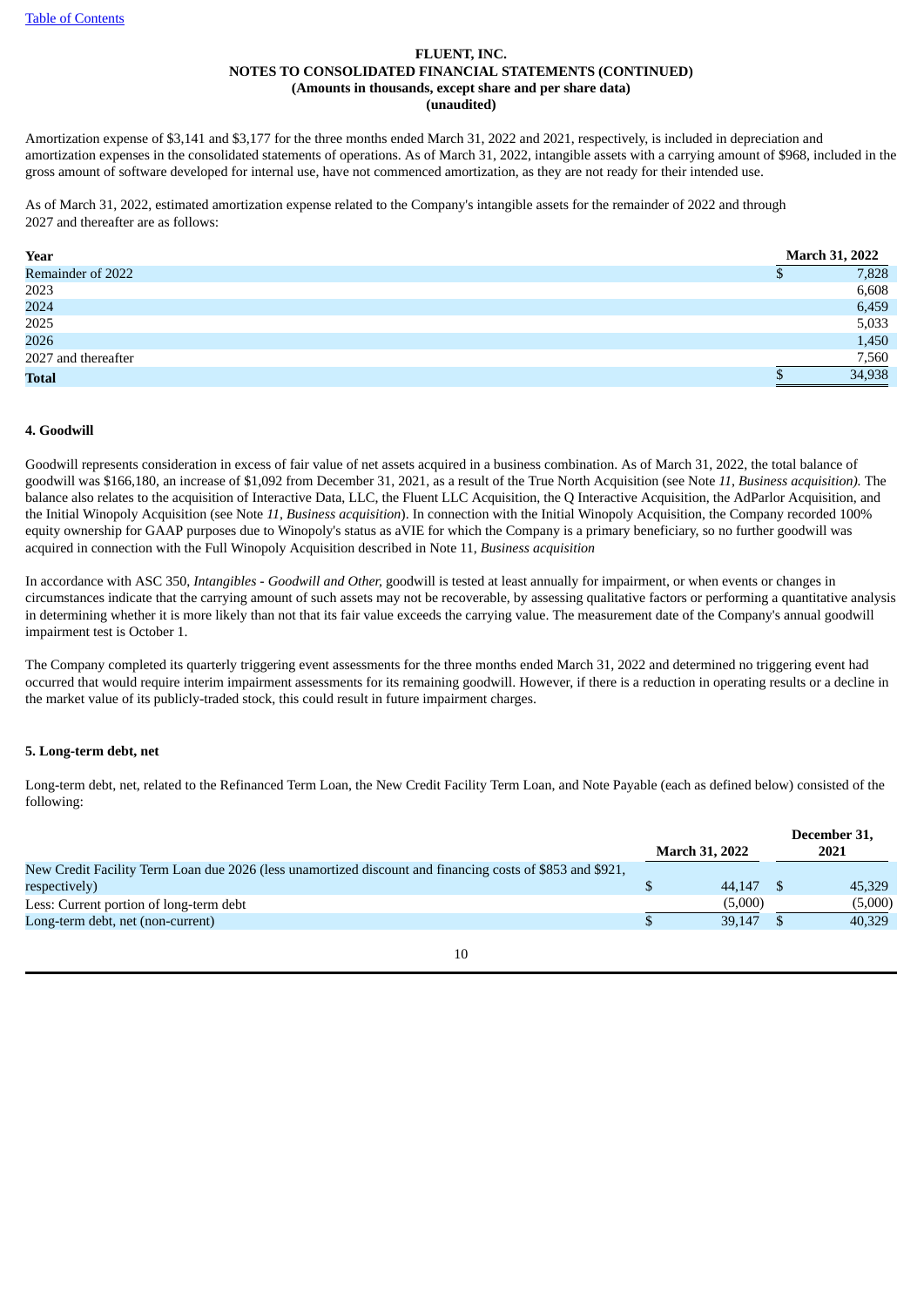FLUENT, INC.
NOTES TO CONSOLIDATED FINANCIAL STATEMENTS (CONTINUED)
(Amounts in thousands, except share and per share data)
(unaudited)

Amortization expense of $3,141 and $3,177 for the three months ended March 31, 2022 and 2021, respectively, is included in depreciation and amortization expenses in the consolidated statements of operations. As of March 31, 2022, intangible assets with a carrying amount of $968, included in the gross amount of software developed for internal use, have not commenced amortization, as they are not ready for their intended use.

As of March 31, 2022, estimated amortization expense related to the Company's intangible assets for the remainder of 2022 and through 2027 and thereafter are as follows:

| Year | March 31, 2022 |
|---|---|
| Remainder of 2022 | $ 7,828 |
| 2023 | 6,608 |
| 2024 | 6,459 |
| 2025 | 5,033 |
| 2026 | 1,450 |
| 2027 and thereafter | 7,560 |
| **Total** | $ 34,938 |

## 4. Goodwill

Goodwill represents consideration in excess of fair value of net assets acquired in a business combination. As of March 31, 2022, the total balance of goodwill was $166,180, an increase of $1,092 from December 31, 2021, as a result of the True North Acquisition (see Note *11*, *Business acquisition).* The balance also relates to the acquisition of Interactive Data, LLC, the Fluent LLC Acquisition, the Q Interactive Acquisition, the AdParlor Acquisition, and the Initial Winopoly Acquisition (see Note *11*, *Business acquisition*). In connection with the Initial Winopoly Acquisition, the Company recorded 100% equity ownership for GAAP purposes due to Winopoly's status as aVIE for which the Company is a primary beneficiary, so no further goodwill was acquired in connection with the Full Winopoly Acquisition described in Note 11, *Business acquisition*

In accordance with ASC 350, *Intangibles - Goodwill and Other,* goodwill is tested at least annually for impairment, or when events or changes in circumstances indicate that the carrying amount of such assets may not be recoverable, by assessing qualitative factors or performing a quantitative analysis in determining whether it is more likely than not that its fair value exceeds the carrying value. The measurement date of the Company's annual goodwill impairment test is October 1.

The Company completed its quarterly triggering event assessments for the three months ended March 31, 2022 and determined no triggering event had occurred that would require interim impairment assessments for its remaining goodwill. However, if there is a reduction in operating results or a decline in the market value of its publicly-traded stock, this could result in future impairment charges.

## 5. Long-term debt, net

Long-term debt, net, related to the Refinanced Term Loan, the New Credit Facility Term Loan, and Note Payable (each as defined below) consisted of the following:

| | March 31, 2022 | December 31, 2021 |
|---|---|---|
| New Credit Facility Term Loan due 2026 (less unamortized discount and financing costs of $853 and $921, respectively) | $ 44,147 | $ 45,329 |
| Less: Current portion of long-term debt | (5,000) | (5,000) |
| Long-term debt, net (non-current) | $ 39,147 | $ 40,329 |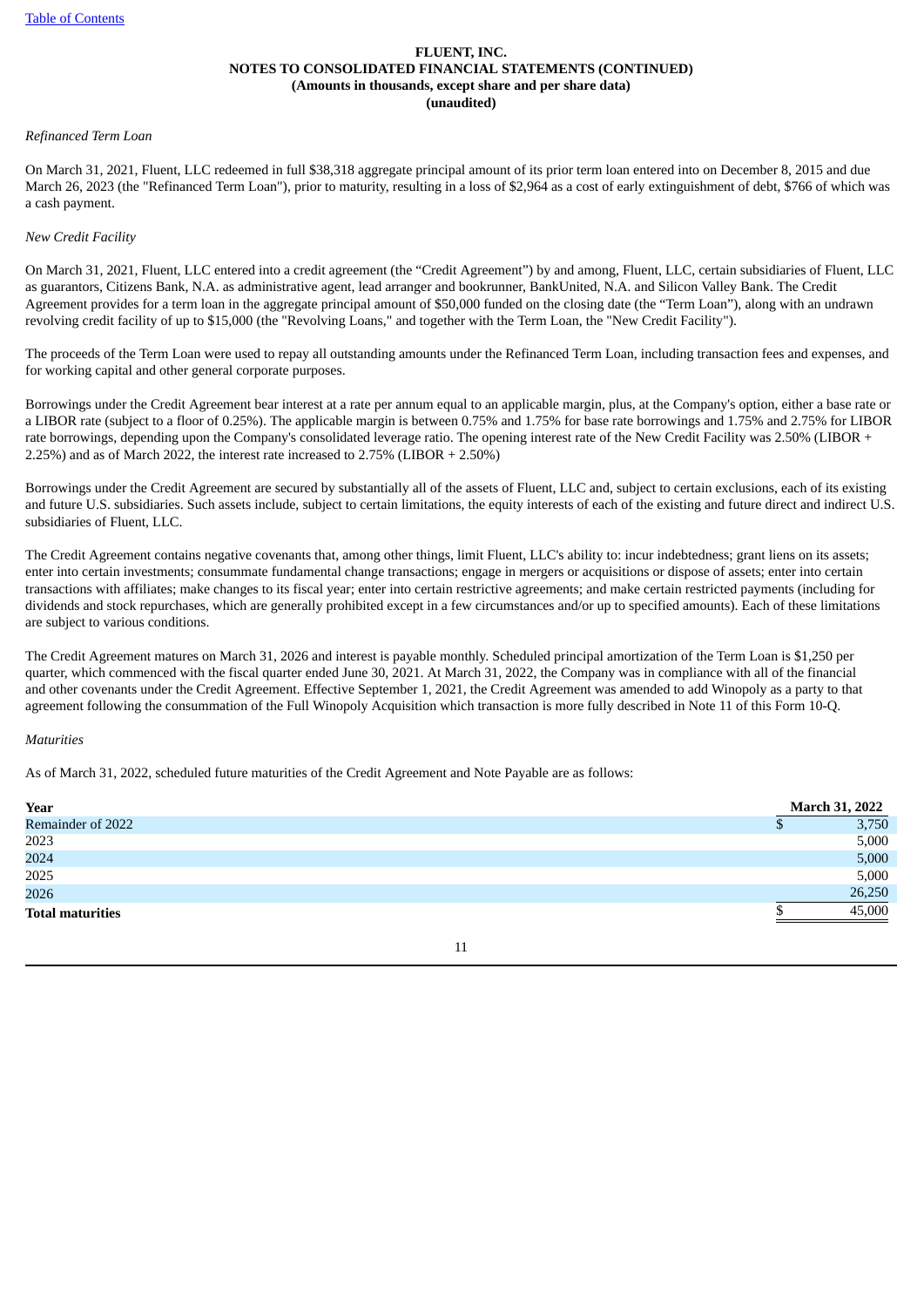# FLUENT, INC.
## NOTES TO CONSOLIDATED FINANCIAL STATEMENTS (CONTINUED)
### (Amounts in thousands, except share and per share data)
### (unaudited)

*Refinanced Term Loan*

On March 31, 2021, Fluent, LLC redeemed in full $38,318 aggregate principal amount of its prior term loan entered into on December 8, 2015 and due March 26, 2023 (the "Refinanced Term Loan"), prior to maturity, resulting in a loss of $2,964 as a cost of early extinguishment of debt, $766 of which was a cash payment.

*New Credit Facility*

On March 31, 2021, Fluent, LLC entered into a credit agreement (the "Credit Agreement") by and among, Fluent, LLC, certain subsidiaries of Fluent, LLC as guarantors, Citizens Bank, N.A. as administrative agent, lead arranger and bookrunner, BankUnited, N.A. and Silicon Valley Bank. The Credit Agreement provides for a term loan in the aggregate principal amount of $50,000 funded on the closing date (the "Term Loan"), along with an undrawn revolving credit facility of up to $15,000 (the "Revolving Loans," and together with the Term Loan, the "New Credit Facility").

The proceeds of the Term Loan were used to repay all outstanding amounts under the Refinanced Term Loan, including transaction fees and expenses, and for working capital and other general corporate purposes.

Borrowings under the Credit Agreement bear interest at a rate per annum equal to an applicable margin, plus, at the Company's option, either a base rate or a LIBOR rate (subject to a floor of 0.25%). The applicable margin is between 0.75% and 1.75% for base rate borrowings and 1.75% and 2.75% for LIBOR rate borrowings, depending upon the Company's consolidated leverage ratio. The opening interest rate of the New Credit Facility was 2.50% (LIBOR + 2.25%) and as of March 2022, the interest rate increased to 2.75% (LIBOR + 2.50%)

Borrowings under the Credit Agreement are secured by substantially all of the assets of Fluent, LLC and, subject to certain exclusions, each of its existing and future U.S. subsidiaries. Such assets include, subject to certain limitations, the equity interests of each of the existing and future direct and indirect U.S. subsidiaries of Fluent, LLC.

The Credit Agreement contains negative covenants that, among other things, limit Fluent, LLC's ability to: incur indebtedness; grant liens on its assets; enter into certain investments; consummate fundamental change transactions; engage in mergers or acquisitions or dispose of assets; enter into certain transactions with affiliates; make changes to its fiscal year; enter into certain restrictive agreements; and make certain restricted payments (including for dividends and stock repurchases, which are generally prohibited except in a few circumstances and/or up to specified amounts). Each of these limitations are subject to various conditions.

The Credit Agreement matures on March 31, 2026 and interest is payable monthly. Scheduled principal amortization of the Term Loan is $1,250 per quarter, which commenced with the fiscal quarter ended June 30, 2021. At March 31, 2022, the Company was in compliance with all of the financial and other covenants under the Credit Agreement. Effective September 1, 2021, the Credit Agreement was amended to add Winopoly as a party to that agreement following the consummation of the Full Winopoly Acquisition which transaction is more fully described in Note 11 of this Form 10-Q.

*Maturities*

As of March 31, 2022, scheduled future maturities of the Credit Agreement and Note Payable are as follows:

| Year | March 31, 2022 |
|---|---|
| Remainder of 2022 | $ 3,750 |
| 2023 | 5,000 |
| 2024 | 5,000 |
| 2025 | 5,000 |
| 2026 | 26,250 |
| **Total maturities** | $ 45,000 |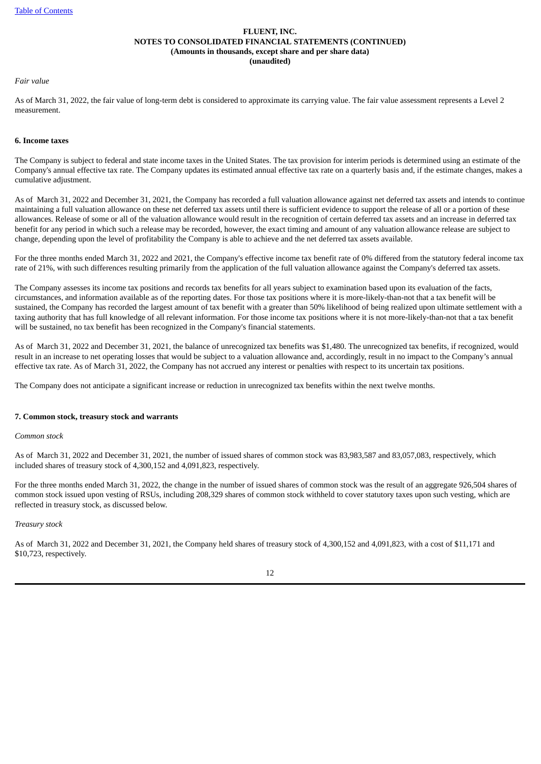*Fair value*

As of March 31, 2022, the fair value of long-term debt is considered to approximate its carrying value. The fair value assessment represents a Level 2 measurement.

**6. Income taxes**

The Company is subject to federal and state income taxes in the United States. The tax provision for interim periods is determined using an estimate of the Company's annual effective tax rate. The Company updates its estimated annual effective tax rate on a quarterly basis and, if the estimate changes, makes a cumulative adjustment.

As of March 31, 2022 and December 31, 2021, the Company has recorded a full valuation allowance against net deferred tax assets and intends to continue maintaining a full valuation allowance on these net deferred tax assets until there is sufficient evidence to support the release of all or a portion of these allowances. Release of some or all of the valuation allowance would result in the recognition of certain deferred tax assets and an increase in deferred tax benefit for any period in which such a release may be recorded, however, the exact timing and amount of any valuation allowance release are subject to change, depending upon the level of profitability the Company is able to achieve and the net deferred tax assets available.

For the three months ended March 31, 2022 and 2021, the Company's effective income tax benefit rate of 0% differed from the statutory federal income tax rate of 21%, with such differences resulting primarily from the application of the full valuation allowance against the Company's deferred tax assets.

The Company assesses its income tax positions and records tax benefits for all years subject to examination based upon its evaluation of the facts, circumstances, and information available as of the reporting dates. For those tax positions where it is more-likely-than-not that a tax benefit will be sustained, the Company has recorded the largest amount of tax benefit with a greater than 50% likelihood of being realized upon ultimate settlement with a taxing authority that has full knowledge of all relevant information. For those income tax positions where it is not more-likely-than-not that a tax benefit will be sustained, no tax benefit has been recognized in the Company's financial statements.

As of March 31, 2022 and December 31, 2021, the balance of unrecognized tax benefits was $1,480. The unrecognized tax benefits, if recognized, would result in an increase to net operating losses that would be subject to a valuation allowance and, accordingly, result in no impact to the Company's annual effective tax rate. As of March 31, 2022, the Company has not accrued any interest or penalties with respect to its uncertain tax positions.

The Company does not anticipate a significant increase or reduction in unrecognized tax benefits within the next twelve months.

**7. Common stock, treasury stock and warrants**

*Common stock*

As of March 31, 2022 and December 31, 2021, the number of issued shares of common stock was 83,983,587 and 83,057,083, respectively, which included shares of treasury stock of 4,300,152 and 4,091,823, respectively.

For the three months ended March 31, 2022, the change in the number of issued shares of common stock was the result of an aggregate 926,504 shares of common stock issued upon vesting of RSUs, including 208,329 shares of common stock withheld to cover statutory taxes upon such vesting, which are reflected in treasury stock, as discussed below.

*Treasury stock*

As of March 31, 2022 and December 31, 2021, the Company held shares of treasury stock of 4,300,152 and 4,091,823, with a cost of $11,171 and $10,723, respectively.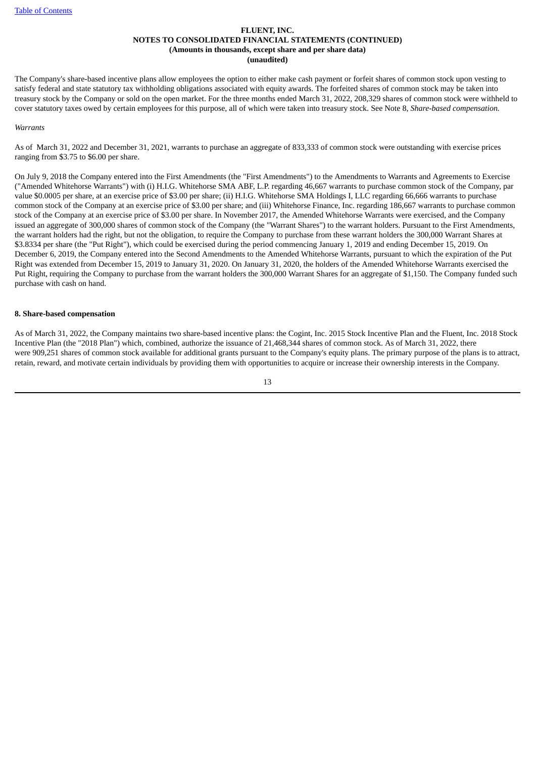The Company's share-based incentive plans allow employees the option to either make cash payment or forfeit shares of common stock upon vesting to satisfy federal and state statutory tax withholding obligations associated with equity awards. The forfeited shares of common stock may be taken into treasury stock by the Company or sold on the open market. For the three months ended March 31, 2022, 208,329 shares of common stock were withheld to cover statutory taxes owed by certain employees for this purpose, all of which were taken into treasury stock. See Note 8, *Share-based compensation.*

*Warrants*

As of March 31, 2022 and December 31, 2021, warrants to purchase an aggregate of 833,333 of common stock were outstanding with exercise prices ranging from $3.75 to $6.00 per share.

On July 9, 2018 the Company entered into the First Amendments (the "First Amendments") to the Amendments to Warrants and Agreements to Exercise ("Amended Whitehorse Warrants") with (i) H.I.G. Whitehorse SMA ABF, L.P. regarding 46,667 warrants to purchase common stock of the Company, par value $0.0005 per share, at an exercise price of $3.00 per share; (ii) H.I.G. Whitehorse SMA Holdings I, LLC regarding 66,666 warrants to purchase common stock of the Company at an exercise price of $3.00 per share; and (iii) Whitehorse Finance, Inc. regarding 186,667 warrants to purchase common stock of the Company at an exercise price of $3.00 per share. In November 2017, the Amended Whitehorse Warrants were exercised, and the Company issued an aggregate of 300,000 shares of common stock of the Company (the "Warrant Shares") to the warrant holders. Pursuant to the First Amendments, the warrant holders had the right, but not the obligation, to require the Company to purchase from these warrant holders the 300,000 Warrant Shares at $3.8334 per share (the "Put Right"), which could be exercised during the period commencing January 1, 2019 and ending December 15, 2019. On December 6, 2019, the Company entered into the Second Amendments to the Amended Whitehorse Warrants, pursuant to which the expiration of the Put Right was extended from December 15, 2019 to January 31, 2020. On January 31, 2020, the holders of the Amended Whitehorse Warrants exercised the Put Right, requiring the Company to purchase from the warrant holders the 300,000 Warrant Shares for an aggregate of $1,150. The Company funded such purchase with cash on hand.

**8. Share-based compensation**

As of March 31, 2022, the Company maintains two share-based incentive plans: the Cogint, Inc. 2015 Stock Incentive Plan and the Fluent, Inc. 2018 Stock Incentive Plan (the "2018 Plan") which, combined, authorize the issuance of 21,468,344 shares of common stock. As of March 31, 2022, there were 909,251 shares of common stock available for additional grants pursuant to the Company's equity plans. The primary purpose of the plans is to attract, retain, reward, and motivate certain individuals by providing them with opportunities to acquire or increase their ownership interests in the Company.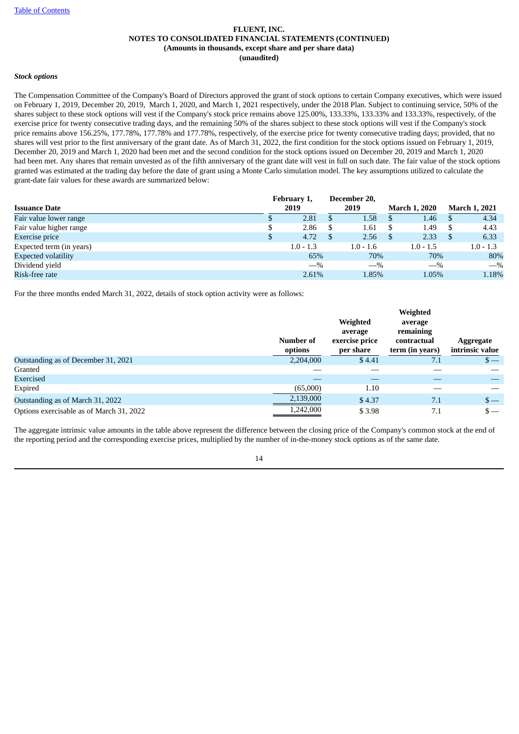**FLUENT, INC.**
**NOTES TO CONSOLIDATED FINANCIAL STATEMENTS (CONTINUED)**
**(Amounts in thousands, except share and per share data)**
**(unaudited)**

***Stock options***

The Compensation Committee of the Company's Board of Directors approved the grant of stock options to certain Company executives, which were issued on February 1, 2019, December 20, 2019, March 1, 2020, and March 1, 2021 respectively, under the 2018 Plan. Subject to continuing service, 50% of the shares subject to these stock options will vest if the Company's stock price remains above 125.00%, 133.33%, 133.33% and 133.33%, respectively, of the exercise price for twenty consecutive trading days, and the remaining 50% of the shares subject to these stock options will vest if the Company's stock price remains above 156.25%, 177.78%, 177.78% and 177.78%, respectively, of the exercise price for twenty consecutive trading days; provided, that no shares will vest prior to the first anniversary of the grant date. As of March 31, 2022, the first condition for the stock options issued on February 1, 2019, December 20, 2019 and March 1, 2020 had been met and the second condition for the stock options issued on December 20, 2019 and March 1, 2020 had been met. Any shares that remain unvested as of the fifth anniversary of the grant date will vest in full on such date. The fair value of the stock options granted was estimated at the trading day before the date of grant using a Monte Carlo simulation model. The key assumptions utilized to calculate the grant-date fair values for these awards are summarized below:

| Issuance Date | February 1, 2019 | December 20, 2019 | March 1, 2020 | March 1, 2021 |
|---|---|---|---|---|
| Fair value lower range | $ 2.81 | $ 1.58 | $ 1.46 | $ 4.34 |
| Fair value higher range | $ 2.86 | $ 1.61 | $ 1.49 | $ 4.43 |
| Exercise price | $ 4.72 | $ 2.56 | $ 2.33 | $ 6.33 |
| Expected term (in years) | 1.0 - 1.3 | 1.0 - 1.6 | 1.0 - 1.5 | 1.0 - 1.3 |
| Expected volatility | 65% | 70% | 70% | 80% |
| Dividend yield | —% | —% | —% | —% |
| Risk-free rate | 2.61% | 1.85% | 1.05% | 1.18% |

For the three months ended March 31, 2022, details of stock option activity were as follows:

| | Number of options | Weighted average exercise price per share | Weighted average remaining contractual term (in years) | Aggregate intrinsic value |
|---|---|---|---|---|
| Outstanding as of December 31, 2021 | 2,204,000 | $ 4.41 | 7.1 | $ — |
| Granted | — | — | — | — |
| Exercised | — | — | — | — |
| Expired | (65,000) | 1.10 | — | — |
| Outstanding as of March 31, 2022 | 2,139,000 | $ 4.37 | 7.1 | $ — |
| Options exercisable as of March 31, 2022 | 1,242,000 | $ 3.98 | 7.1 | $ — |

The aggregate intrinsic value amounts in the table above represent the difference between the closing price of the Company's common stock at the end of the reporting period and the corresponding exercise prices, multiplied by the number of in-the-money stock options as of the same date.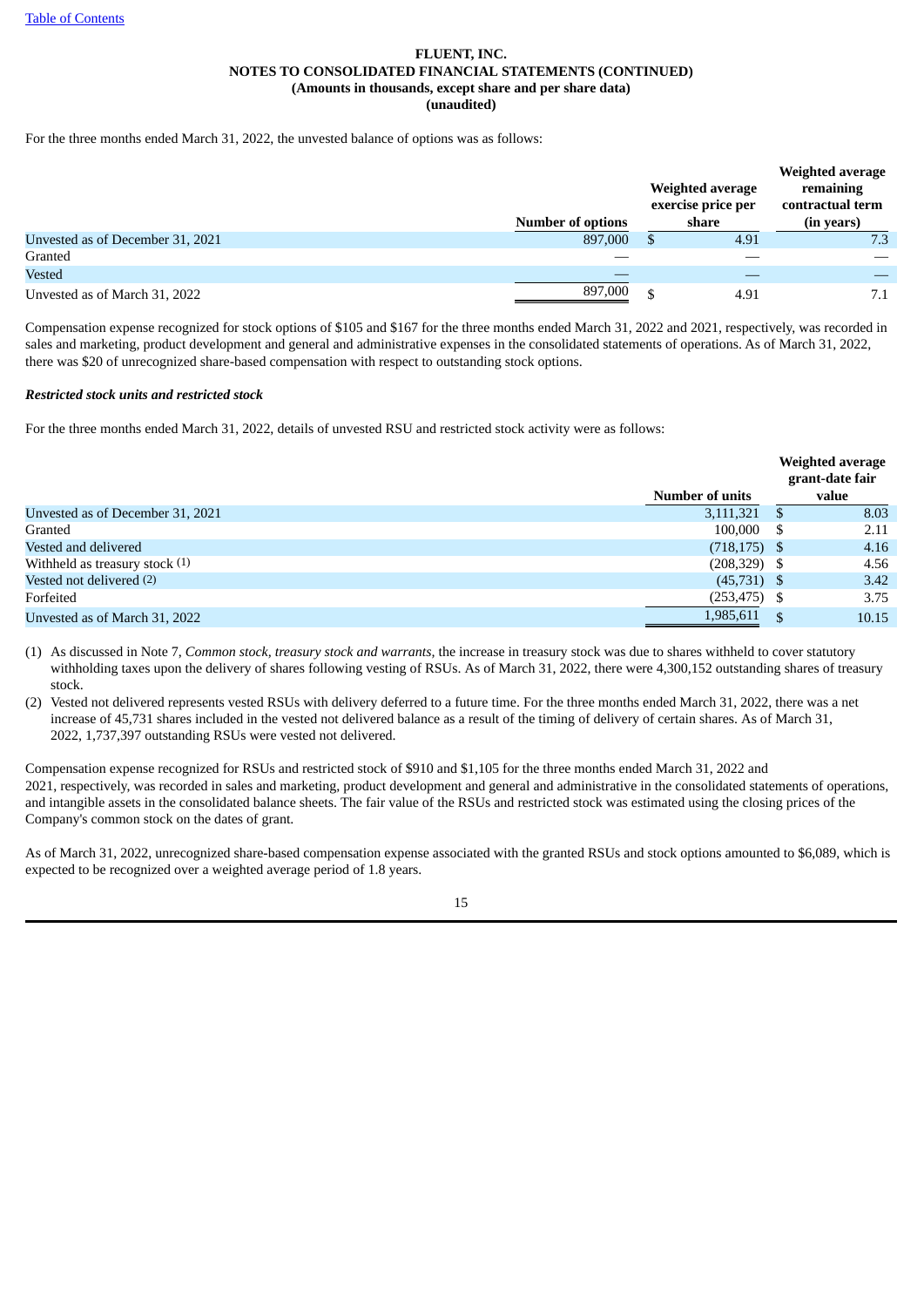For the three months ended March 31, 2022, the unvested balance of options was as follows:

| | Number of options | Weighted average exercise price per share | Weighted average remaining contractual term (in years) |
|---|---|---|---|
| Unvested as of December 31, 2021 | 897,000 | $ 4.91 | 7.3 |
| Granted | — | — | — |
| Vested | — | — | — |
| Unvested as of March 31, 2022 | 897,000 | $ 4.91 | 7.1 |

Compensation expense recognized for stock options of $105 and $167 for the three months ended March 31, 2022 and 2021, respectively, was recorded in sales and marketing, product development and general and administrative expenses in the consolidated statements of operations. As of March 31, 2022, there was $20 of unrecognized share-based compensation with respect to outstanding stock options.

***Restricted stock units and restricted stock***

For the three months ended March 31, 2022, details of unvested RSU and restricted stock activity were as follows:

| | Number of units | Weighted average grant-date fair value |
|---|---|---|
| Unvested as of December 31, 2021 | 3,111,321 | $ 8.03 |
| Granted | 100,000 | $ 2.11 |
| Vested and delivered | (718,175) | $ 4.16 |
| Withheld as treasury stock (1) | (208,329) | $ 4.56 |
| Vested not delivered (2) | (45,731) | $ 3.42 |
| Forfeited | (253,475) | $ 3.75 |
| Unvested as of March 31, 2022 | 1,985,611 | $ 10.15 |

(1) As discussed in Note 7, *Common stock, treasury stock and warrants,* the increase in treasury stock was due to shares withheld to cover statutory withholding taxes upon the delivery of shares following vesting of RSUs. As of March 31, 2022, there were 4,300,152 outstanding shares of treasury stock.

(2) Vested not delivered represents vested RSUs with delivery deferred to a future time. For the three months ended March 31, 2022, there was a net increase of 45,731 shares included in the vested not delivered balance as a result of the timing of delivery of certain shares. As of March 31, 2022, 1,737,397 outstanding RSUs were vested not delivered.

Compensation expense recognized for RSUs and restricted stock of $910 and $1,105 for the three months ended March 31, 2022 and 2021, respectively, was recorded in sales and marketing, product development and general and administrative in the consolidated statements of operations, and intangible assets in the consolidated balance sheets. The fair value of the RSUs and restricted stock was estimated using the closing prices of the Company's common stock on the dates of grant.

As of March 31, 2022, unrecognized share-based compensation expense associated with the granted RSUs and stock options amounted to $6,089, which is expected to be recognized over a weighted average period of 1.8 years.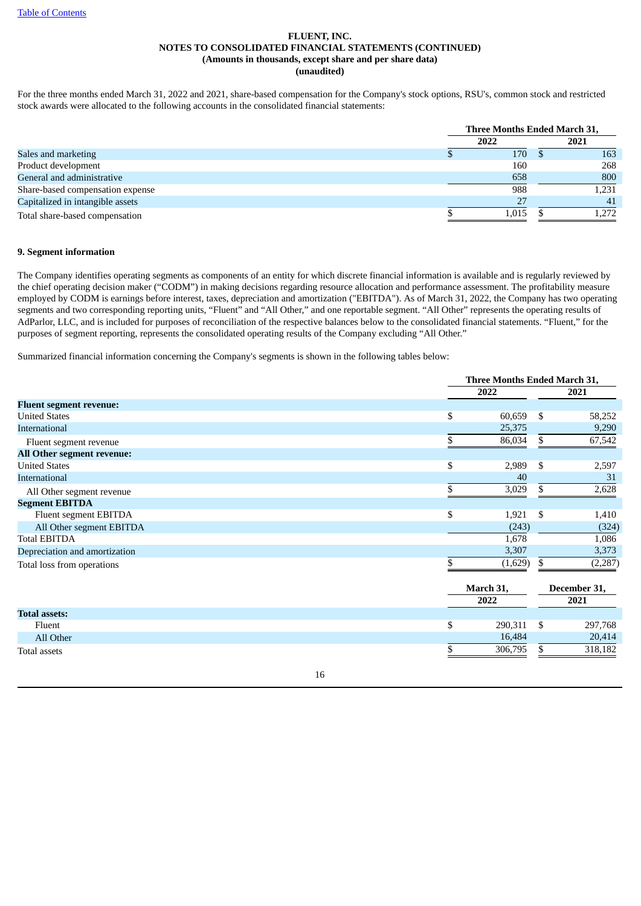FLUENT, INC.
NOTES TO CONSOLIDATED FINANCIAL STATEMENTS (CONTINUED)
(Amounts in thousands, except share and per share data)
(unaudited)

For the three months ended March 31, 2022 and 2021, share-based compensation for the Company's stock options, RSU's, common stock and restricted stock awards were allocated to the following accounts in the consolidated financial statements:

| | Three Months Ended March 31, | |
|---|---|---|
| | 2022 | 2021 |
| Sales and marketing | $ 170 | $ 163 |
| Product development | 160 | 268 |
| General and administrative | 658 | 800 |
| Share-based compensation expense | 988 | 1,231 |
| Capitalized in intangible assets | 27 | 41 |
| Total share-based compensation | $ 1,015 | $ 1,272 |

**9. Segment information**

The Company identifies operating segments as components of an entity for which discrete financial information is available and is regularly reviewed by the chief operating decision maker ("CODM") in making decisions regarding resource allocation and performance assessment. The profitability measure employed by CODM is earnings before interest, taxes, depreciation and amortization ("EBITDA"). As of March 31, 2022, the Company has two operating segments and two corresponding reporting units, "Fluent" and "All Other," and one reportable segment. "All Other" represents the operating results of AdParlor, LLC, and is included for purposes of reconciliation of the respective balances below to the consolidated financial statements. "Fluent," for the purposes of segment reporting, represents the consolidated operating results of the Company excluding "All Other."

Summarized financial information concerning the Company's segments is shown in the following tables below:

| | Three Months Ended March 31, | |
|---|---|---|
| | 2022 | 2021 |
| **Fluent segment revenue:** | | |
| United States | $ 60,659 | $ 58,252 |
| International | 25,375 | 9,290 |
| Fluent segment revenue | $ 86,034 | $ 67,542 |
| **All Other segment revenue:** | | |
| United States | $ 2,989 | $ 2,597 |
| International | 40 | 31 |
| All Other segment revenue | $ 3,029 | $ 2,628 |
| **Segment EBITDA** | | |
| Fluent segment EBITDA | $ 1,921 | $ 1,410 |
| All Other segment EBITDA | (243) | (324) |
| Total EBITDA | 1,678 | 1,086 |
| Depreciation and amortization | 3,307 | 3,373 |
| Total loss from operations | $ (1,629) | $ (2,287) |

| | March 31, 2022 | December 31, 2021 |
|---|---|---|
| **Total assets:** | | |
| Fluent | $ 290,311 | $ 297,768 |
| All Other | 16,484 | 20,414 |
| Total assets | $ 306,795 | $ 318,182 |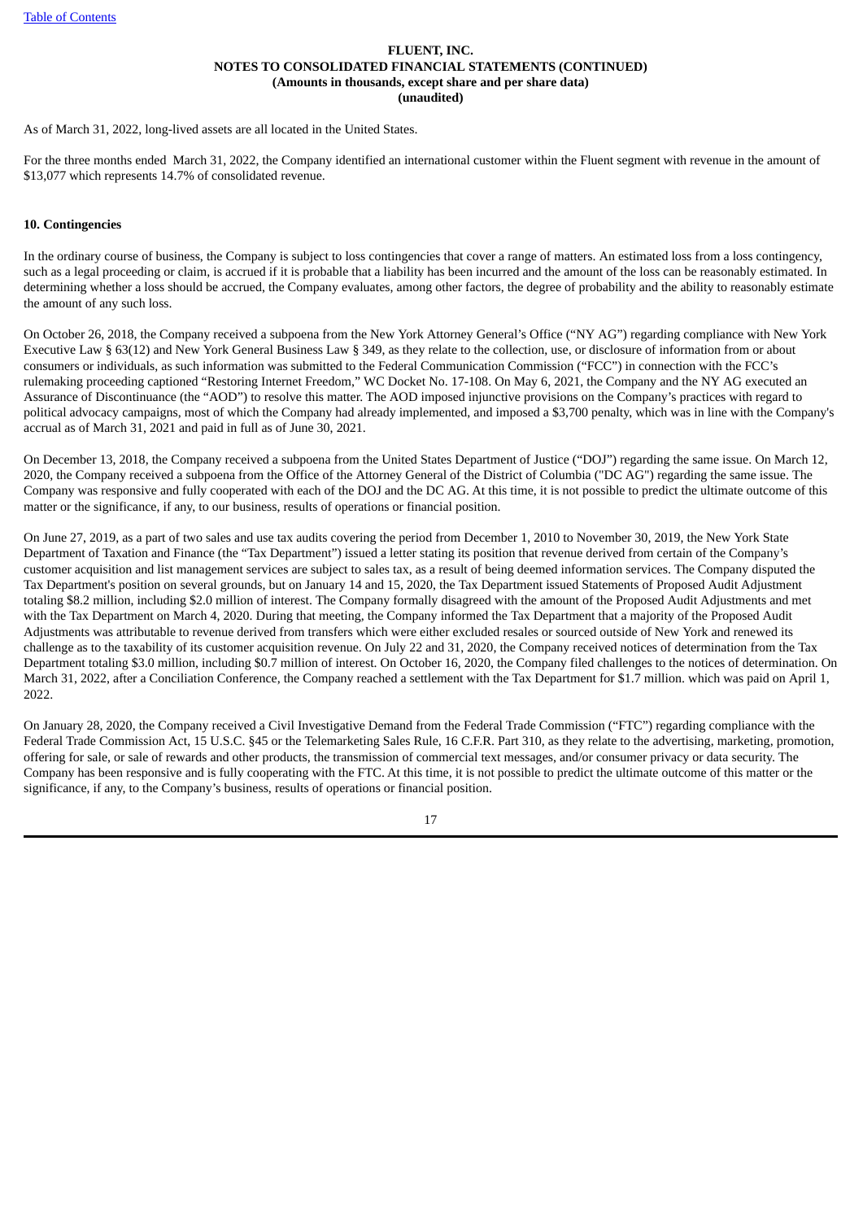As of March 31, 2022, long-lived assets are all located in the United States.

For the three months ended  March 31, 2022, the Company identified an international customer within the Fluent segment with revenue in the amount of $13,077 which represents 14.7% of consolidated revenue.

**10. Contingencies**

In the ordinary course of business, the Company is subject to loss contingencies that cover a range of matters. An estimated loss from a loss contingency, such as a legal proceeding or claim, is accrued if it is probable that a liability has been incurred and the amount of the loss can be reasonably estimated. In determining whether a loss should be accrued, the Company evaluates, among other factors, the degree of probability and the ability to reasonably estimate the amount of any such loss.

On October 26, 2018, the Company received a subpoena from the New York Attorney General's Office ("NY AG") regarding compliance with New York Executive Law § 63(12) and New York General Business Law § 349, as they relate to the collection, use, or disclosure of information from or about consumers or individuals, as such information was submitted to the Federal Communication Commission ("FCC") in connection with the FCC's rulemaking proceeding captioned "Restoring Internet Freedom," WC Docket No. 17-108. On May 6, 2021, the Company and the NY AG executed an Assurance of Discontinuance (the "AOD") to resolve this matter. The AOD imposed injunctive provisions on the Company's practices with regard to political advocacy campaigns, most of which the Company had already implemented, and imposed a $3,700 penalty, which was in line with the Company's accrual as of March 31, 2021 and paid in full as of June 30, 2021.

On December 13, 2018, the Company received a subpoena from the United States Department of Justice ("DOJ") regarding the same issue. On March 12, 2020, the Company received a subpoena from the Office of the Attorney General of the District of Columbia ("DC AG") regarding the same issue. The Company was responsive and fully cooperated with each of the DOJ and the DC AG. At this time, it is not possible to predict the ultimate outcome of this matter or the significance, if any, to our business, results of operations or financial position.

On June 27, 2019, as a part of two sales and use tax audits covering the period from December 1, 2010 to November 30, 2019, the New York State Department of Taxation and Finance (the "Tax Department") issued a letter stating its position that revenue derived from certain of the Company's customer acquisition and list management services are subject to sales tax, as a result of being deemed information services. The Company disputed the Tax Department's position on several grounds, but on January 14 and 15, 2020, the Tax Department issued Statements of Proposed Audit Adjustment totaling $8.2 million, including $2.0 million of interest. The Company formally disagreed with the amount of the Proposed Audit Adjustments and met with the Tax Department on March 4, 2020. During that meeting, the Company informed the Tax Department that a majority of the Proposed Audit Adjustments was attributable to revenue derived from transfers which were either excluded resales or sourced outside of New York and renewed its challenge as to the taxability of its customer acquisition revenue. On July 22 and 31, 2020, the Company received notices of determination from the Tax Department totaling $3.0 million, including $0.7 million of interest. On October 16, 2020, the Company filed challenges to the notices of determination. On March 31, 2022, after a Conciliation Conference, the Company reached a settlement with the Tax Department for $1.7 million. which was paid on April 1, 2022.

On January 28, 2020, the Company received a Civil Investigative Demand from the Federal Trade Commission ("FTC") regarding compliance with the Federal Trade Commission Act, 15 U.S.C. §45 or the Telemarketing Sales Rule, 16 C.F.R. Part 310, as they relate to the advertising, marketing, promotion, offering for sale, or sale of rewards and other products, the transmission of commercial text messages, and/or consumer privacy or data security. The Company has been responsive and is fully cooperating with the FTC. At this time, it is not possible to predict the ultimate outcome of this matter or the significance, if any, to the Company's business, results of operations or financial position.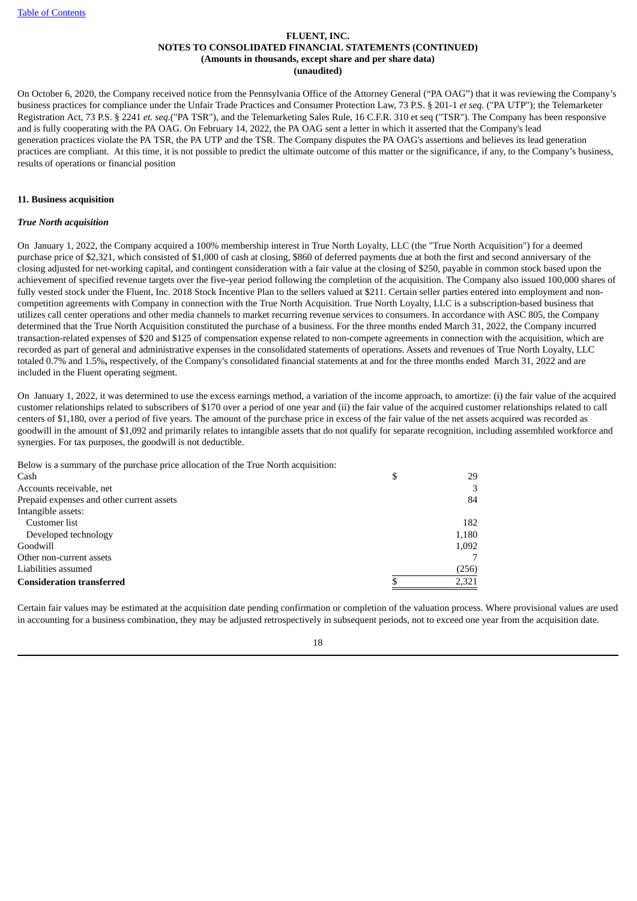On October 6, 2020, the Company received notice from the Pennsylvania Office of the Attorney General ("PA OAG") that it was reviewing the Company's business practices for compliance under the Unfair Trade Practices and Consumer Protection Law, 73 P.S. § 201-1 *et seq.* ("PA UTP"); the Telemarketer Registration Act, 73 P.S. § 2241 *et. seq.*("PA TSR"), and the Telemarketing Sales Rule, 16 C.F.R. 310 et seq ("TSR"). The Company has been responsive and is fully cooperating with the PA OAG. On February 14, 2022, the PA OAG sent a letter in which it asserted that the Company's lead generation practices violate the PA TSR, the PA UTP and the TSR. The Company disputes the PA OAG's assertions and believes its lead generation practices are compliant. At this time, it is not possible to predict the ultimate outcome of this matter or the significance, if any, to the Company's business, results of operations or financial position

**11. Business acquisition**

***True North acquisition***

On January 1, 2022, the Company acquired a 100% membership interest in True North Loyalty, LLC (the "True North Acquisition") for a deemed purchase price of $2,321, which consisted of $1,000 of cash at closing, $860 of deferred payments due at both the first and second anniversary of the closing adjusted for net-working capital, and contingent consideration with a fair value at the closing of $250, payable in common stock based upon the achievement of specified revenue targets over the five-year period following the completion of the acquisition. The Company also issued 100,000 shares of fully vested stock under the Fluent, Inc. 2018 Stock Incentive Plan to the sellers valued at $211. Certain seller parties entered into employment and non-competition agreements with Company in connection with the True North Acquisition. True North Loyalty, LLC is a subscription-based business that utilizes call center operations and other media channels to market recurring revenue services to consumers. In accordance with ASC 805, the Company determined that the True North Acquisition constituted the purchase of a business. For the three months ended March 31, 2022, the Company incurred transaction-related expenses of $20 and $125 of compensation expense related to non-compete agreements in connection with the acquisition, which are recorded as part of general and administrative expenses in the consolidated statements of operations. Assets and revenues of True North Loyalty, LLC totaled 0.7% and 1.5%**,** respectively, of the Company's consolidated financial statements at and for the three months ended March 31, 2022 and are included in the Fluent operating segment.

On January 1, 2022, it was determined to use the excess earnings method, a variation of the income approach, to amortize: (i) the fair value of the acquired customer relationships related to subscribers of $170 over a period of one year and (ii) the fair value of the acquired customer relationships related to call centers of $1,180, over a period of five years. The amount of the purchase price in excess of the fair value of the net assets acquired was recorded as goodwill in the amount of $1,092 and primarily relates to intangible assets that do not qualify for separate recognition, including assembled workforce and synergies. For tax purposes, the goodwill is not deductible.

Below is a summary of the purchase price allocation of the True North acquisition:

| | |
|---|---|
| Cash | $ 29 |
| Accounts receivable, net | 3 |
| Prepaid expenses and other current assets | 84 |
| Intangible assets: | |
| Customer list | 182 |
| Developed technology | 1,180 |
| Goodwill | 1,092 |
| Other non-current assets | 7 |
| Liabilities assumed | (256) |
| **Consideration transferred** | $ 2,321 |

Certain fair values may be estimated at the acquisition date pending confirmation or completion of the valuation process. Where provisional values are used in accounting for a business combination, they may be adjusted retrospectively in subsequent periods, not to exceed one year from the acquisition date.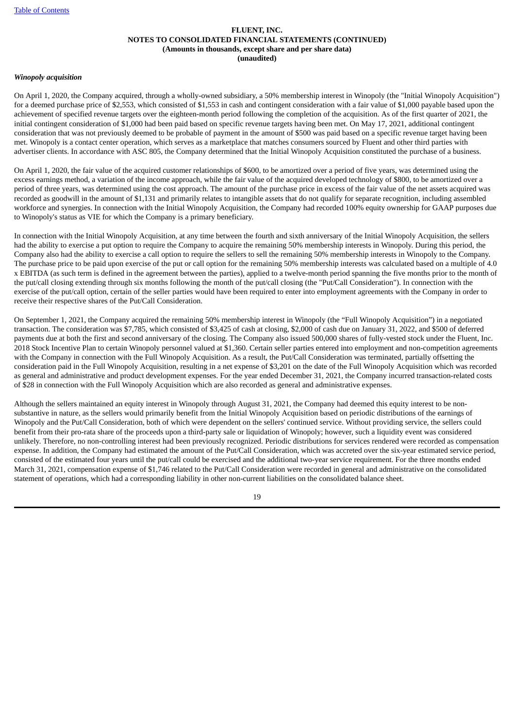*Winopoly acquisition*

On April 1, 2020, the Company acquired, through a wholly-owned subsidiary, a 50% membership interest in Winopoly (the "Initial Winopoly Acquisition") for a deemed purchase price of $2,553, which consisted of $1,553 in cash and contingent consideration with a fair value of $1,000 payable based upon the achievement of specified revenue targets over the eighteen-month period following the completion of the acquisition. As of the first quarter of 2021, the initial contingent consideration of $1,000 had been paid based on specific revenue targets having been met. On May 17, 2021, additional contingent consideration that was not previously deemed to be probable of payment in the amount of $500 was paid based on a specific revenue target having been met. Winopoly is a contact center operation, which serves as a marketplace that matches consumers sourced by Fluent and other third parties with advertiser clients. In accordance with ASC 805, the Company determined that the Initial Winopoly Acquisition constituted the purchase of a business.

On April 1, 2020, the fair value of the acquired customer relationships of $600, to be amortized over a period of five years, was determined using the excess earnings method, a variation of the income approach, while the fair value of the acquired developed technology of $800, to be amortized over a period of three years, was determined using the cost approach. The amount of the purchase price in excess of the fair value of the net assets acquired was recorded as goodwill in the amount of $1,131 and primarily relates to intangible assets that do not qualify for separate recognition, including assembled workforce and synergies. In connection with the Initial Winopoly Acquisition, the Company had recorded 100% equity ownership for GAAP purposes due to Winopoly's status as VIE for which the Company is a primary beneficiary.

In connection with the Initial Winopoly Acquisition, at any time between the fourth and sixth anniversary of the Initial Winopoly Acquisition, the sellers had the ability to exercise a put option to require the Company to acquire the remaining 50% membership interests in Winopoly. During this period, the Company also had the ability to exercise a call option to require the sellers to sell the remaining 50% membership interests in Winopoly to the Company. The purchase price to be paid upon exercise of the put or call option for the remaining 50% membership interests was calculated based on a multiple of 4.0 x EBITDA (as such term is defined in the agreement between the parties), applied to a twelve-month period spanning the five months prior to the month of the put/call closing extending through six months following the month of the put/call closing (the "Put/Call Consideration"). In connection with the exercise of the put/call option, certain of the seller parties would have been required to enter into employment agreements with the Company in order to receive their respective shares of the Put/Call Consideration.

On September 1, 2021, the Company acquired the remaining 50% membership interest in Winopoly (the "Full Winopoly Acquisition") in a negotiated transaction. The consideration was $7,785, which consisted of $3,425 of cash at closing, $2,000 of cash due on January 31, 2022, and $500 of deferred payments due at both the first and second anniversary of the closing. The Company also issued 500,000 shares of fully-vested stock under the Fluent, Inc. 2018 Stock Incentive Plan to certain Winopoly personnel valued at $1,360. Certain seller parties entered into employment and non-competition agreements with the Company in connection with the Full Winopoly Acquisition. As a result, the Put/Call Consideration was terminated, partially offsetting the consideration paid in the Full Winopoly Acquisition, resulting in a net expense of $3,201 on the date of the Full Winopoly Acquisition which was recorded as general and administrative and product development expenses. For the year ended December 31, 2021, the Company incurred transaction-related costs of $28 in connection with the Full Winopoly Acquisition which are also recorded as general and administrative expenses.

Although the sellers maintained an equity interest in Winopoly through August 31, 2021, the Company had deemed this equity interest to be non-substantive in nature, as the sellers would primarily benefit from the Initial Winopoly Acquisition based on periodic distributions of the earnings of Winopoly and the Put/Call Consideration, both of which were dependent on the sellers' continued service. Without providing service, the sellers could benefit from their pro-rata share of the proceeds upon a third-party sale or liquidation of Winopoly; however, such a liquidity event was considered unlikely. Therefore, no non-controlling interest had been previously recognized. Periodic distributions for services rendered were recorded as compensation expense. In addition, the Company had estimated the amount of the Put/Call Consideration, which was accreted over the six-year estimated service period, consisted of the estimated four years until the put/call could be exercised and the additional two-year service requirement. For the three months ended March 31, 2021, compensation expense of $1,746 related to the Put/Call Consideration were recorded in general and administrative on the consolidated statement of operations, which had a corresponding liability in other non-current liabilities on the consolidated balance sheet.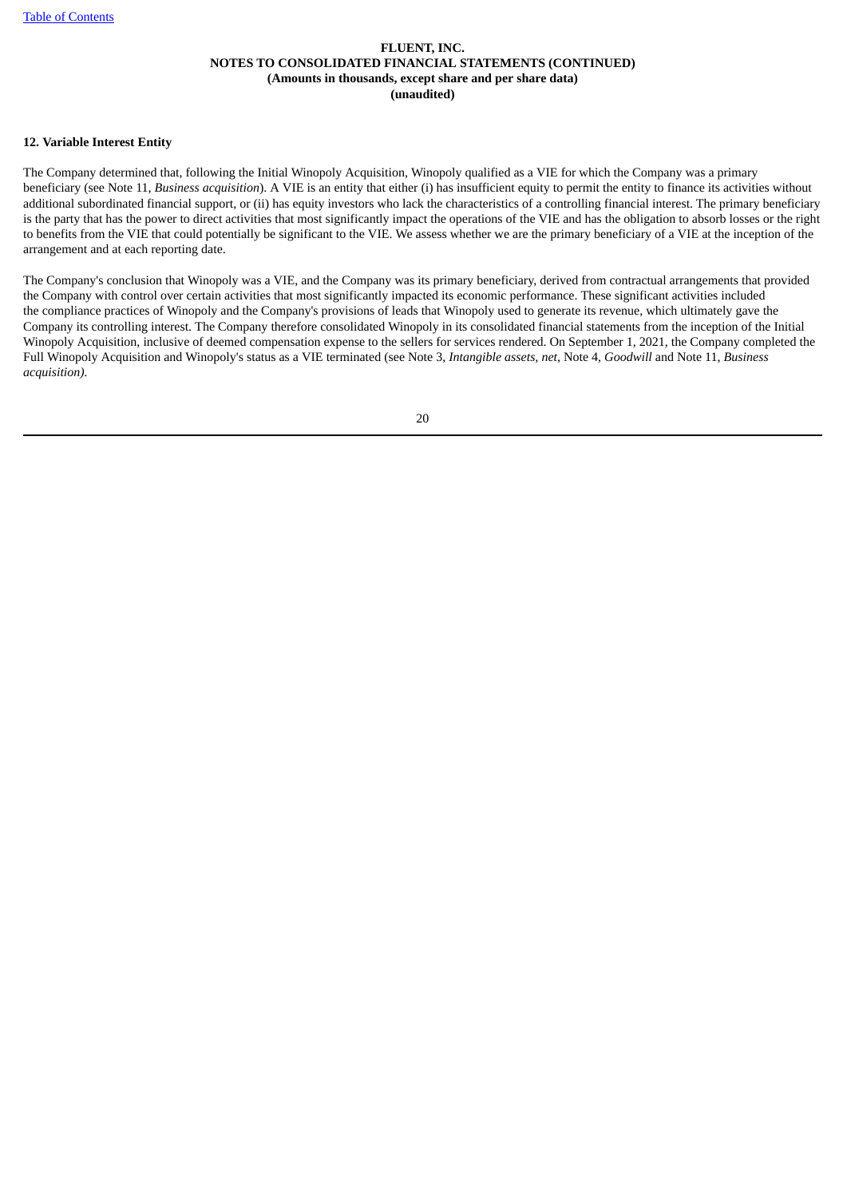## 12. Variable Interest Entity

The Company determined that, following the Initial Winopoly Acquisition, Winopoly qualified as a VIE for which the Company was a primary beneficiary (see Note 11, *Business acquisition*). A VIE is an entity that either (i) has insufficient equity to permit the entity to finance its activities without additional subordinated financial support, or (ii) has equity investors who lack the characteristics of a controlling financial interest. The primary beneficiary is the party that has the power to direct activities that most significantly impact the operations of the VIE and has the obligation to absorb losses or the right to benefits from the VIE that could potentially be significant to the VIE. We assess whether we are the primary beneficiary of a VIE at the inception of the arrangement and at each reporting date.

The Company's conclusion that Winopoly was a VIE, and the Company was its primary beneficiary, derived from contractual arrangements that provided the Company with control over certain activities that most significantly impacted its economic performance. These significant activities included the compliance practices of Winopoly and the Company's provisions of leads that Winopoly used to generate its revenue, which ultimately gave the Company its controlling interest. The Company therefore consolidated Winopoly in its consolidated financial statements from the inception of the Initial Winopoly Acquisition, inclusive of deemed compensation expense to the sellers for services rendered. On September 1, 2021, the Company completed the Full Winopoly Acquisition and Winopoly's status as a VIE terminated (see Note 3, *Intangible assets, net*, Note 4, *Goodwill* and Note 11, *Business acquisition)*.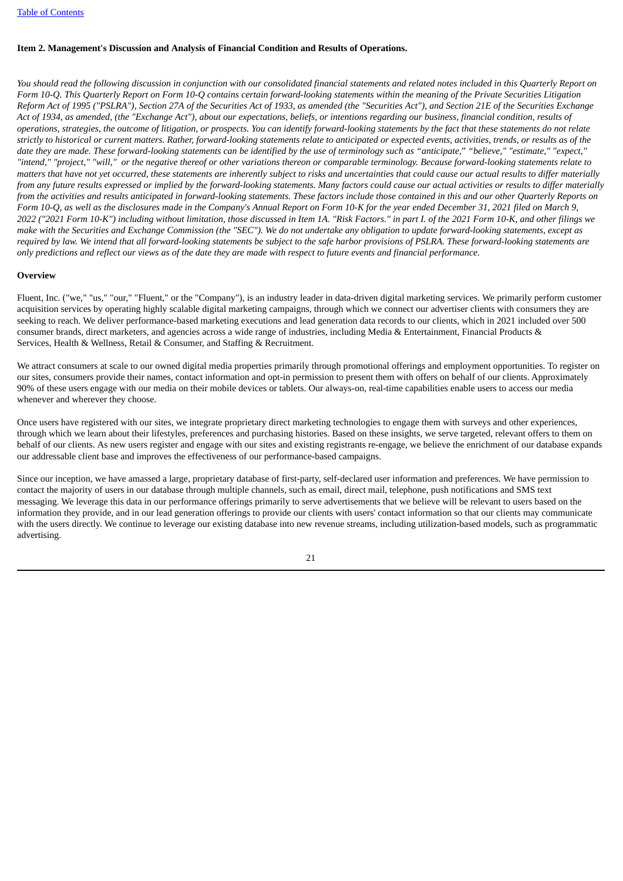## Item 2. Management's Discussion and Analysis of Financial Condition and Results of Operations.

*You should read the following discussion in conjunction with our consolidated financial statements and related notes included in this Quarterly Report on Form 10-Q. This Quarterly Report on Form 10-Q contains certain forward-looking statements within the meaning of the Private Securities Litigation Reform Act of 1995 ("PSLRA"), Section 27A of the Securities Act of 1933, as amended (the "Securities Act"), and Section 21E of the Securities Exchange Act of 1934, as amended, (the "Exchange Act"), about our expectations, beliefs, or intentions regarding our business, financial condition, results of operations, strategies, the outcome of litigation, or prospects. You can identify forward-looking statements by the fact that these statements do not relate strictly to historical or current matters. Rather, forward-looking statements relate to anticipated or expected events, activities, trends, or results as of the date they are made. These forward-looking statements can be identified by the use of terminology such as "anticipate," "believe," "estimate," "expect," "intend," "project," "will," or the negative thereof or other variations thereon or comparable terminology. Because forward-looking statements relate to matters that have not yet occurred, these statements are inherently subject to risks and uncertainties that could cause our actual results to differ materially from any future results expressed or implied by the forward-looking statements. Many factors could cause our actual activities or results to differ materially from the activities and results anticipated in forward-looking statements. These factors include those contained in this and our other Quarterly Reports on Form 10-Q, as well as the disclosures made in the Company's Annual Report on Form 10-K for the year ended December 31, 2021 filed on March 9, 2022 ("2021 Form 10-K") including without limitation, those discussed in Item 1A. "Risk Factors." in part I. of the 2021 Form 10-K, and other filings we make with the Securities and Exchange Commission (the "SEC"). We do not undertake any obligation to update forward-looking statements, except as required by law. We intend that all forward-looking statements be subject to the safe harbor provisions of PSLRA. These forward-looking statements are only predictions and reflect our views as of the date they are made with respect to future events and financial performance.*

### Overview

Fluent, Inc. ("we," "us," "our," "Fluent," or the "Company"), is an industry leader in data-driven digital marketing services. We primarily perform customer acquisition services by operating highly scalable digital marketing campaigns, through which we connect our advertiser clients with consumers they are seeking to reach. We deliver performance-based marketing executions and lead generation data records to our clients, which in 2021 included over 500 consumer brands, direct marketers, and agencies across a wide range of industries, including Media & Entertainment, Financial Products & Services, Health & Wellness, Retail & Consumer, and Staffing & Recruitment.

We attract consumers at scale to our owned digital media properties primarily through promotional offerings and employment opportunities. To register on our sites, consumers provide their names, contact information and opt-in permission to present them with offers on behalf of our clients. Approximately 90% of these users engage with our media on their mobile devices or tablets. Our always-on, real-time capabilities enable users to access our media whenever and wherever they choose.

Once users have registered with our sites, we integrate proprietary direct marketing technologies to engage them with surveys and other experiences, through which we learn about their lifestyles, preferences and purchasing histories. Based on these insights, we serve targeted, relevant offers to them on behalf of our clients. As new users register and engage with our sites and existing registrants re-engage, we believe the enrichment of our database expands our addressable client base and improves the effectiveness of our performance-based campaigns.

Since our inception, we have amassed a large, proprietary database of first-party, self-declared user information and preferences. We have permission to contact the majority of users in our database through multiple channels, such as email, direct mail, telephone, push notifications and SMS text messaging. We leverage this data in our performance offerings primarily to serve advertisements that we believe will be relevant to users based on the information they provide, and in our lead generation offerings to provide our clients with users' contact information so that our clients may communicate with the users directly. We continue to leverage our existing database into new revenue streams, including utilization-based models, such as programmatic advertising.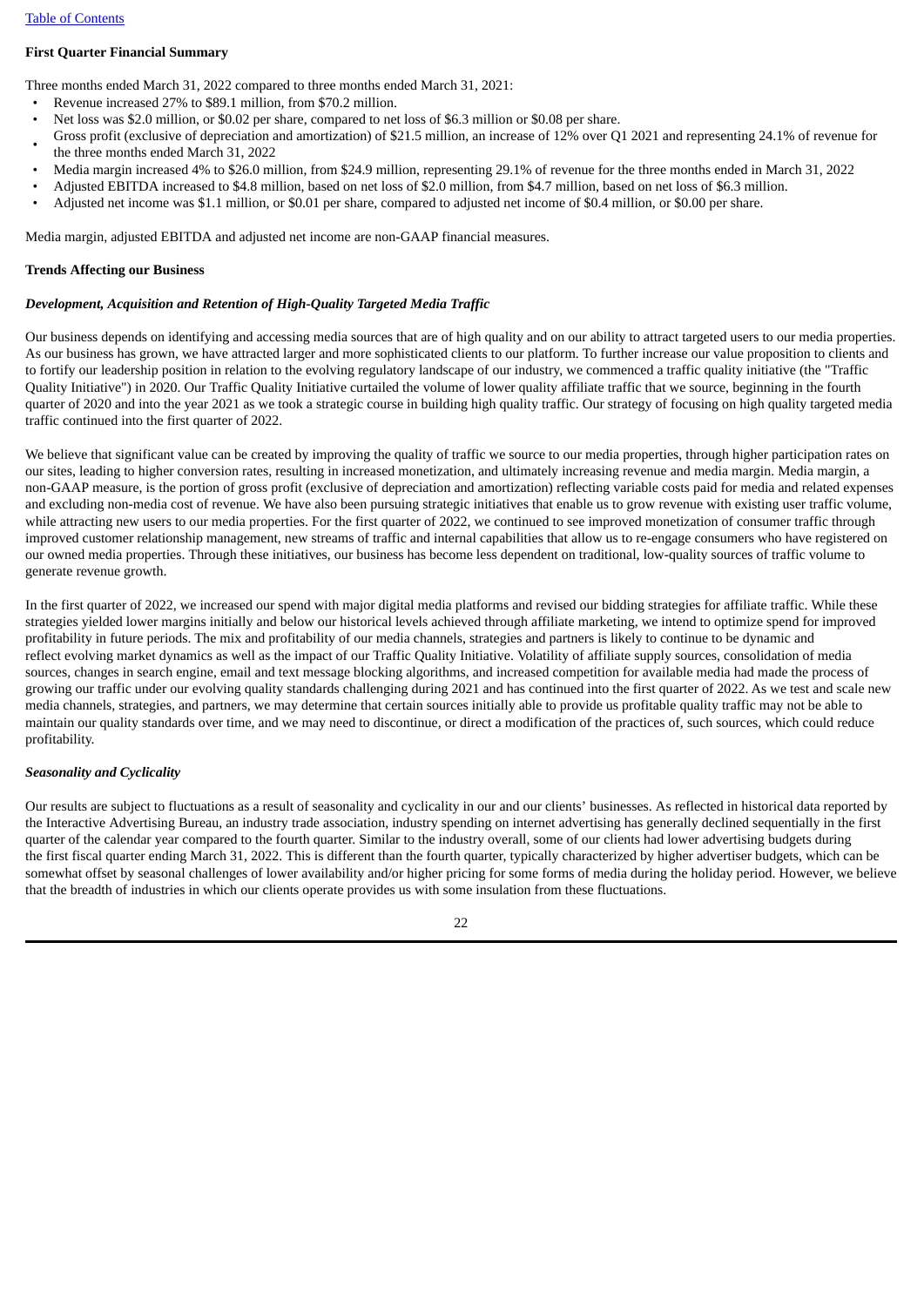**First Quarter Financial Summary**

Three months ended March 31, 2022 compared to three months ended March 31, 2021:

- Revenue increased 27% to $89.1 million, from $70.2 million.
- Net loss was $2.0 million, or $0.02 per share, compared to net loss of $6.3 million or $0.08 per share.
- Gross profit (exclusive of depreciation and amortization) of $21.5 million, an increase of 12% over Q1 2021 and representing 24.1% of revenue for the three months ended March 31, 2022
- Media margin increased 4% to $26.0 million, from $24.9 million, representing 29.1% of revenue for the three months ended in March 31, 2022
- Adjusted EBITDA increased to $4.8 million, based on net loss of $2.0 million, from $4.7 million, based on net loss of $6.3 million.
- Adjusted net income was $1.1 million, or $0.01 per share, compared to adjusted net income of $0.4 million, or $0.00 per share.

Media margin, adjusted EBITDA and adjusted net income are non-GAAP financial measures.

**Trends Affecting our Business**

***Development, Acquisition and Retention of High-Quality Targeted Media Traffic***

Our business depends on identifying and accessing media sources that are of high quality and on our ability to attract targeted users to our media properties. As our business has grown, we have attracted larger and more sophisticated clients to our platform. To further increase our value proposition to clients and to fortify our leadership position in relation to the evolving regulatory landscape of our industry, we commenced a traffic quality initiative (the "Traffic Quality Initiative") in 2020. Our Traffic Quality Initiative curtailed the volume of lower quality affiliate traffic that we source, beginning in the fourth quarter of 2020 and into the year 2021 as we took a strategic course in building high quality traffic. Our strategy of focusing on high quality targeted media traffic continued into the first quarter of 2022.

We believe that significant value can be created by improving the quality of traffic we source to our media properties, through higher participation rates on our sites, leading to higher conversion rates, resulting in increased monetization, and ultimately increasing revenue and media margin. Media margin, a non-GAAP measure, is the portion of gross profit (exclusive of depreciation and amortization) reflecting variable costs paid for media and related expenses and excluding non-media cost of revenue. We have also been pursuing strategic initiatives that enable us to grow revenue with existing user traffic volume, while attracting new users to our media properties. For the first quarter of 2022, we continued to see improved monetization of consumer traffic through improved customer relationship management, new streams of traffic and internal capabilities that allow us to re-engage consumers who have registered on our owned media properties. Through these initiatives, our business has become less dependent on traditional, low-quality sources of traffic volume to generate revenue growth.

In the first quarter of 2022, we increased our spend with major digital media platforms and revised our bidding strategies for affiliate traffic. While these strategies yielded lower margins initially and below our historical levels achieved through affiliate marketing, we intend to optimize spend for improved profitability in future periods. The mix and profitability of our media channels, strategies and partners is likely to continue to be dynamic and reflect evolving market dynamics as well as the impact of our Traffic Quality Initiative. Volatility of affiliate supply sources, consolidation of media sources, changes in search engine, email and text message blocking algorithms, and increased competition for available media had made the process of growing our traffic under our evolving quality standards challenging during 2021 and has continued into the first quarter of 2022. As we test and scale new media channels, strategies, and partners, we may determine that certain sources initially able to provide us profitable quality traffic may not be able to maintain our quality standards over time, and we may need to discontinue, or direct a modification of the practices of, such sources, which could reduce profitability.

***Seasonality and Cyclicality***

Our results are subject to fluctuations as a result of seasonality and cyclicality in our and our clients' businesses. As reflected in historical data reported by the Interactive Advertising Bureau, an industry trade association, industry spending on internet advertising has generally declined sequentially in the first quarter of the calendar year compared to the fourth quarter. Similar to the industry overall, some of our clients had lower advertising budgets during the first fiscal quarter ending March 31, 2022. This is different than the fourth quarter, typically characterized by higher advertiser budgets, which can be somewhat offset by seasonal challenges of lower availability and/or higher pricing for some forms of media during the holiday period. However, we believe that the breadth of industries in which our clients operate provides us with some insulation from these fluctuations.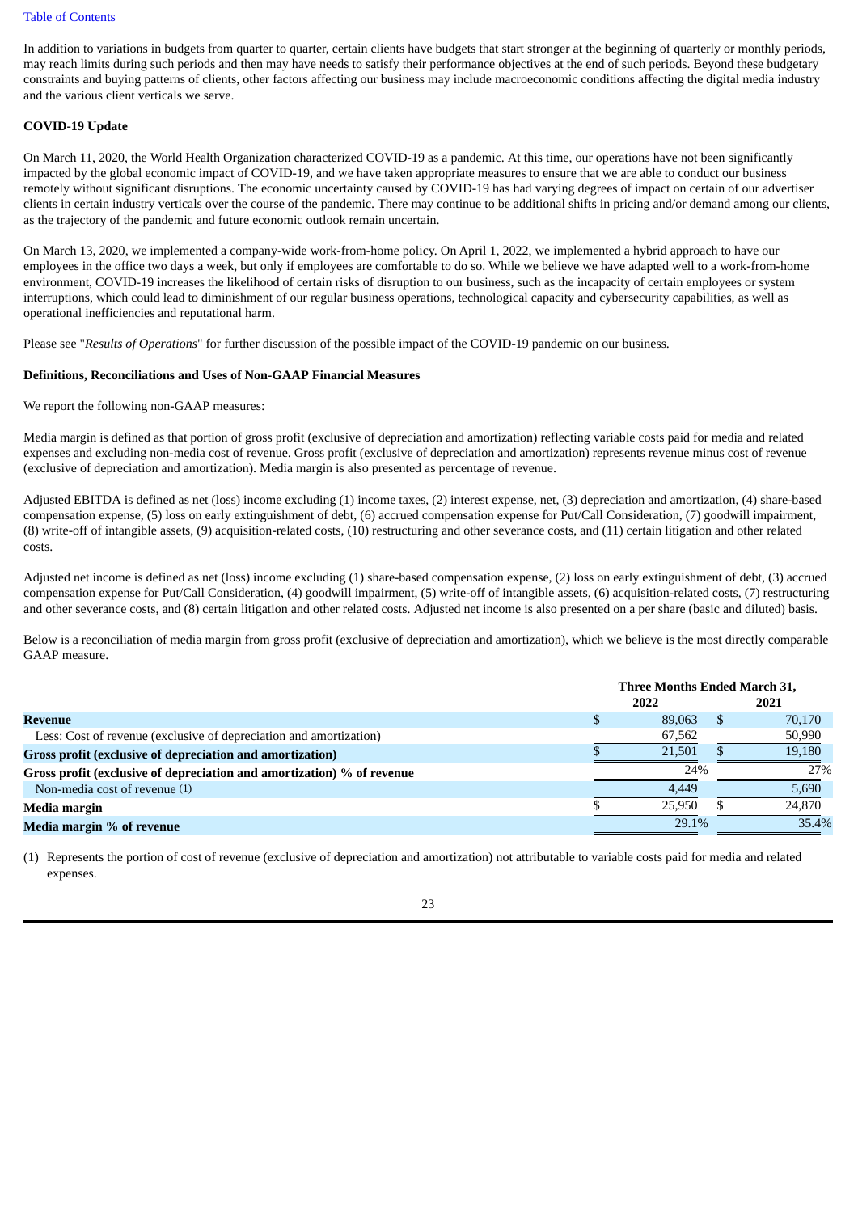In addition to variations in budgets from quarter to quarter, certain clients have budgets that start stronger at the beginning of quarterly or monthly periods, may reach limits during such periods and then may have needs to satisfy their performance objectives at the end of such periods. Beyond these budgetary constraints and buying patterns of clients, other factors affecting our business may include macroeconomic conditions affecting the digital media industry and the various client verticals we serve.

**COVID-19 Update**

On March 11, 2020, the World Health Organization characterized COVID-19 as a pandemic. At this time, our operations have not been significantly impacted by the global economic impact of COVID-19, and we have taken appropriate measures to ensure that we are able to conduct our business remotely without significant disruptions. The economic uncertainty caused by COVID-19 has had varying degrees of impact on certain of our advertiser clients in certain industry verticals over the course of the pandemic. There may continue to be additional shifts in pricing and/or demand among our clients, as the trajectory of the pandemic and future economic outlook remain uncertain.

On March 13, 2020, we implemented a company-wide work-from-home policy. On April 1, 2022, we implemented a hybrid approach to have our employees in the office two days a week, but only if employees are comfortable to do so. While we believe we have adapted well to a work-from-home environment, COVID-19 increases the likelihood of certain risks of disruption to our business, such as the incapacity of certain employees or system interruptions, which could lead to diminishment of our regular business operations, technological capacity and cybersecurity capabilities, as well as operational inefficiencies and reputational harm.

Please see "*Results of Operations*" for further discussion of the possible impact of the COVID-19 pandemic on our business.

**Definitions, Reconciliations and Uses of Non-GAAP Financial Measures**

We report the following non-GAAP measures:

Media margin is defined as that portion of gross profit (exclusive of depreciation and amortization) reflecting variable costs paid for media and related expenses and excluding non-media cost of revenue. Gross profit (exclusive of depreciation and amortization) represents revenue minus cost of revenue (exclusive of depreciation and amortization). Media margin is also presented as percentage of revenue.

Adjusted EBITDA is defined as net (loss) income excluding (1) income taxes, (2) interest expense, net, (3) depreciation and amortization, (4) share-based compensation expense, (5) loss on early extinguishment of debt, (6) accrued compensation expense for Put/Call Consideration, (7) goodwill impairment, (8) write-off of intangible assets, (9) acquisition-related costs, (10) restructuring and other severance costs, and (11) certain litigation and other related costs.

Adjusted net income is defined as net (loss) income excluding (1) share-based compensation expense, (2) loss on early extinguishment of debt, (3) accrued compensation expense for Put/Call Consideration, (4) goodwill impairment, (5) write-off of intangible assets, (6) acquisition-related costs, (7) restructuring and other severance costs, and (8) certain litigation and other related costs. Adjusted net income is also presented on a per share (basic and diluted) basis.

Below is a reconciliation of media margin from gross profit (exclusive of depreciation and amortization), which we believe is the most directly comparable GAAP measure.

| | Three Months Ended March 31, | |
|---|---|---|
| | 2022 | 2021 |
| **Revenue** | $ 89,063 | $ 70,170 |
| Less: Cost of revenue (exclusive of depreciation and amortization) | 67,562 | 50,990 |
| **Gross profit (exclusive of depreciation and amortization)** | $ 21,501 | $ 19,180 |
| **Gross profit (exclusive of depreciation and amortization) % of revenue** | 24% | 27% |
| Non-media cost of revenue (1) | 4,449 | 5,690 |
| **Media margin** | $ 25,950 | $ 24,870 |
| **Media margin % of revenue** | 29.1% | 35.4% |

(1) Represents the portion of cost of revenue (exclusive of depreciation and amortization) not attributable to variable costs paid for media and related expenses.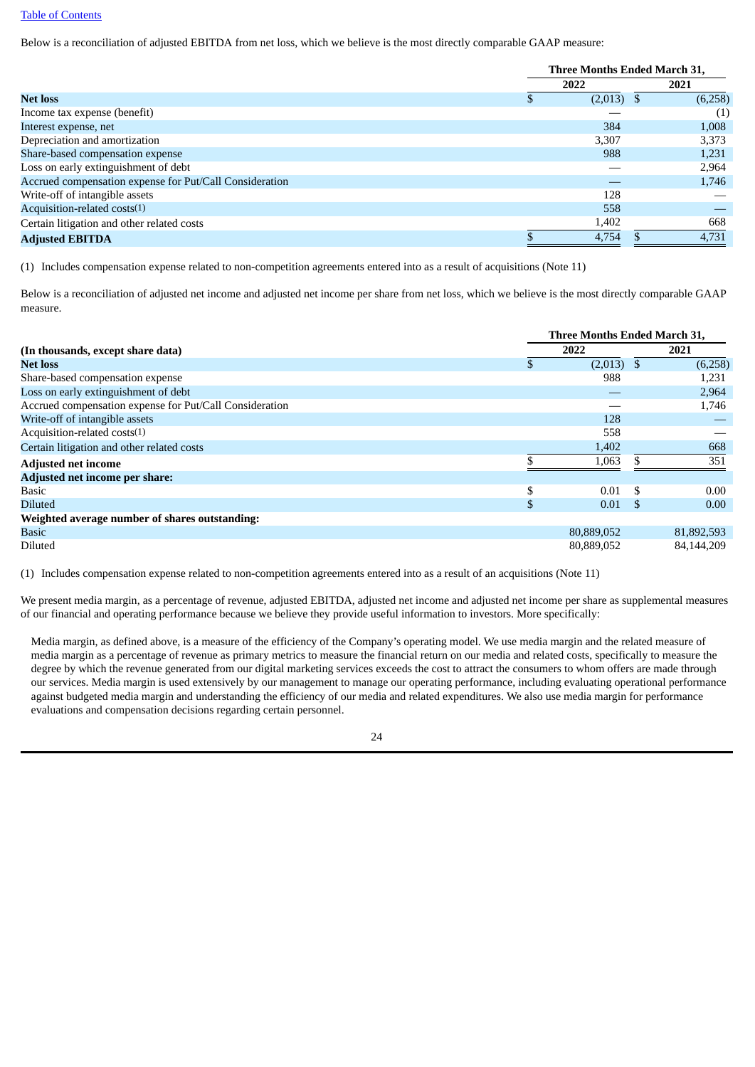[Table of Contents]

Below is a reconciliation of adjusted EBITDA from net loss, which we believe is the most directly comparable GAAP measure:

| | Three Months Ended March 31, | |
|---|---|---|
| | 2022 | 2021 |
| **Net loss** | $ (2,013) | $ (6,258) |
| Income tax expense (benefit) | — | (1) |
| Interest expense, net | 384 | 1,008 |
| Depreciation and amortization | 3,307 | 3,373 |
| Share-based compensation expense | 988 | 1,231 |
| Loss on early extinguishment of debt | — | 2,964 |
| Accrued compensation expense for Put/Call Consideration | — | 1,746 |
| Write-off of intangible assets | 128 | — |
| Acquisition-related costs(1) | 558 | — |
| Certain litigation and other related costs | 1,402 | 668 |
| **Adjusted EBITDA** | $ 4,754 | $ 4,731 |

(1) Includes compensation expense related to non-competition agreements entered into as a result of acquisitions (Note 11)

Below is a reconciliation of adjusted net income and adjusted net income per share from net loss, which we believe is the most directly comparable GAAP measure.

| | Three Months Ended March 31, | |
|---|---|---|
| **(In thousands, except share data)** | 2022 | 2021 |
| **Net loss** | $ (2,013) | $ (6,258) |
| Share-based compensation expense | 988 | 1,231 |
| Loss on early extinguishment of debt | — | 2,964 |
| Accrued compensation expense for Put/Call Consideration | — | 1,746 |
| Write-off of intangible assets | 128 | — |
| Acquisition-related costs(1) | 558 | — |
| Certain litigation and other related costs | 1,402 | 668 |
| **Adjusted net income** | $ 1,063 | $ 351 |
| **Adjusted net income per share:** | | |
| Basic | $ 0.01 | $ 0.00 |
| Diluted | $ 0.01 | $ 0.00 |
| **Weighted average number of shares outstanding:** | | |
| Basic | 80,889,052 | 81,892,593 |
| Diluted | 80,889,052 | 84,144,209 |

(1) Includes compensation expense related to non-competition agreements entered into as a result of an acquisitions (Note 11)

We present media margin, as a percentage of revenue, adjusted EBITDA, adjusted net income and adjusted net income per share as supplemental measures of our financial and operating performance because we believe they provide useful information to investors. More specifically:

Media margin, as defined above, is a measure of the efficiency of the Company's operating model. We use media margin and the related measure of media margin as a percentage of revenue as primary metrics to measure the financial return on our media and related costs, specifically to measure the degree by which the revenue generated from our digital marketing services exceeds the cost to attract the consumers to whom offers are made through our services. Media margin is used extensively by our management to manage our operating performance, including evaluating operational performance against budgeted media margin and understanding the efficiency of our media and related expenditures. We also use media margin for performance evaluations and compensation decisions regarding certain personnel.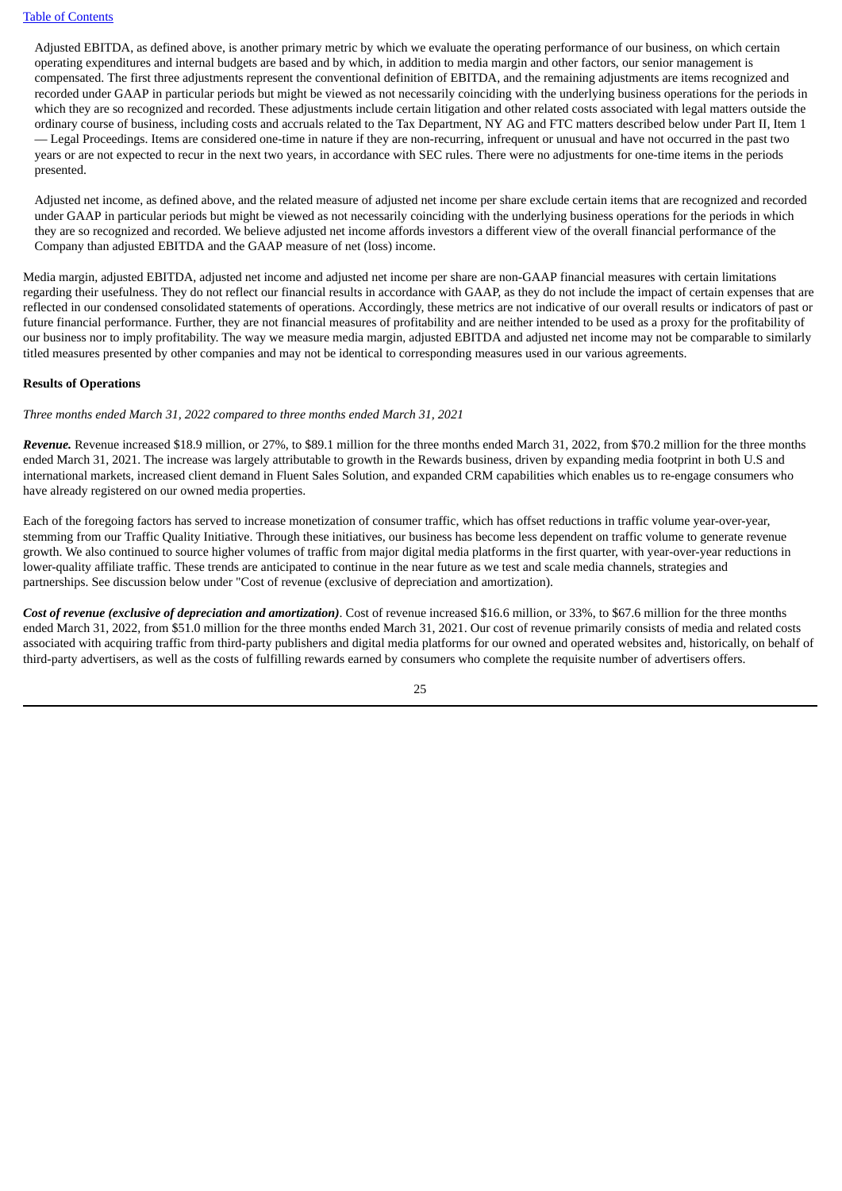Adjusted EBITDA, as defined above, is another primary metric by which we evaluate the operating performance of our business, on which certain operating expenditures and internal budgets are based and by which, in addition to media margin and other factors, our senior management is compensated. The first three adjustments represent the conventional definition of EBITDA, and the remaining adjustments are items recognized and recorded under GAAP in particular periods but might be viewed as not necessarily coinciding with the underlying business operations for the periods in which they are so recognized and recorded. These adjustments include certain litigation and other related costs associated with legal matters outside the ordinary course of business, including costs and accruals related to the Tax Department, NY AG and FTC matters described below under Part II, Item 1 — Legal Proceedings. Items are considered one-time in nature if they are non-recurring, infrequent or unusual and have not occurred in the past two years or are not expected to recur in the next two years, in accordance with SEC rules. There were no adjustments for one-time items in the periods presented.

Adjusted net income, as defined above, and the related measure of adjusted net income per share exclude certain items that are recognized and recorded under GAAP in particular periods but might be viewed as not necessarily coinciding with the underlying business operations for the periods in which they are so recognized and recorded. We believe adjusted net income affords investors a different view of the overall financial performance of the Company than adjusted EBITDA and the GAAP measure of net (loss) income.

Media margin, adjusted EBITDA, adjusted net income and adjusted net income per share are non-GAAP financial measures with certain limitations regarding their usefulness. They do not reflect our financial results in accordance with GAAP, as they do not include the impact of certain expenses that are reflected in our condensed consolidated statements of operations. Accordingly, these metrics are not indicative of our overall results or indicators of past or future financial performance. Further, they are not financial measures of profitability and are neither intended to be used as a proxy for the profitability of our business nor to imply profitability. The way we measure media margin, adjusted EBITDA and adjusted net income may not be comparable to similarly titled measures presented by other companies and may not be identical to corresponding measures used in our various agreements.

**Results of Operations**

*Three months ended March 31, 2022 compared to three months ended March 31, 2021*

***Revenue.*** Revenue increased $18.9 million, or 27%, to $89.1 million for the three months ended March 31, 2022, from $70.2 million for the three months ended March 31, 2021. The increase was largely attributable to growth in the Rewards business, driven by expanding media footprint in both U.S and international markets, increased client demand in Fluent Sales Solution, and expanded CRM capabilities which enables us to re-engage consumers who have already registered on our owned media properties.

Each of the foregoing factors has served to increase monetization of consumer traffic, which has offset reductions in traffic volume year-over-year, stemming from our Traffic Quality Initiative. Through these initiatives, our business has become less dependent on traffic volume to generate revenue growth. We also continued to source higher volumes of traffic from major digital media platforms in the first quarter, with year-over-year reductions in lower-quality affiliate traffic. These trends are anticipated to continue in the near future as we test and scale media channels, strategies and partnerships. See discussion below under "Cost of revenue (exclusive of depreciation and amortization).

***Cost of revenue (exclusive of depreciation and amortization)***. Cost of revenue increased $16.6 million, or 33%, to $67.6 million for the three months ended March 31, 2022, from $51.0 million for the three months ended March 31, 2021. Our cost of revenue primarily consists of media and related costs associated with acquiring traffic from third-party publishers and digital media platforms for our owned and operated websites and, historically, on behalf of third-party advertisers, as well as the costs of fulfilling rewards earned by consumers who complete the requisite number of advertisers offers.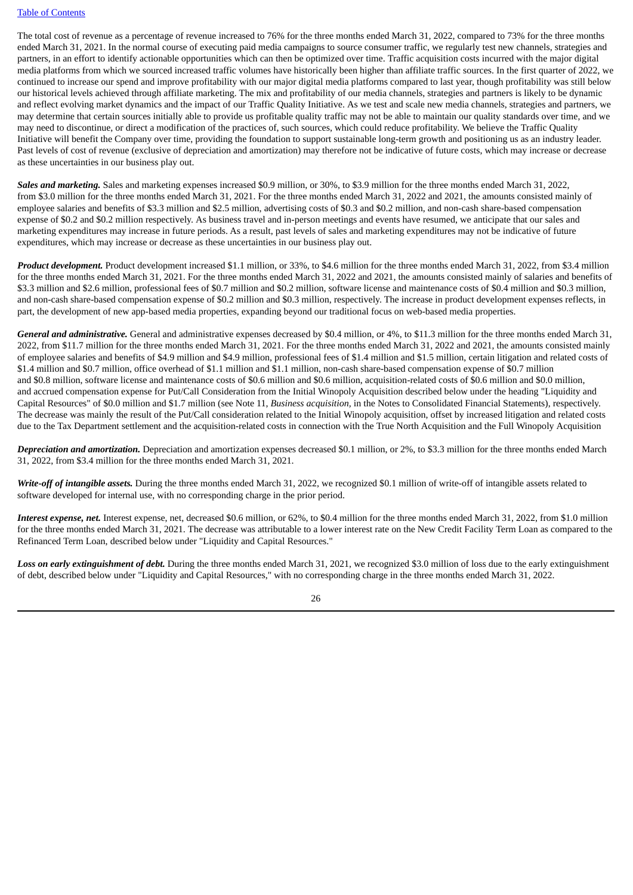The total cost of revenue as a percentage of revenue increased to 76% for the three months ended March 31, 2022, compared to 73% for the three months ended March 31, 2021. In the normal course of executing paid media campaigns to source consumer traffic, we regularly test new channels, strategies and partners, in an effort to identify actionable opportunities which can then be optimized over time. Traffic acquisition costs incurred with the major digital media platforms from which we sourced increased traffic volumes have historically been higher than affiliate traffic sources. In the first quarter of 2022, we continued to increase our spend and improve profitability with our major digital media platforms compared to last year, though profitability was still below our historical levels achieved through affiliate marketing. The mix and profitability of our media channels, strategies and partners is likely to be dynamic and reflect evolving market dynamics and the impact of our Traffic Quality Initiative. As we test and scale new media channels, strategies and partners, we may determine that certain sources initially able to provide us profitable quality traffic may not be able to maintain our quality standards over time, and we may need to discontinue, or direct a modification of the practices of, such sources, which could reduce profitability. We believe the Traffic Quality Initiative will benefit the Company over time, providing the foundation to support sustainable long-term growth and positioning us as an industry leader. Past levels of cost of revenue (exclusive of depreciation and amortization) may therefore not be indicative of future costs, which may increase or decrease as these uncertainties in our business play out.

***Sales and marketing.*** Sales and marketing expenses increased $0.9 million, or 30%, to $3.9 million for the three months ended March 31, 2022, from $3.0 million for the three months ended March 31, 2021. For the three months ended March 31, 2022 and 2021, the amounts consisted mainly of employee salaries and benefits of $3.3 million and $2.5 million, advertising costs of $0.3 and $0.2 million, and non-cash share-based compensation expense of $0.2 and $0.2 million respectively. As business travel and in-person meetings and events have resumed, we anticipate that our sales and marketing expenditures may increase in future periods. As a result, past levels of sales and marketing expenditures may not be indicative of future expenditures, which may increase or decrease as these uncertainties in our business play out.

***Product development.*** Product development increased $1.1 million, or 33%, to $4.6 million for the three months ended March 31, 2022, from $3.4 million for the three months ended March 31, 2021. For the three months ended March 31, 2022 and 2021, the amounts consisted mainly of salaries and benefits of $3.3 million and $2.6 million, professional fees of $0.7 million and $0.2 million, software license and maintenance costs of $0.4 million and $0.3 million, and non-cash share-based compensation expense of $0.2 million and $0.3 million, respectively. The increase in product development expenses reflects, in part, the development of new app-based media properties, expanding beyond our traditional focus on web-based media properties.

***General and administrative.*** General and administrative expenses decreased by $0.4 million, or 4%, to $11.3 million for the three months ended March 31, 2022, from $11.7 million for the three months ended March 31, 2021. For the three months ended March 31, 2022 and 2021, the amounts consisted mainly of employee salaries and benefits of $4.9 million and $4.9 million, professional fees of $1.4 million and $1.5 million, certain litigation and related costs of $1.4 million and $0.7 million, office overhead of $1.1 million and $1.1 million, non-cash share-based compensation expense of $0.7 million and $0.8 million, software license and maintenance costs of $0.6 million and $0.6 million, acquisition-related costs of $0.6 million and $0.0 million, and accrued compensation expense for Put/Call Consideration from the Initial Winopoly Acquisition described below under the heading "Liquidity and Capital Resources" of $0.0 million and $1.7 million (see Note 11, *Business acquisition*, in the Notes to Consolidated Financial Statements), respectively. The decrease was mainly the result of the Put/Call consideration related to the Initial Winopoly acquisition, offset by increased litigation and related costs due to the Tax Department settlement and the acquisition-related costs in connection with the True North Acquisition and the Full Winopoly Acquisition

***Depreciation and amortization.*** Depreciation and amortization expenses decreased $0.1 million, or 2%, to $3.3 million for the three months ended March 31, 2022, from $3.4 million for the three months ended March 31, 2021.

***Write-off of intangible assets.*** During the three months ended March 31, 2022, we recognized $0.1 million of write-off of intangible assets related to software developed for internal use, with no corresponding charge in the prior period.

***Interest expense, net.*** Interest expense, net, decreased $0.6 million, or 62%, to $0.4 million for the three months ended March 31, 2022, from $1.0 million for the three months ended March 31, 2021. The decrease was attributable to a lower interest rate on the New Credit Facility Term Loan as compared to the Refinanced Term Loan, described below under "Liquidity and Capital Resources."

***Loss on early extinguishment of debt.*** During the three months ended March 31, 2021, we recognized $3.0 million of loss due to the early extinguishment of debt, described below under "Liquidity and Capital Resources," with no corresponding charge in the three months ended March 31, 2022.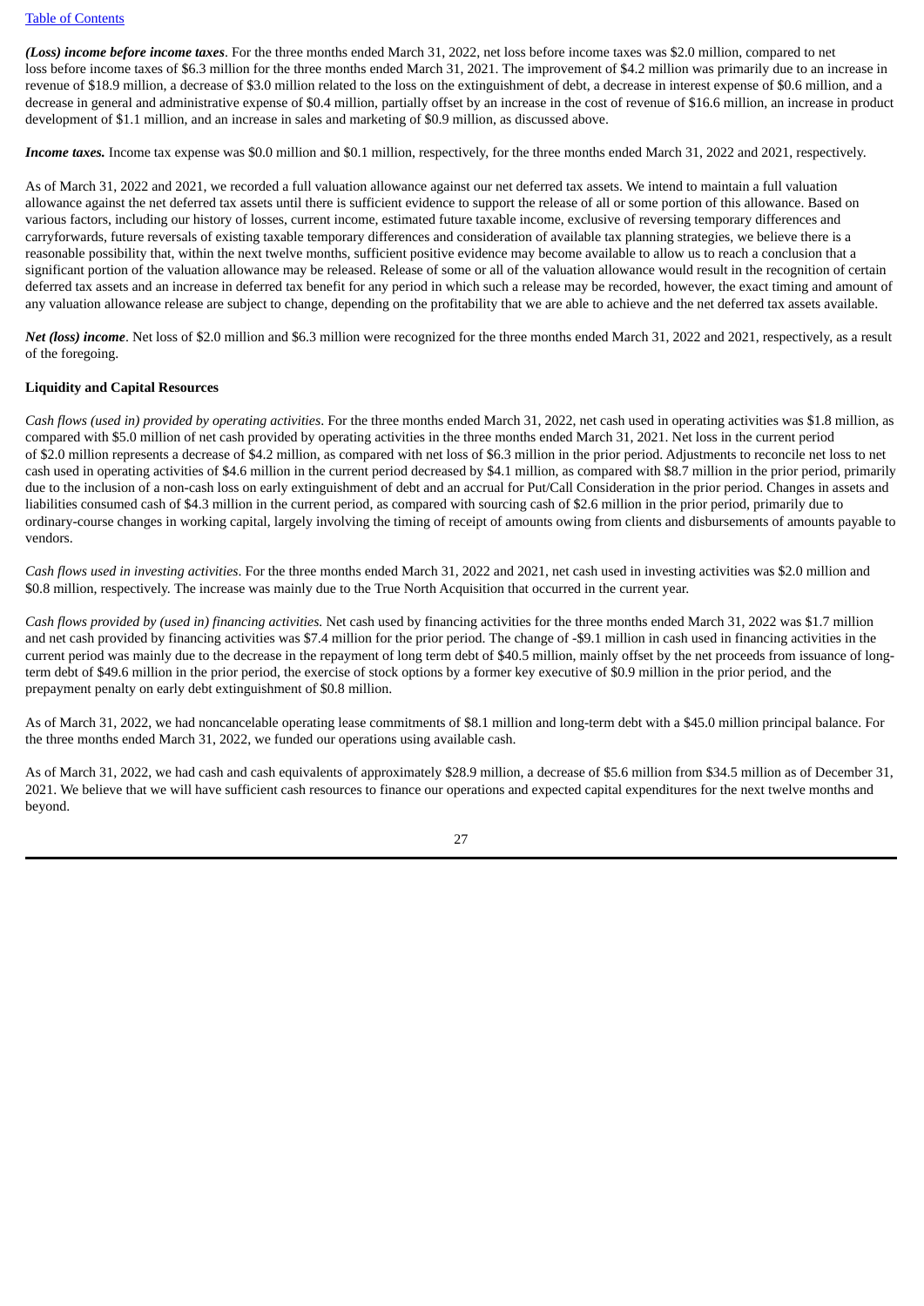***(Loss) income before income taxes***. For the three months ended March 31, 2022, net loss before income taxes was $2.0 million, compared to net loss before income taxes of $6.3 million for the three months ended March 31, 2021. The improvement of $4.2 million was primarily due to an increase in revenue of $18.9 million, a decrease of $3.0 million related to the loss on the extinguishment of debt, a decrease in interest expense of $0.6 million, and a decrease in general and administrative expense of $0.4 million, partially offset by an increase in the cost of revenue of $16.6 million, an increase in product development of $1.1 million, and an increase in sales and marketing of $0.9 million, as discussed above.

***Income taxes.*** Income tax expense was $0.0 million and $0.1 million, respectively, for the three months ended March 31, 2022 and 2021, respectively.

As of March 31, 2022 and 2021, we recorded a full valuation allowance against our net deferred tax assets. We intend to maintain a full valuation allowance against the net deferred tax assets until there is sufficient evidence to support the release of all or some portion of this allowance. Based on various factors, including our history of losses, current income, estimated future taxable income, exclusive of reversing temporary differences and carryforwards, future reversals of existing taxable temporary differences and consideration of available tax planning strategies, we believe there is a reasonable possibility that, within the next twelve months, sufficient positive evidence may become available to allow us to reach a conclusion that a significant portion of the valuation allowance may be released. Release of some or all of the valuation allowance would result in the recognition of certain deferred tax assets and an increase in deferred tax benefit for any period in which such a release may be recorded, however, the exact timing and amount of any valuation allowance release are subject to change, depending on the profitability that we are able to achieve and the net deferred tax assets available.

***Net (loss) income***. Net loss of $2.0 million and $6.3 million were recognized for the three months ended March 31, 2022 and 2021, respectively, as a result of the foregoing.

**Liquidity and Capital Resources**

*Cash flows (used in) provided by operating activities*. For the three months ended March 31, 2022, net cash used in operating activities was $1.8 million, as compared with $5.0 million of net cash provided by operating activities in the three months ended March 31, 2021. Net loss in the current period of $2.0 million represents a decrease of $4.2 million, as compared with net loss of $6.3 million in the prior period. Adjustments to reconcile net loss to net cash used in operating activities of $4.6 million in the current period decreased by $4.1 million, as compared with $8.7 million in the prior period, primarily due to the inclusion of a non-cash loss on early extinguishment of debt and an accrual for Put/Call Consideration in the prior period. Changes in assets and liabilities consumed cash of $4.3 million in the current period, as compared with sourcing cash of $2.6 million in the prior period, primarily due to ordinary-course changes in working capital, largely involving the timing of receipt of amounts owing from clients and disbursements of amounts payable to vendors.

*Cash flows used in investing activities*. For the three months ended March 31, 2022 and 2021, net cash used in investing activities was $2.0 million and $0.8 million, respectively. The increase was mainly due to the True North Acquisition that occurred in the current year.

*Cash flows provided by (used in) financing activities.* Net cash used by financing activities for the three months ended March 31, 2022 was $1.7 million and net cash provided by financing activities was $7.4 million for the prior period. The change of -$9.1 million in cash used in financing activities in the current period was mainly due to the decrease in the repayment of long term debt of $40.5 million, mainly offset by the net proceeds from issuance of long-term debt of $49.6 million in the prior period, the exercise of stock options by a former key executive of $0.9 million in the prior period, and the prepayment penalty on early debt extinguishment of $0.8 million.

As of March 31, 2022, we had noncancelable operating lease commitments of $8.1 million and long-term debt with a $45.0 million principal balance. For the three months ended March 31, 2022, we funded our operations using available cash.

As of March 31, 2022, we had cash and cash equivalents of approximately $28.9 million, a decrease of $5.6 million from $34.5 million as of December 31, 2021. We believe that we will have sufficient cash resources to finance our operations and expected capital expenditures for the next twelve months and beyond.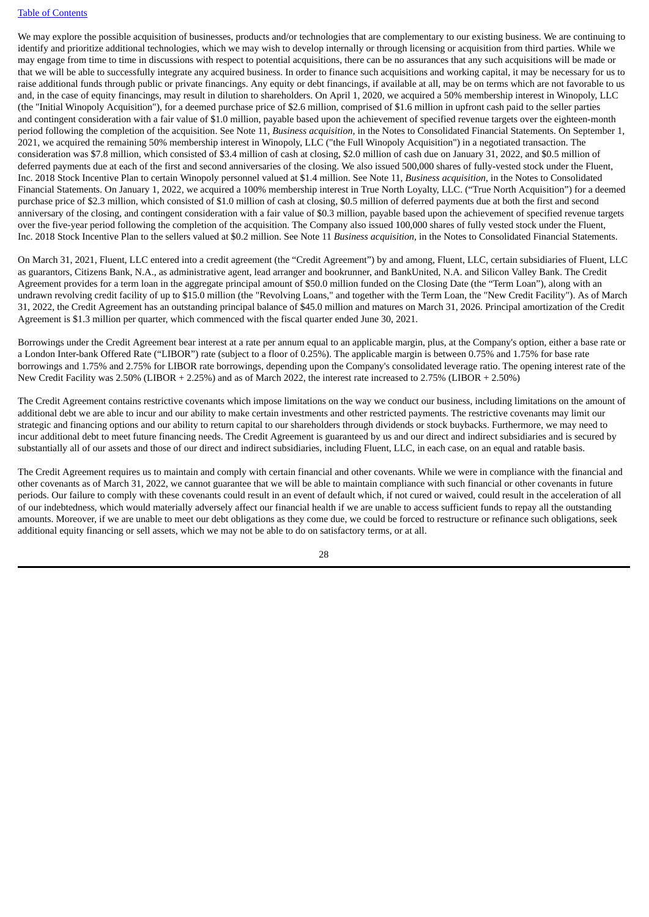We may explore the possible acquisition of businesses, products and/or technologies that are complementary to our existing business. We are continuing to identify and prioritize additional technologies, which we may wish to develop internally or through licensing or acquisition from third parties. While we may engage from time to time in discussions with respect to potential acquisitions, there can be no assurances that any such acquisitions will be made or that we will be able to successfully integrate any acquired business. In order to finance such acquisitions and working capital, it may be necessary for us to raise additional funds through public or private financings. Any equity or debt financings, if available at all, may be on terms which are not favorable to us and, in the case of equity financings, may result in dilution to shareholders. On April 1, 2020, we acquired a 50% membership interest in Winopoly, LLC (the "Initial Winopoly Acquisition"), for a deemed purchase price of $2.6 million, comprised of $1.6 million in upfront cash paid to the seller parties and contingent consideration with a fair value of $1.0 million, payable based upon the achievement of specified revenue targets over the eighteen-month period following the completion of the acquisition. See Note 11, *Business acquisition*, in the Notes to Consolidated Financial Statements. On September 1, 2021, we acquired the remaining 50% membership interest in Winopoly, LLC ("the Full Winopoly Acquisition") in a negotiated transaction. The consideration was $7.8 million, which consisted of $3.4 million of cash at closing, $2.0 million of cash due on January 31, 2022, and $0.5 million of deferred payments due at each of the first and second anniversaries of the closing. We also issued 500,000 shares of fully-vested stock under the Fluent, Inc. 2018 Stock Incentive Plan to certain Winopoly personnel valued at $1.4 million. See Note 11, *Business acquisition*, in the Notes to Consolidated Financial Statements. On January 1, 2022, we acquired a 100% membership interest in True North Loyalty, LLC. ("True North Acquisition") for a deemed purchase price of $2.3 million, which consisted of $1.0 million of cash at closing, $0.5 million of deferred payments due at both the first and second anniversary of the closing, and contingent consideration with a fair value of $0.3 million, payable based upon the achievement of specified revenue targets over the five-year period following the completion of the acquisition. The Company also issued 100,000 shares of fully vested stock under the Fluent, Inc. 2018 Stock Incentive Plan to the sellers valued at $0.2 million. See Note 11 *Business acquisition*, in the Notes to Consolidated Financial Statements.

On March 31, 2021, Fluent, LLC entered into a credit agreement (the "Credit Agreement") by and among, Fluent, LLC, certain subsidiaries of Fluent, LLC as guarantors, Citizens Bank, N.A., as administrative agent, lead arranger and bookrunner, and BankUnited, N.A. and Silicon Valley Bank. The Credit Agreement provides for a term loan in the aggregate principal amount of $50.0 million funded on the Closing Date (the "Term Loan"), along with an undrawn revolving credit facility of up to $15.0 million (the "Revolving Loans," and together with the Term Loan, the "New Credit Facility"). As of March 31, 2022, the Credit Agreement has an outstanding principal balance of $45.0 million and matures on March 31, 2026. Principal amortization of the Credit Agreement is $1.3 million per quarter, which commenced with the fiscal quarter ended June 30, 2021.

Borrowings under the Credit Agreement bear interest at a rate per annum equal to an applicable margin, plus, at the Company's option, either a base rate or a London Inter-bank Offered Rate ("LIBOR") rate (subject to a floor of 0.25%). The applicable margin is between 0.75% and 1.75% for base rate borrowings and 1.75% and 2.75% for LIBOR rate borrowings, depending upon the Company's consolidated leverage ratio. The opening interest rate of the New Credit Facility was 2.50% (LIBOR + 2.25%) and as of March 2022, the interest rate increased to 2.75% (LIBOR + 2.50%)

The Credit Agreement contains restrictive covenants which impose limitations on the way we conduct our business, including limitations on the amount of additional debt we are able to incur and our ability to make certain investments and other restricted payments. The restrictive covenants may limit our strategic and financing options and our ability to return capital to our shareholders through dividends or stock buybacks. Furthermore, we may need to incur additional debt to meet future financing needs. The Credit Agreement is guaranteed by us and our direct and indirect subsidiaries and is secured by substantially all of our assets and those of our direct and indirect subsidiaries, including Fluent, LLC, in each case, on an equal and ratable basis.

The Credit Agreement requires us to maintain and comply with certain financial and other covenants. While we were in compliance with the financial and other covenants as of March 31, 2022, we cannot guarantee that we will be able to maintain compliance with such financial or other covenants in future periods. Our failure to comply with these covenants could result in an event of default which, if not cured or waived, could result in the acceleration of all of our indebtedness, which would materially adversely affect our financial health if we are unable to access sufficient funds to repay all the outstanding amounts. Moreover, if we are unable to meet our debt obligations as they come due, we could be forced to restructure or refinance such obligations, seek additional equity financing or sell assets, which we may not be able to do on satisfactory terms, or at all.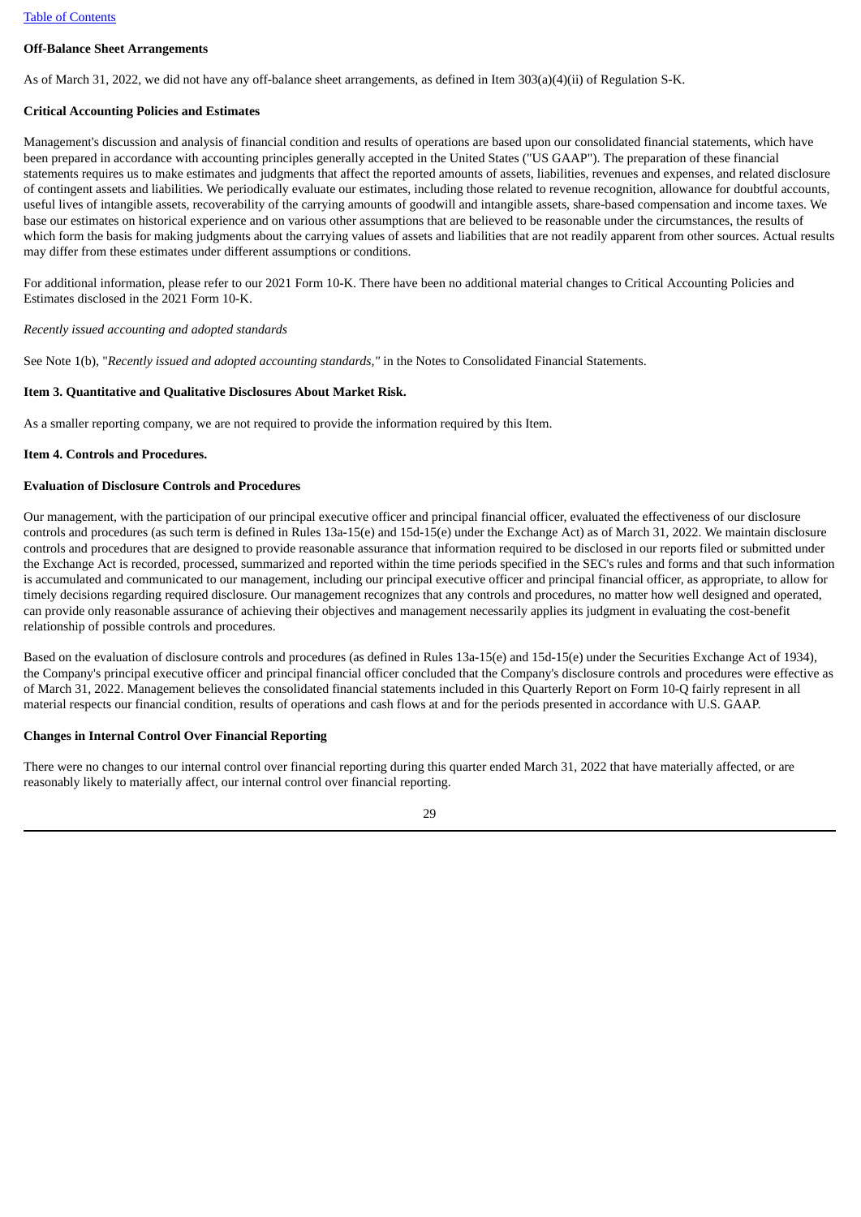**Off-Balance Sheet Arrangements**

As of March 31, 2022, we did not have any off-balance sheet arrangements, as defined in Item 303(a)(4)(ii) of Regulation S-K.

**Critical Accounting Policies and Estimates**

Management's discussion and analysis of financial condition and results of operations are based upon our consolidated financial statements, which have been prepared in accordance with accounting principles generally accepted in the United States ("US GAAP"). The preparation of these financial statements requires us to make estimates and judgments that affect the reported amounts of assets, liabilities, revenues and expenses, and related disclosure of contingent assets and liabilities. We periodically evaluate our estimates, including those related to revenue recognition, allowance for doubtful accounts, useful lives of intangible assets, recoverability of the carrying amounts of goodwill and intangible assets, share-based compensation and income taxes. We base our estimates on historical experience and on various other assumptions that are believed to be reasonable under the circumstances, the results of which form the basis for making judgments about the carrying values of assets and liabilities that are not readily apparent from other sources. Actual results may differ from these estimates under different assumptions or conditions.

For additional information, please refer to our 2021 Form 10-K. There have been no additional material changes to Critical Accounting Policies and Estimates disclosed in the 2021 Form 10-K.

*Recently issued accounting and adopted standards*

See Note 1(b), "*Recently issued and adopted accounting standards,"* in the Notes to Consolidated Financial Statements.

**Item 3. Quantitative and Qualitative Disclosures About Market Risk.**

As a smaller reporting company, we are not required to provide the information required by this Item.

**Item 4. Controls and Procedures.**

**Evaluation of Disclosure Controls and Procedures**

Our management, with the participation of our principal executive officer and principal financial officer, evaluated the effectiveness of our disclosure controls and procedures (as such term is defined in Rules 13a-15(e) and 15d-15(e) under the Exchange Act) as of March 31, 2022. We maintain disclosure controls and procedures that are designed to provide reasonable assurance that information required to be disclosed in our reports filed or submitted under the Exchange Act is recorded, processed, summarized and reported within the time periods specified in the SEC's rules and forms and that such information is accumulated and communicated to our management, including our principal executive officer and principal financial officer, as appropriate, to allow for timely decisions regarding required disclosure. Our management recognizes that any controls and procedures, no matter how well designed and operated, can provide only reasonable assurance of achieving their objectives and management necessarily applies its judgment in evaluating the cost-benefit relationship of possible controls and procedures.

Based on the evaluation of disclosure controls and procedures (as defined in Rules 13a-15(e) and 15d-15(e) under the Securities Exchange Act of 1934), the Company's principal executive officer and principal financial officer concluded that the Company's disclosure controls and procedures were effective as of March 31, 2022. Management believes the consolidated financial statements included in this Quarterly Report on Form 10-Q fairly represent in all material respects our financial condition, results of operations and cash flows at and for the periods presented in accordance with U.S. GAAP.

**Changes in Internal Control Over Financial Reporting**

There were no changes to our internal control over financial reporting during this quarter ended March 31, 2022 that have materially affected, or are reasonably likely to materially affect, our internal control over financial reporting.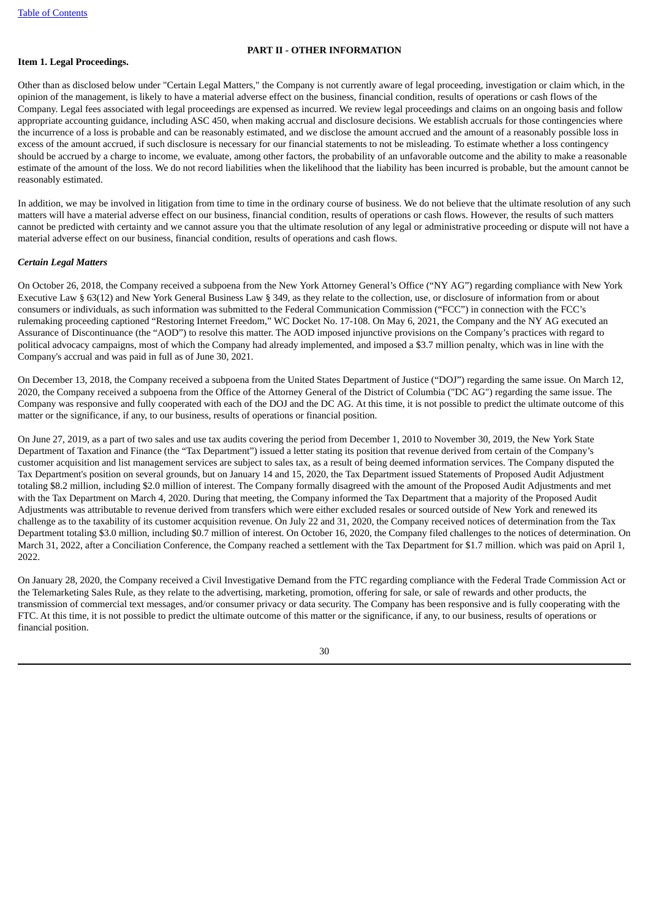## PART II - OTHER INFORMATION

### Item 1. Legal Proceedings.

Other than as disclosed below under "Certain Legal Matters," the Company is not currently aware of legal proceeding, investigation or claim which, in the opinion of the management, is likely to have a material adverse effect on the business, financial condition, results of operations or cash flows of the Company. Legal fees associated with legal proceedings are expensed as incurred. We review legal proceedings and claims on an ongoing basis and follow appropriate accounting guidance, including ASC 450, when making accrual and disclosure decisions. We establish accruals for those contingencies where the incurrence of a loss is probable and can be reasonably estimated, and we disclose the amount accrued and the amount of a reasonably possible loss in excess of the amount accrued, if such disclosure is necessary for our financial statements to not be misleading. To estimate whether a loss contingency should be accrued by a charge to income, we evaluate, among other factors, the probability of an unfavorable outcome and the ability to make a reasonable estimate of the amount of the loss. We do not record liabilities when the likelihood that the liability has been incurred is probable, but the amount cannot be reasonably estimated.

In addition, we may be involved in litigation from time to time in the ordinary course of business. We do not believe that the ultimate resolution of any such matters will have a material adverse effect on our business, financial condition, results of operations or cash flows. However, the results of such matters cannot be predicted with certainty and we cannot assure you that the ultimate resolution of any legal or administrative proceeding or dispute will not have a material adverse effect on our business, financial condition, results of operations and cash flows.

***Certain Legal Matters***

On October 26, 2018, the Company received a subpoena from the New York Attorney General's Office ("NY AG") regarding compliance with New York Executive Law § 63(12) and New York General Business Law § 349, as they relate to the collection, use, or disclosure of information from or about consumers or individuals, as such information was submitted to the Federal Communication Commission ("FCC") in connection with the FCC's rulemaking proceeding captioned "Restoring Internet Freedom," WC Docket No. 17-108. On May 6, 2021, the Company and the NY AG executed an Assurance of Discontinuance (the "AOD") to resolve this matter. The AOD imposed injunctive provisions on the Company's practices with regard to political advocacy campaigns, most of which the Company had already implemented, and imposed a $3.7 million penalty, which was in line with the Company's accrual and was paid in full as of June 30, 2021.

On December 13, 2018, the Company received a subpoena from the United States Department of Justice ("DOJ") regarding the same issue. On March 12, 2020, the Company received a subpoena from the Office of the Attorney General of the District of Columbia ("DC AG") regarding the same issue. The Company was responsive and fully cooperated with each of the DOJ and the DC AG. At this time, it is not possible to predict the ultimate outcome of this matter or the significance, if any, to our business, results of operations or financial position.

On June 27, 2019, as a part of two sales and use tax audits covering the period from December 1, 2010 to November 30, 2019, the New York State Department of Taxation and Finance (the "Tax Department") issued a letter stating its position that revenue derived from certain of the Company's customer acquisition and list management services are subject to sales tax, as a result of being deemed information services. The Company disputed the Tax Department's position on several grounds, but on January 14 and 15, 2020, the Tax Department issued Statements of Proposed Audit Adjustment totaling $8.2 million, including $2.0 million of interest. The Company formally disagreed with the amount of the Proposed Audit Adjustments and met with the Tax Department on March 4, 2020. During that meeting, the Company informed the Tax Department that a majority of the Proposed Audit Adjustments was attributable to revenue derived from transfers which were either excluded resales or sourced outside of New York and renewed its challenge as to the taxability of its customer acquisition revenue. On July 22 and 31, 2020, the Company received notices of determination from the Tax Department totaling $3.0 million, including $0.7 million of interest. On October 16, 2020, the Company filed challenges to the notices of determination. On March 31, 2022, after a Conciliation Conference, the Company reached a settlement with the Tax Department for $1.7 million. which was paid on April 1, 2022.

On January 28, 2020, the Company received a Civil Investigative Demand from the FTC regarding compliance with the Federal Trade Commission Act or the Telemarketing Sales Rule, as they relate to the advertising, marketing, promotion, offering for sale, or sale of rewards and other products, the transmission of commercial text messages, and/or consumer privacy or data security. The Company has been responsive and is fully cooperating with the FTC. At this time, it is not possible to predict the ultimate outcome of this matter or the significance, if any, to our business, results of operations or financial position.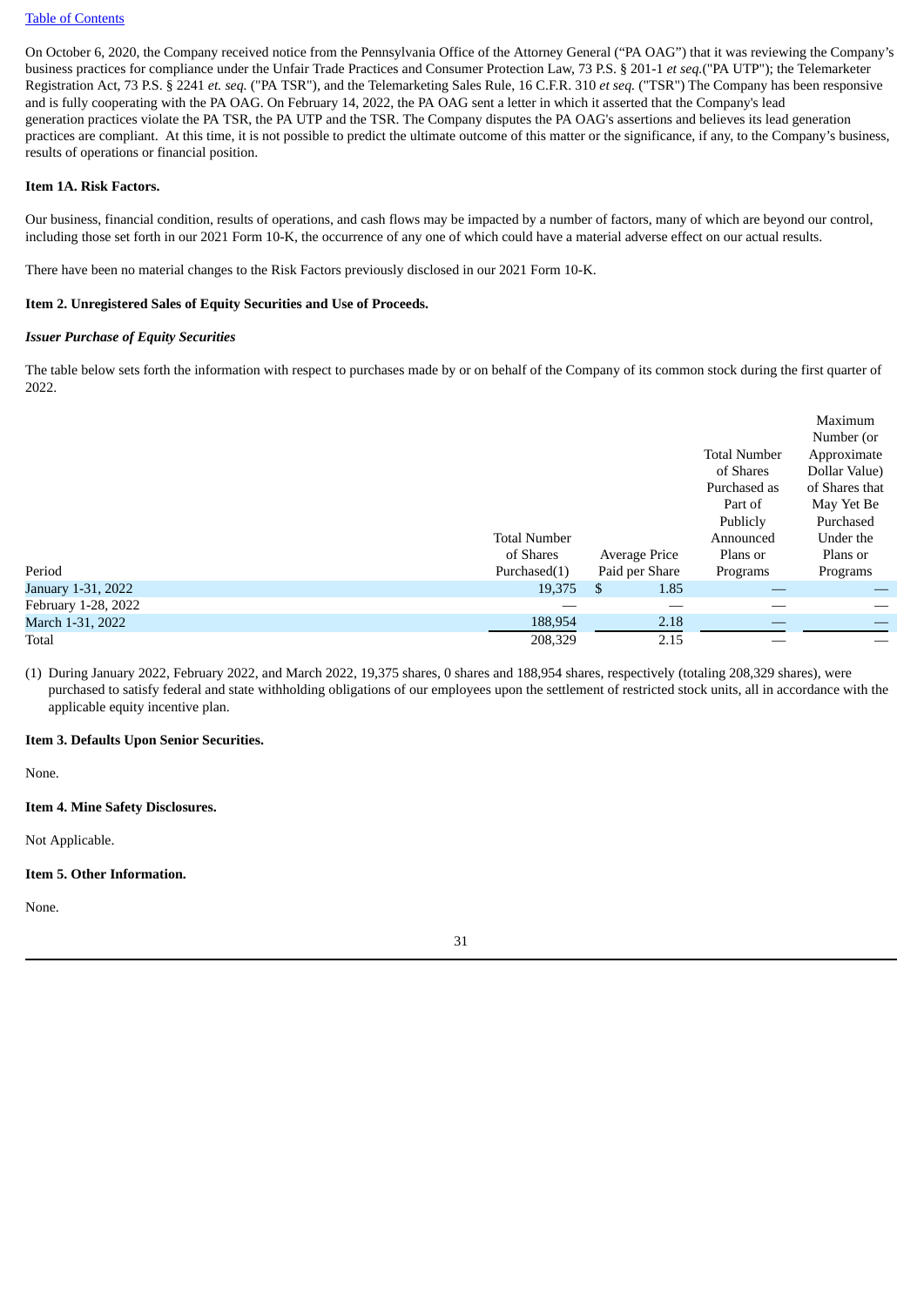On October 6, 2020, the Company received notice from the Pennsylvania Office of the Attorney General ("PA OAG") that it was reviewing the Company's business practices for compliance under the Unfair Trade Practices and Consumer Protection Law, 73 P.S. § 201-1 *et seq.*("PA UTP"); the Telemarketer Registration Act, 73 P.S. § 2241 *et. seq.* ("PA TSR"), and the Telemarketing Sales Rule, 16 C.F.R. 310 *et seq.* ("TSR") The Company has been responsive and is fully cooperating with the PA OAG. On February 14, 2022, the PA OAG sent a letter in which it asserted that the Company's lead generation practices violate the PA TSR, the PA UTP and the TSR. The Company disputes the PA OAG's assertions and believes its lead generation practices are compliant. At this time, it is not possible to predict the ultimate outcome of this matter or the significance, if any, to the Company's business, results of operations or financial position.

**Item 1A. Risk Factors.**

Our business, financial condition, results of operations, and cash flows may be impacted by a number of factors, many of which are beyond our control, including those set forth in our 2021 Form 10-K, the occurrence of any one of which could have a material adverse effect on our actual results.

There have been no material changes to the Risk Factors previously disclosed in our 2021 Form 10-K.

**Item 2. Unregistered Sales of Equity Securities and Use of Proceeds.**

***Issuer Purchase of Equity Securities***

The table below sets forth the information with respect to purchases made by or on behalf of the Company of its common stock during the first quarter of 2022.

| Period | Total Number of Shares Purchased(1) | Average Price Paid per Share | Total Number of Shares Purchased as Part of Publicly Announced Plans or Programs | Maximum Number (or Approximate Dollar Value) of Shares that May Yet Be Purchased Under the Plans or Programs |
|---|---|---|---|---|
| January 1-31, 2022 | 19,375 | $ 1.85 | — | — |
| February 1-28, 2022 | — | — | — | — |
| March 1-31, 2022 | 188,954 | 2.18 | — | — |
| Total | 208,329 | 2.15 | — | — |

(1) During January 2022, February 2022, and March 2022, 19,375 shares, 0 shares and 188,954 shares, respectively (totaling 208,329 shares), were purchased to satisfy federal and state withholding obligations of our employees upon the settlement of restricted stock units, all in accordance with the applicable equity incentive plan.

**Item 3. Defaults Upon Senior Securities.**

None.

**Item 4. Mine Safety Disclosures.**

Not Applicable.

**Item 5. Other Information.**

None.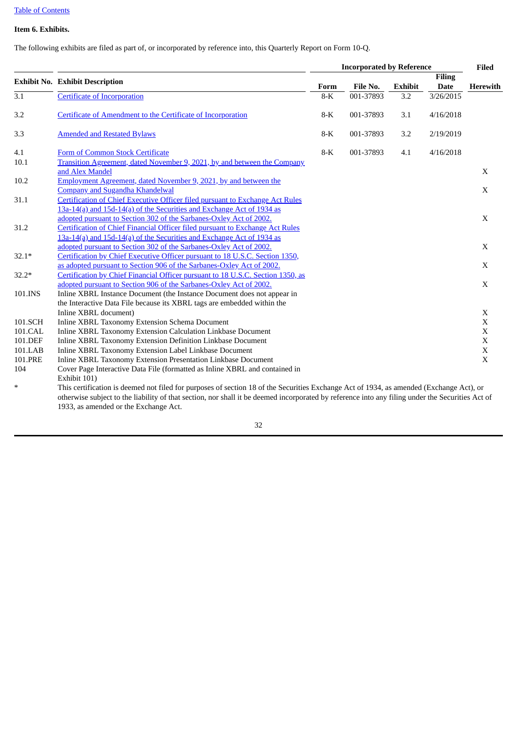[Table of Contents](#)

**Item 6. Exhibits.**

The following exhibits are filed as part of, or incorporated by reference into, this Quarterly Report on Form 10-Q.

| Exhibit No. | Exhibit Description | Incorporated by Reference | | | | Filed |
|---|---|---|---|---|---|---|
| | | Form | File No. | Exhibit | Filing Date | Herewith |
| 3.1 | Certificate of Incorporation | 8-K | 001-37893 | 3.2 | 3/26/2015 | |
| 3.2 | Certificate of Amendment to the Certificate of Incorporation | 8-K | 001-37893 | 3.1 | 4/16/2018 | |
| 3.3 | Amended and Restated Bylaws | 8-K | 001-37893 | 3.2 | 2/19/2019 | |
| 4.1 | Form of Common Stock Certificate | 8-K | 001-37893 | 4.1 | 4/16/2018 | |
| 10.1 | Transition Agreement, dated November 9, 2021, by and between the Company and Alex Mandel | | | | | X |
| 10.2 | Employment Agreement, dated November 9, 2021, by and between the Company and Sugandha Khandelwal | | | | | X |
| 31.1 | Certification of Chief Executive Officer filed pursuant to Exchange Act Rules 13a-14(a) and 15d-14(a) of the Securities and Exchange Act of 1934 as adopted pursuant to Section 302 of the Sarbanes-Oxley Act of 2002. | | | | | X |
| 31.2 | Certification of Chief Financial Officer filed pursuant to Exchange Act Rules 13a-14(a) and 15d-14(a) of the Securities and Exchange Act of 1934 as adopted pursuant to Section 302 of the Sarbanes-Oxley Act of 2002. | | | | | X |
| 32.1* | Certification by Chief Executive Officer pursuant to 18 U.S.C. Section 1350, as adopted pursuant to Section 906 of the Sarbanes-Oxley Act of 2002. | | | | | X |
| 32.2* | Certification by Chief Financial Officer pursuant to 18 U.S.C. Section 1350, as adopted pursuant to Section 906 of the Sarbanes-Oxley Act of 2002. | | | | | X |
| 101.INS | Inline XBRL Instance Document (the Instance Document does not appear in the Interactive Data File because its XBRL tags are embedded within the Inline XBRL document) | | | | | X |
| 101.SCH | Inline XBRL Taxonomy Extension Schema Document | | | | | X |
| 101.CAL | Inline XBRL Taxonomy Extension Calculation Linkbase Document | | | | | X |
| 101.DEF | Inline XBRL Taxonomy Extension Definition Linkbase Document | | | | | X |
| 101.LAB | Inline XBRL Taxonomy Extension Label Linkbase Document | | | | | X |
| 101.PRE | Inline XBRL Taxonomy Extension Presentation Linkbase Document | | | | | X |
| 104 | Cover Page Interactive Data File (formatted as Inline XBRL and contained in Exhibit 101) | | | | | |

\* This certification is deemed not filed for purposes of section 18 of the Securities Exchange Act of 1934, as amended (Exchange Act), or otherwise subject to the liability of that section, nor shall it be deemed incorporated by reference into any filing under the Securities Act of 1933, as amended or the Exchange Act.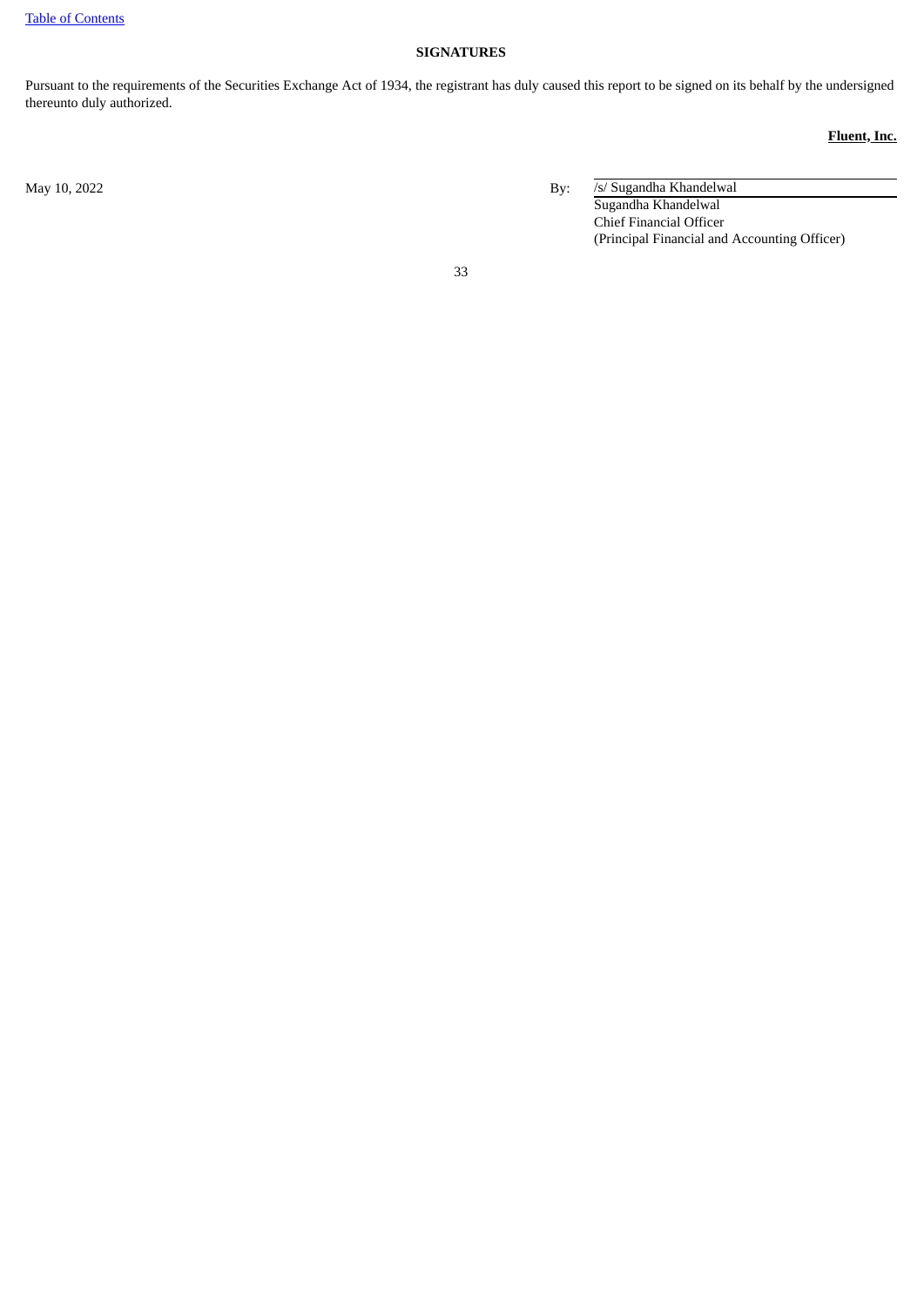[Table of Contents]

**SIGNATURES**

Pursuant to the requirements of the Securities Exchange Act of 1934, the registrant has duly caused this report to be signed on its behalf by the undersigned thereunto duly authorized.

**Fluent, Inc.**

May 10, 2022

By: /s/ Sugandha Khandelwal
Sugandha Khandelwal
Chief Financial Officer
(Principal Financial and Accounting Officer)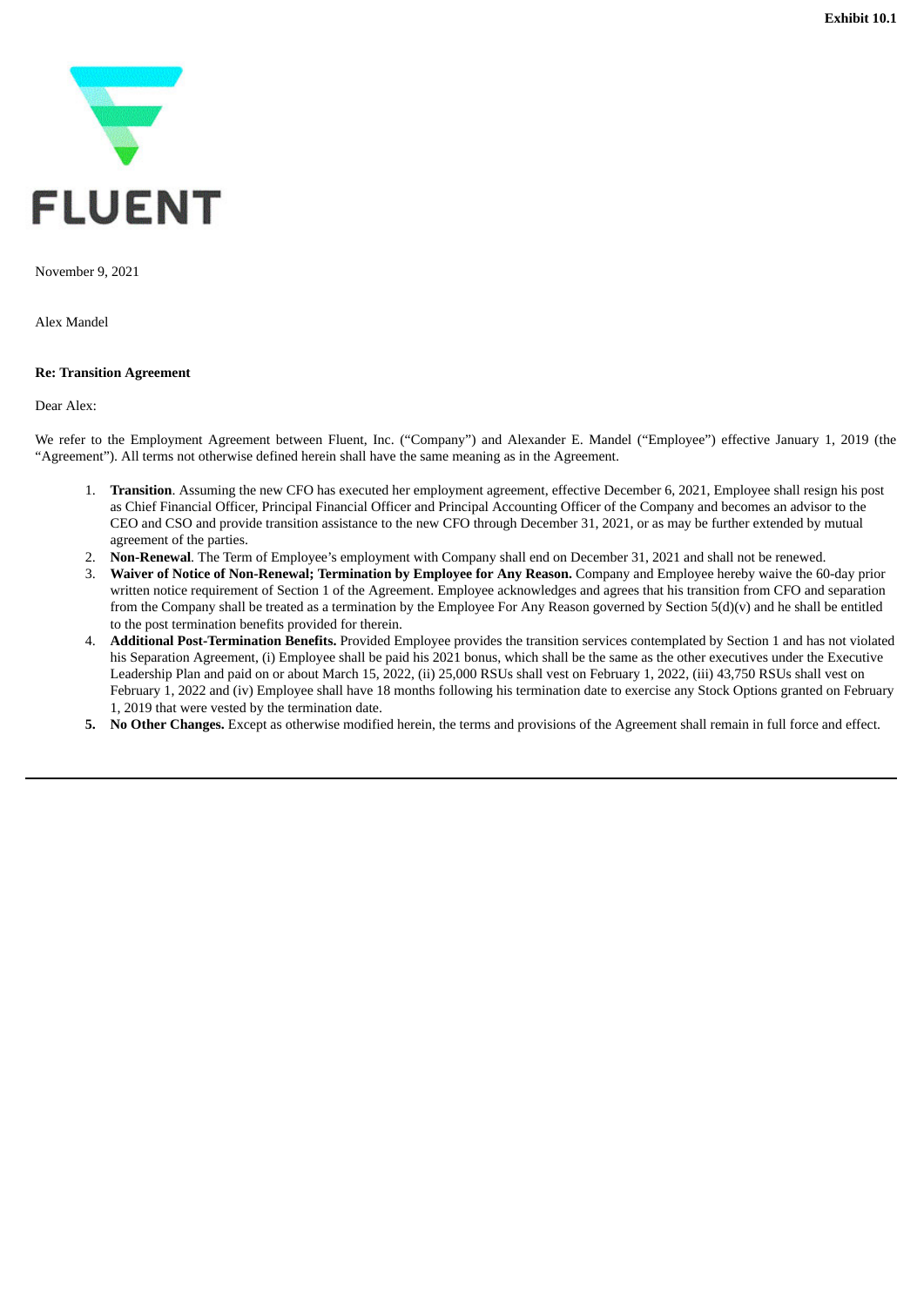**Exhibit 10.1**

FLUENT

November 9, 2021

Alex Mandel

**Re: Transition Agreement**

Dear Alex:

We refer to the Employment Agreement between Fluent, Inc. ("Company") and Alexander E. Mandel ("Employee") effective January 1, 2019 (the "Agreement"). All terms not otherwise defined herein shall have the same meaning as in the Agreement.

1. **Transition**. Assuming the new CFO has executed her employment agreement, effective December 6, 2021, Employee shall resign his post as Chief Financial Officer, Principal Financial Officer and Principal Accounting Officer of the Company and becomes an advisor to the CEO and CSO and provide transition assistance to the new CFO through December 31, 2021, or as may be further extended by mutual agreement of the parties.
2. **Non-Renewal**. The Term of Employee's employment with Company shall end on December 31, 2021 and shall not be renewed.
3. **Waiver of Notice of Non-Renewal; Termination by Employee for Any Reason.** Company and Employee hereby waive the 60-day prior written notice requirement of Section 1 of the Agreement. Employee acknowledges and agrees that his transition from CFO and separation from the Company shall be treated as a termination by the Employee For Any Reason governed by Section 5(d)(v) and he shall be entitled to the post termination benefits provided for therein.
4. **Additional Post-Termination Benefits.** Provided Employee provides the transition services contemplated by Section 1 and has not violated his Separation Agreement, (i) Employee shall be paid his 2021 bonus, which shall be the same as the other executives under the Executive Leadership Plan and paid on or about March 15, 2022, (ii) 25,000 RSUs shall vest on February 1, 2022, (iii) 43,750 RSUs shall vest on February 1, 2022 and (iv) Employee shall have 18 months following his termination date to exercise any Stock Options granted on February 1, 2019 that were vested by the termination date.
5. **No Other Changes.** Except as otherwise modified herein, the terms and provisions of the Agreement shall remain in full force and effect.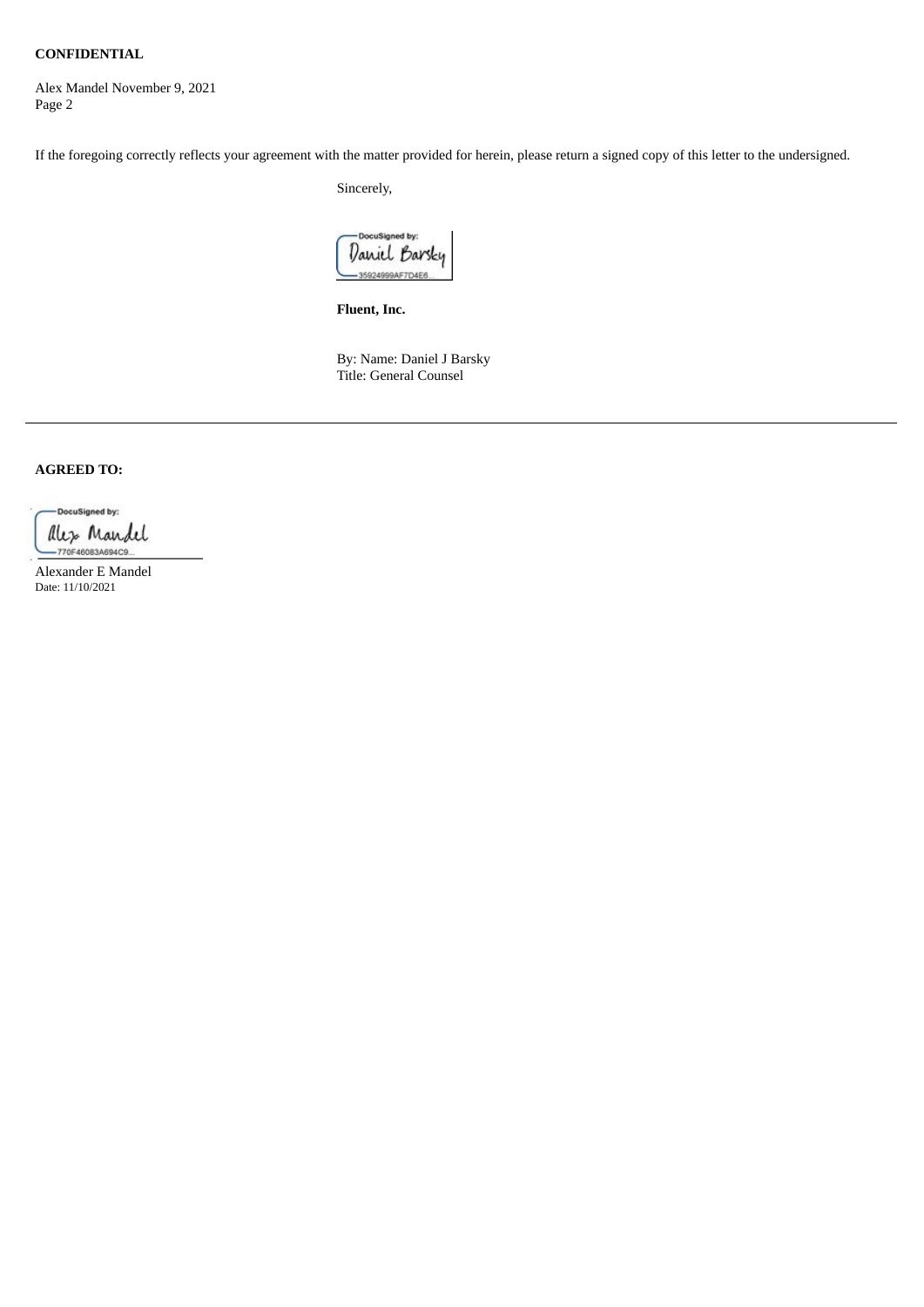**CONFIDENTIAL**

Alex Mandel November 9, 2021
Page 2

If the foregoing correctly reflects your agreement with the matter provided for herein, please return a signed copy of this letter to the undersigned.

Sincerely,

DocuSigned by:
Daniel Barsky
35924999AF7D4E6...

**Fluent, Inc.**

By: Name: Daniel J Barsky
Title: General Counsel

---

**AGREED TO:**

DocuSigned by:
Alex Mandel
770F46083A694C9...

Alexander E Mandel
Date: 11/10/2021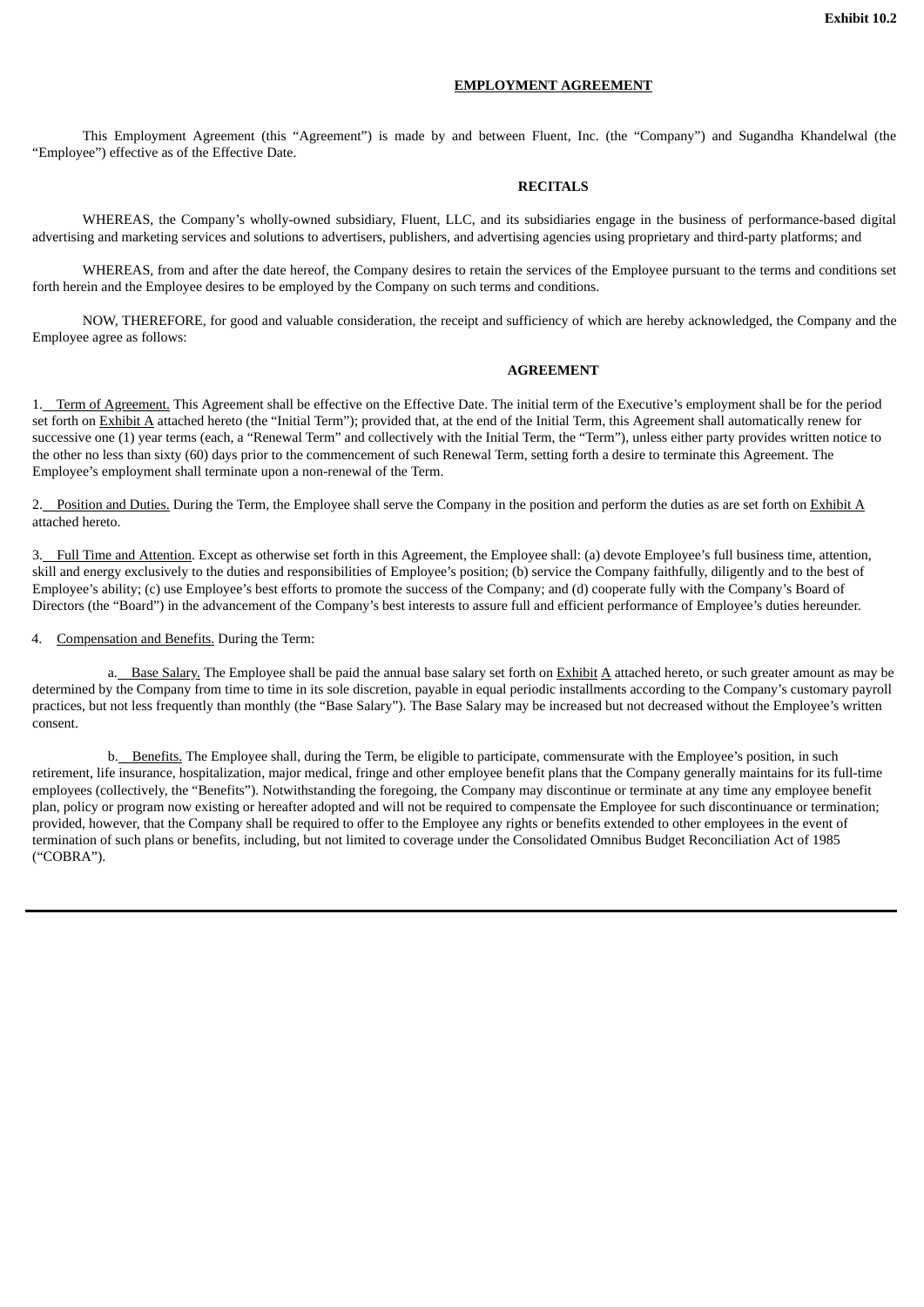Exhibit 10.2

# EMPLOYMENT AGREEMENT

This Employment Agreement (this "Agreement") is made by and between Fluent, Inc. (the "Company") and Sugandha Khandelwal (the "Employee") effective as of the Effective Date.

## RECITALS

WHEREAS, the Company's wholly-owned subsidiary, Fluent, LLC, and its subsidiaries engage in the business of performance-based digital advertising and marketing services and solutions to advertisers, publishers, and advertising agencies using proprietary and third-party platforms; and

WHEREAS, from and after the date hereof, the Company desires to retain the services of the Employee pursuant to the terms and conditions set forth herein and the Employee desires to be employed by the Company on such terms and conditions.

NOW, THEREFORE, for good and valuable consideration, the receipt and sufficiency of which are hereby acknowledged, the Company and the Employee agree as follows:

## AGREEMENT

1. Term of Agreement. This Agreement shall be effective on the Effective Date. The initial term of the Executive's employment shall be for the period set forth on Exhibit A attached hereto (the "Initial Term"); provided that, at the end of the Initial Term, this Agreement shall automatically renew for successive one (1) year terms (each, a "Renewal Term" and collectively with the Initial Term, the "Term"), unless either party provides written notice to the other no less than sixty (60) days prior to the commencement of such Renewal Term, setting forth a desire to terminate this Agreement. The Employee's employment shall terminate upon a non-renewal of the Term.

2. Position and Duties. During the Term, the Employee shall serve the Company in the position and perform the duties as are set forth on Exhibit A attached hereto.

3. Full Time and Attention. Except as otherwise set forth in this Agreement, the Employee shall: (a) devote Employee's full business time, attention, skill and energy exclusively to the duties and responsibilities of Employee's position; (b) service the Company faithfully, diligently and to the best of Employee's ability; (c) use Employee's best efforts to promote the success of the Company; and (d) cooperate fully with the Company's Board of Directors (the "Board") in the advancement of the Company's best interests to assure full and efficient performance of Employee's duties hereunder.

4. Compensation and Benefits. During the Term:

a. Base Salary. The Employee shall be paid the annual base salary set forth on Exhibit A attached hereto, or such greater amount as may be determined by the Company from time to time in its sole discretion, payable in equal periodic installments according to the Company's customary payroll practices, but not less frequently than monthly (the "Base Salary"). The Base Salary may be increased but not decreased without the Employee's written consent.

b. Benefits. The Employee shall, during the Term, be eligible to participate, commensurate with the Employee's position, in such retirement, life insurance, hospitalization, major medical, fringe and other employee benefit plans that the Company generally maintains for its full-time employees (collectively, the "Benefits"). Notwithstanding the foregoing, the Company may discontinue or terminate at any time any employee benefit plan, policy or program now existing or hereafter adopted and will not be required to compensate the Employee for such discontinuance or termination; provided, however, that the Company shall be required to offer to the Employee any rights or benefits extended to other employees in the event of termination of such plans or benefits, including, but not limited to coverage under the Consolidated Omnibus Budget Reconciliation Act of 1985 ("COBRA").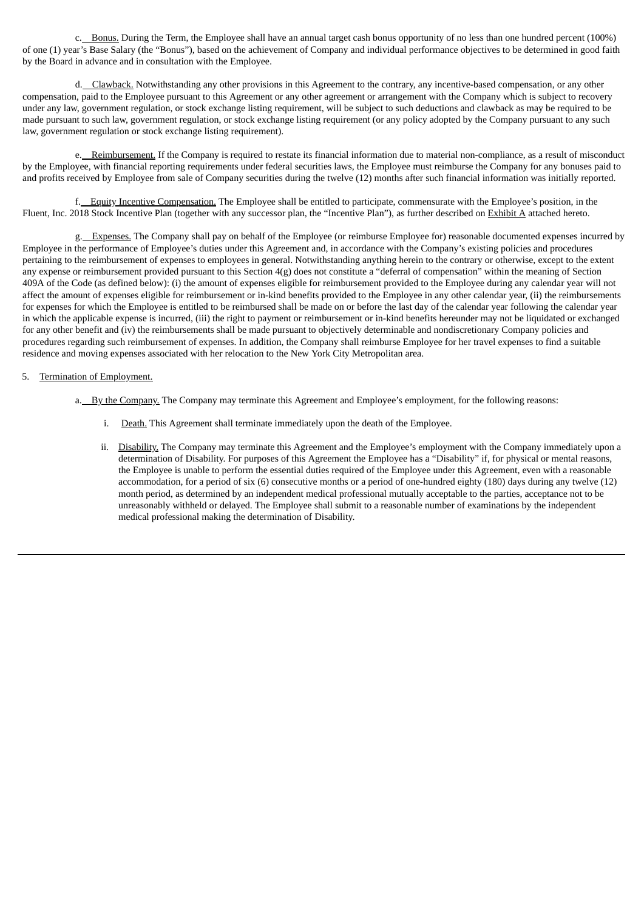c. Bonus. During the Term, the Employee shall have an annual target cash bonus opportunity of no less than one hundred percent (100%) of one (1) year's Base Salary (the "Bonus"), based on the achievement of Company and individual performance objectives to be determined in good faith by the Board in advance and in consultation with the Employee.

d. Clawback. Notwithstanding any other provisions in this Agreement to the contrary, any incentive-based compensation, or any other compensation, paid to the Employee pursuant to this Agreement or any other agreement or arrangement with the Company which is subject to recovery under any law, government regulation, or stock exchange listing requirement, will be subject to such deductions and clawback as may be required to be made pursuant to such law, government regulation, or stock exchange listing requirement (or any policy adopted by the Company pursuant to any such law, government regulation or stock exchange listing requirement).

e. Reimbursement. If the Company is required to restate its financial information due to material non-compliance, as a result of misconduct by the Employee, with financial reporting requirements under federal securities laws, the Employee must reimburse the Company for any bonuses paid to and profits received by Employee from sale of Company securities during the twelve (12) months after such financial information was initially reported.

f. Equity Incentive Compensation. The Employee shall be entitled to participate, commensurate with the Employee's position, in the Fluent, Inc. 2018 Stock Incentive Plan (together with any successor plan, the "Incentive Plan"), as further described on Exhibit A attached hereto.

g. Expenses. The Company shall pay on behalf of the Employee (or reimburse Employee for) reasonable documented expenses incurred by Employee in the performance of Employee's duties under this Agreement and, in accordance with the Company's existing policies and procedures pertaining to the reimbursement of expenses to employees in general. Notwithstanding anything herein to the contrary or otherwise, except to the extent any expense or reimbursement provided pursuant to this Section 4(g) does not constitute a "deferral of compensation" within the meaning of Section 409A of the Code (as defined below): (i) the amount of expenses eligible for reimbursement provided to the Employee during any calendar year will not affect the amount of expenses eligible for reimbursement or in-kind benefits provided to the Employee in any other calendar year, (ii) the reimbursements for expenses for which the Employee is entitled to be reimbursed shall be made on or before the last day of the calendar year following the calendar year in which the applicable expense is incurred, (iii) the right to payment or reimbursement or in-kind benefits hereunder may not be liquidated or exchanged for any other benefit and (iv) the reimbursements shall be made pursuant to objectively determinable and nondiscretionary Company policies and procedures regarding such reimbursement of expenses. In addition, the Company shall reimburse Employee for her travel expenses to find a suitable residence and moving expenses associated with her relocation to the New York City Metropolitan area.

5. Termination of Employment.

a. By the Company. The Company may terminate this Agreement and Employee's employment, for the following reasons:

i. Death. This Agreement shall terminate immediately upon the death of the Employee.

ii. Disability. The Company may terminate this Agreement and the Employee's employment with the Company immediately upon a determination of Disability. For purposes of this Agreement the Employee has a "Disability" if, for physical or mental reasons, the Employee is unable to perform the essential duties required of the Employee under this Agreement, even with a reasonable accommodation, for a period of six (6) consecutive months or a period of one-hundred eighty (180) days during any twelve (12) month period, as determined by an independent medical professional mutually acceptable to the parties, acceptance not to be unreasonably withheld or delayed. The Employee shall submit to a reasonable number of examinations by the independent medical professional making the determination of Disability.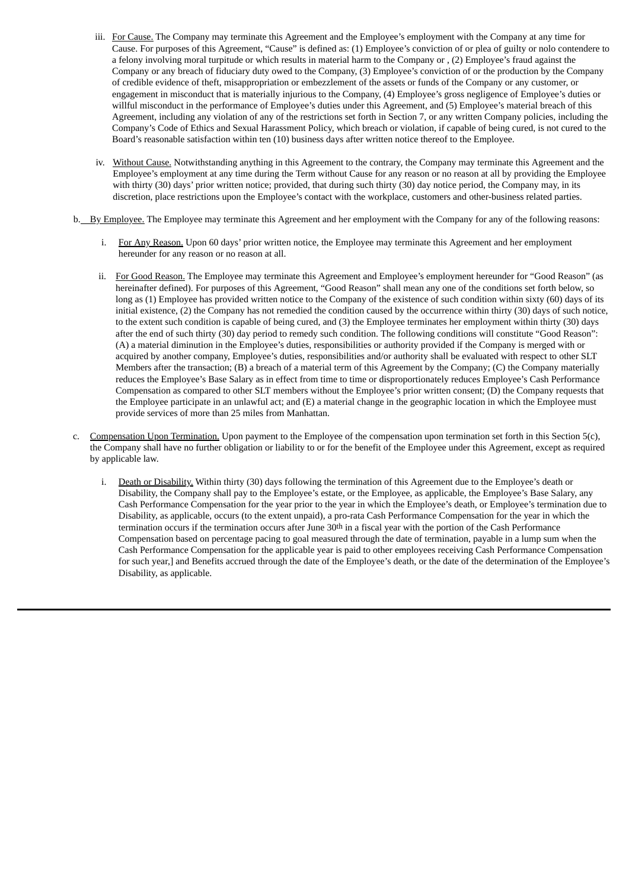iii. For Cause. The Company may terminate this Agreement and the Employee's employment with the Company at any time for Cause. For purposes of this Agreement, "Cause" is defined as: (1) Employee's conviction of or plea of guilty or nolo contendere to a felony involving moral turpitude or which results in material harm to the Company or , (2) Employee's fraud against the Company or any breach of fiduciary duty owed to the Company, (3) Employee's conviction of or the production by the Company of credible evidence of theft, misappropriation or embezzlement of the assets or funds of the Company or any customer, or engagement in misconduct that is materially injurious to the Company, (4) Employee's gross negligence of Employee's duties or willful misconduct in the performance of Employee's duties under this Agreement, and (5) Employee's material breach of this Agreement, including any violation of any of the restrictions set forth in Section 7, or any written Company policies, including the Company's Code of Ethics and Sexual Harassment Policy, which breach or violation, if capable of being cured, is not cured to the Board's reasonable satisfaction within ten (10) business days after written notice thereof to the Employee.

iv. Without Cause. Notwithstanding anything in this Agreement to the contrary, the Company may terminate this Agreement and the Employee's employment at any time during the Term without Cause for any reason or no reason at all by providing the Employee with thirty (30) days' prior written notice; provided, that during such thirty (30) day notice period, the Company may, in its discretion, place restrictions upon the Employee's contact with the workplace, customers and other-business related parties.

b. By Employee. The Employee may terminate this Agreement and her employment with the Company for any of the following reasons:

i. For Any Reason. Upon 60 days' prior written notice, the Employee may terminate this Agreement and her employment hereunder for any reason or no reason at all.

ii. For Good Reason. The Employee may terminate this Agreement and Employee's employment hereunder for "Good Reason" (as hereinafter defined). For purposes of this Agreement, "Good Reason" shall mean any one of the conditions set forth below, so long as (1) Employee has provided written notice to the Company of the existence of such condition within sixty (60) days of its initial existence, (2) the Company has not remedied the condition caused by the occurrence within thirty (30) days of such notice, to the extent such condition is capable of being cured, and (3) the Employee terminates her employment within thirty (30) days after the end of such thirty (30) day period to remedy such condition. The following conditions will constitute "Good Reason": (A) a material diminution in the Employee's duties, responsibilities or authority provided if the Company is merged with or acquired by another company, Employee's duties, responsibilities and/or authority shall be evaluated with respect to other SLT Members after the transaction; (B) a breach of a material term of this Agreement by the Company; (C) the Company materially reduces the Employee's Base Salary as in effect from time to time or disproportionately reduces Employee's Cash Performance Compensation as compared to other SLT members without the Employee's prior written consent; (D) the Company requests that the Employee participate in an unlawful act; and (E) a material change in the geographic location in which the Employee must provide services of more than 25 miles from Manhattan.

c. Compensation Upon Termination. Upon payment to the Employee of the compensation upon termination set forth in this Section 5(c), the Company shall have no further obligation or liability to or for the benefit of the Employee under this Agreement, except as required by applicable law.

i. Death or Disability. Within thirty (30) days following the termination of this Agreement due to the Employee's death or Disability, the Company shall pay to the Employee's estate, or the Employee, as applicable, the Employee's Base Salary, any Cash Performance Compensation for the year prior to the year in which the Employee's death, or Employee's termination due to Disability, as applicable, occurs (to the extent unpaid), a pro-rata Cash Performance Compensation for the year in which the termination occurs if the termination occurs after June 30th in a fiscal year with the portion of the Cash Performance Compensation based on percentage pacing to goal measured through the date of termination, payable in a lump sum when the Cash Performance Compensation for the applicable year is paid to other employees receiving Cash Performance Compensation for such year,] and Benefits accrued through the date of the Employee's death, or the date of the determination of the Employee's Disability, as applicable.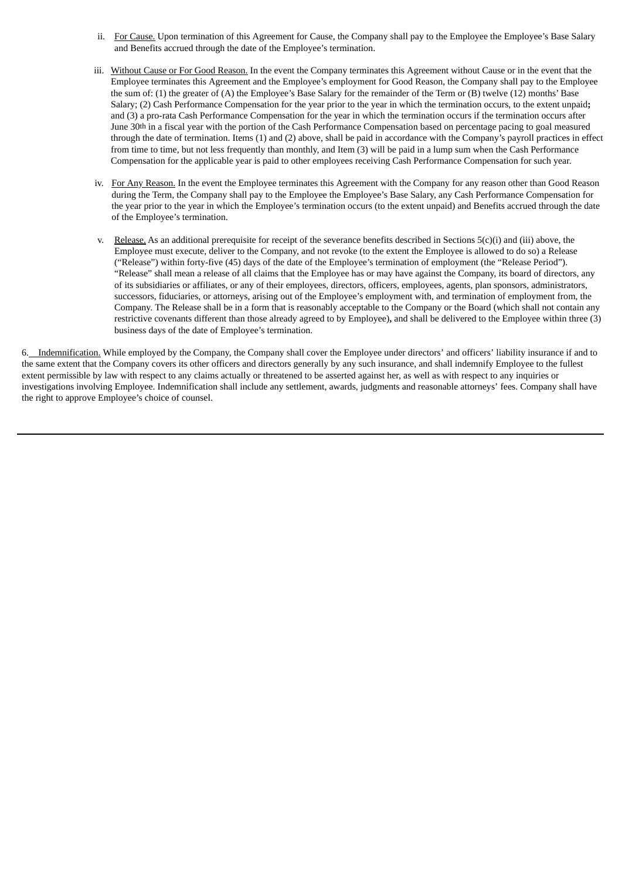ii. For Cause. Upon termination of this Agreement for Cause, the Company shall pay to the Employee the Employee's Base Salary and Benefits accrued through the date of the Employee's termination.

iii. Without Cause or For Good Reason. In the event the Company terminates this Agreement without Cause or in the event that the Employee terminates this Agreement and the Employee's employment for Good Reason, the Company shall pay to the Employee the sum of: (1) the greater of (A) the Employee's Base Salary for the remainder of the Term or (B) twelve (12) months' Base Salary; (2) Cash Performance Compensation for the year prior to the year in which the termination occurs, to the extent unpaid**;** and (3) a pro-rata Cash Performance Compensation for the year in which the termination occurs if the termination occurs after June 30th in a fiscal year with the portion of the Cash Performance Compensation based on percentage pacing to goal measured through the date of termination. Items (1) and (2) above, shall be paid in accordance with the Company's payroll practices in effect from time to time, but not less frequently than monthly, and Item (3) will be paid in a lump sum when the Cash Performance Compensation for the applicable year is paid to other employees receiving Cash Performance Compensation for such year.

iv. For Any Reason. In the event the Employee terminates this Agreement with the Company for any reason other than Good Reason during the Term, the Company shall pay to the Employee the Employee's Base Salary, any Cash Performance Compensation for the year prior to the year in which the Employee's termination occurs (to the extent unpaid) and Benefits accrued through the date of the Employee's termination.

v. Release. As an additional prerequisite for receipt of the severance benefits described in Sections 5(c)(i) and (iii) above, the Employee must execute, deliver to the Company, and not revoke (to the extent the Employee is allowed to do so) a Release ("Release") within forty-five (45) days of the date of the Employee's termination of employment (the "Release Period"). "Release" shall mean a release of all claims that the Employee has or may have against the Company, its board of directors, any of its subsidiaries or affiliates, or any of their employees, directors, officers, employees, agents, plan sponsors, administrators, successors, fiduciaries, or attorneys, arising out of the Employee's employment with, and termination of employment from, the Company. The Release shall be in a form that is reasonably acceptable to the Company or the Board (which shall not contain any restrictive covenants different than those already agreed to by Employee)**,** and shall be delivered to the Employee within three (3) business days of the date of Employee's termination.

6. Indemnification. While employed by the Company, the Company shall cover the Employee under directors' and officers' liability insurance if and to the same extent that the Company covers its other officers and directors generally by any such insurance, and shall indemnify Employee to the fullest extent permissible by law with respect to any claims actually or threatened to be asserted against her, as well as with respect to any inquiries or investigations involving Employee. Indemnification shall include any settlement, awards, judgments and reasonable attorneys' fees. Company shall have the right to approve Employee's choice of counsel.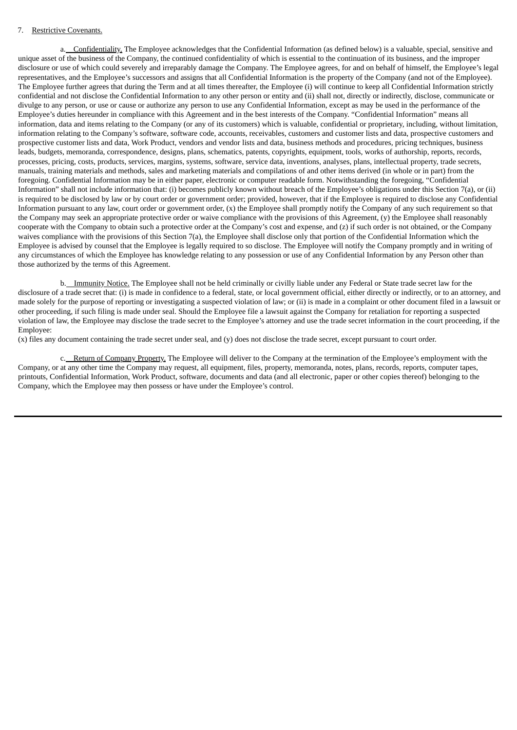7. Restrictive Covenants.

a. Confidentiality. The Employee acknowledges that the Confidential Information (as defined below) is a valuable, special, sensitive and unique asset of the business of the Company, the continued confidentiality of which is essential to the continuation of its business, and the improper disclosure or use of which could severely and irreparably damage the Company. The Employee agrees, for and on behalf of himself, the Employee's legal representatives, and the Employee's successors and assigns that all Confidential Information is the property of the Company (and not of the Employee). The Employee further agrees that during the Term and at all times thereafter, the Employee (i) will continue to keep all Confidential Information strictly confidential and not disclose the Confidential Information to any other person or entity and (ii) shall not, directly or indirectly, disclose, communicate or divulge to any person, or use or cause or authorize any person to use any Confidential Information, except as may be used in the performance of the Employee's duties hereunder in compliance with this Agreement and in the best interests of the Company. "Confidential Information" means all information, data and items relating to the Company (or any of its customers) which is valuable, confidential or proprietary, including, without limitation, information relating to the Company's software, software code, accounts, receivables, customers and customer lists and data, prospective customers and prospective customer lists and data, Work Product, vendors and vendor lists and data, business methods and procedures, pricing techniques, business leads, budgets, memoranda, correspondence, designs, plans, schematics, patents, copyrights, equipment, tools, works of authorship, reports, records, processes, pricing, costs, products, services, margins, systems, software, service data, inventions, analyses, plans, intellectual property, trade secrets, manuals, training materials and methods, sales and marketing materials and compilations of and other items derived (in whole or in part) from the foregoing. Confidential Information may be in either paper, electronic or computer readable form. Notwithstanding the foregoing, "Confidential Information" shall not include information that: (i) becomes publicly known without breach of the Employee's obligations under this Section 7(a), or (ii) is required to be disclosed by law or by court order or government order; provided, however, that if the Employee is required to disclose any Confidential Information pursuant to any law, court order or government order, (x) the Employee shall promptly notify the Company of any such requirement so that the Company may seek an appropriate protective order or waive compliance with the provisions of this Agreement, (y) the Employee shall reasonably cooperate with the Company to obtain such a protective order at the Company's cost and expense, and (z) if such order is not obtained, or the Company waives compliance with the provisions of this Section 7(a), the Employee shall disclose only that portion of the Confidential Information which the Employee is advised by counsel that the Employee is legally required to so disclose. The Employee will notify the Company promptly and in writing of any circumstances of which the Employee has knowledge relating to any possession or use of any Confidential Information by any Person other than those authorized by the terms of this Agreement.

b. Immunity Notice. The Employee shall not be held criminally or civilly liable under any Federal or State trade secret law for the disclosure of a trade secret that: (i) is made in confidence to a federal, state, or local government official, either directly or indirectly, or to an attorney, and made solely for the purpose of reporting or investigating a suspected violation of law; or (ii) is made in a complaint or other document filed in a lawsuit or other proceeding, if such filing is made under seal. Should the Employee file a lawsuit against the Company for retaliation for reporting a suspected violation of law, the Employee may disclose the trade secret to the Employee's attorney and use the trade secret information in the court proceeding, if the Employee:

(x) files any document containing the trade secret under seal, and (y) does not disclose the trade secret, except pursuant to court order.

c. Return of Company Property. The Employee will deliver to the Company at the termination of the Employee's employment with the Company, or at any other time the Company may request, all equipment, files, property, memoranda, notes, plans, records, reports, computer tapes, printouts, Confidential Information, Work Product, software, documents and data (and all electronic, paper or other copies thereof) belonging to the Company, which the Employee may then possess or have under the Employee's control.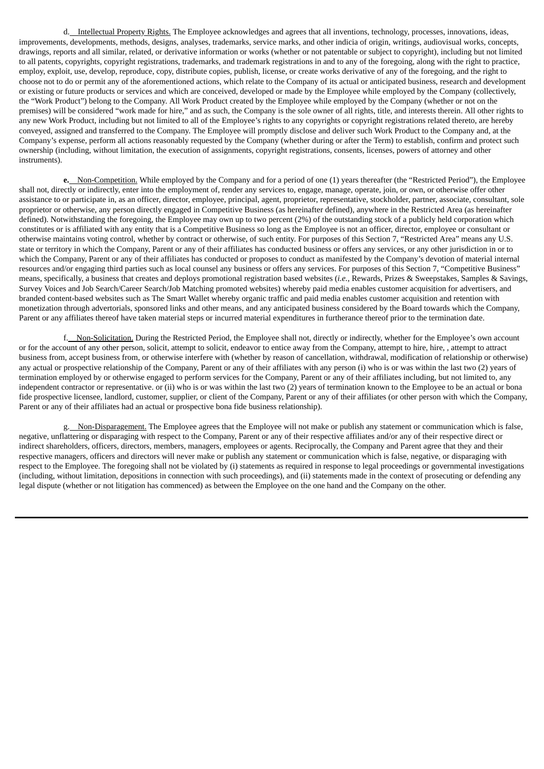d. Intellectual Property Rights. The Employee acknowledges and agrees that all inventions, technology, processes, innovations, ideas, improvements, developments, methods, designs, analyses, trademarks, service marks, and other indicia of origin, writings, audiovisual works, concepts, drawings, reports and all similar, related, or derivative information or works (whether or not patentable or subject to copyright), including but not limited to all patents, copyrights, copyright registrations, trademarks, and trademark registrations in and to any of the foregoing, along with the right to practice, employ, exploit, use, develop, reproduce, copy, distribute copies, publish, license, or create works derivative of any of the foregoing, and the right to choose not to do or permit any of the aforementioned actions, which relate to the Company of its actual or anticipated business, research and development or existing or future products or services and which are conceived, developed or made by the Employee while employed by the Company (collectively, the "Work Product") belong to the Company. All Work Product created by the Employee while employed by the Company (whether or not on the premises) will be considered "work made for hire," and as such, the Company is the sole owner of all rights, title, and interests therein. All other rights to any new Work Product, including but not limited to all of the Employee's rights to any copyrights or copyright registrations related thereto, are hereby conveyed, assigned and transferred to the Company. The Employee will promptly disclose and deliver such Work Product to the Company and, at the Company's expense, perform all actions reasonably requested by the Company (whether during or after the Term) to establish, confirm and protect such ownership (including, without limitation, the execution of assignments, copyright registrations, consents, licenses, powers of attorney and other instruments).

**e.** Non-Competition. While employed by the Company and for a period of one (1) years thereafter (the "Restricted Period"), the Employee shall not, directly or indirectly, enter into the employment of, render any services to, engage, manage, operate, join, or own, or otherwise offer other assistance to or participate in, as an officer, director, employee, principal, agent, proprietor, representative, stockholder, partner, associate, consultant, sole proprietor or otherwise, any person directly engaged in Competitive Business (as hereinafter defined), anywhere in the Restricted Area (as hereinafter defined). Notwithstanding the foregoing, the Employee may own up to two percent (2%) of the outstanding stock of a publicly held corporation which constitutes or is affiliated with any entity that is a Competitive Business so long as the Employee is not an officer, director, employee or consultant or otherwise maintains voting control, whether by contract or otherwise, of such entity. For purposes of this Section 7, "Restricted Area" means any U.S. state or territory in which the Company, Parent or any of their affiliates has conducted business or offers any services, or any other jurisdiction in or to which the Company, Parent or any of their affiliates has conducted or proposes to conduct as manifested by the Company's devotion of material internal resources and/or engaging third parties such as local counsel any business or offers any services. For purposes of this Section 7, "Competitive Business" means, specifically, a business that creates and deploys promotional registration based websites (*i.e.*, Rewards, Prizes & Sweepstakes, Samples & Savings, Survey Voices and Job Search/Career Search/Job Matching promoted websites) whereby paid media enables customer acquisition for advertisers, and branded content-based websites such as The Smart Wallet whereby organic traffic and paid media enables customer acquisition and retention with monetization through advertorials, sponsored links and other means, and any anticipated business considered by the Board towards which the Company, Parent or any affiliates thereof have taken material steps or incurred material expenditures in furtherance thereof prior to the termination date.

f. Non-Solicitation. During the Restricted Period, the Employee shall not, directly or indirectly, whether for the Employee's own account or for the account of any other person, solicit, attempt to solicit, endeavor to entice away from the Company, attempt to hire, hire, , attempt to attract business from, accept business from, or otherwise interfere with (whether by reason of cancellation, withdrawal, modification of relationship or otherwise) any actual or prospective relationship of the Company, Parent or any of their affiliates with any person (i) who is or was within the last two (2) years of termination employed by or otherwise engaged to perform services for the Company, Parent or any of their affiliates including, but not limited to, any independent contractor or representative. or (ii) who is or was within the last two (2) years of termination known to the Employee to be an actual or bona fide prospective licensee, landlord, customer, supplier, or client of the Company, Parent or any of their affiliates (or other person with which the Company, Parent or any of their affiliates had an actual or prospective bona fide business relationship).

g. Non-Disparagement. The Employee agrees that the Employee will not make or publish any statement or communication which is false, negative, unflattering or disparaging with respect to the Company, Parent or any of their respective affiliates and/or any of their respective direct or indirect shareholders, officers, directors, members, managers, employees or agents. Reciprocally, the Company and Parent agree that they and their respective managers, officers and directors will never make or publish any statement or communication which is false, negative, or disparaging with respect to the Employee. The foregoing shall not be violated by (i) statements as required in response to legal proceedings or governmental investigations (including, without limitation, depositions in connection with such proceedings), and (ii) statements made in the context of prosecuting or defending any legal dispute (whether or not litigation has commenced) as between the Employee on the one hand and the Company on the other.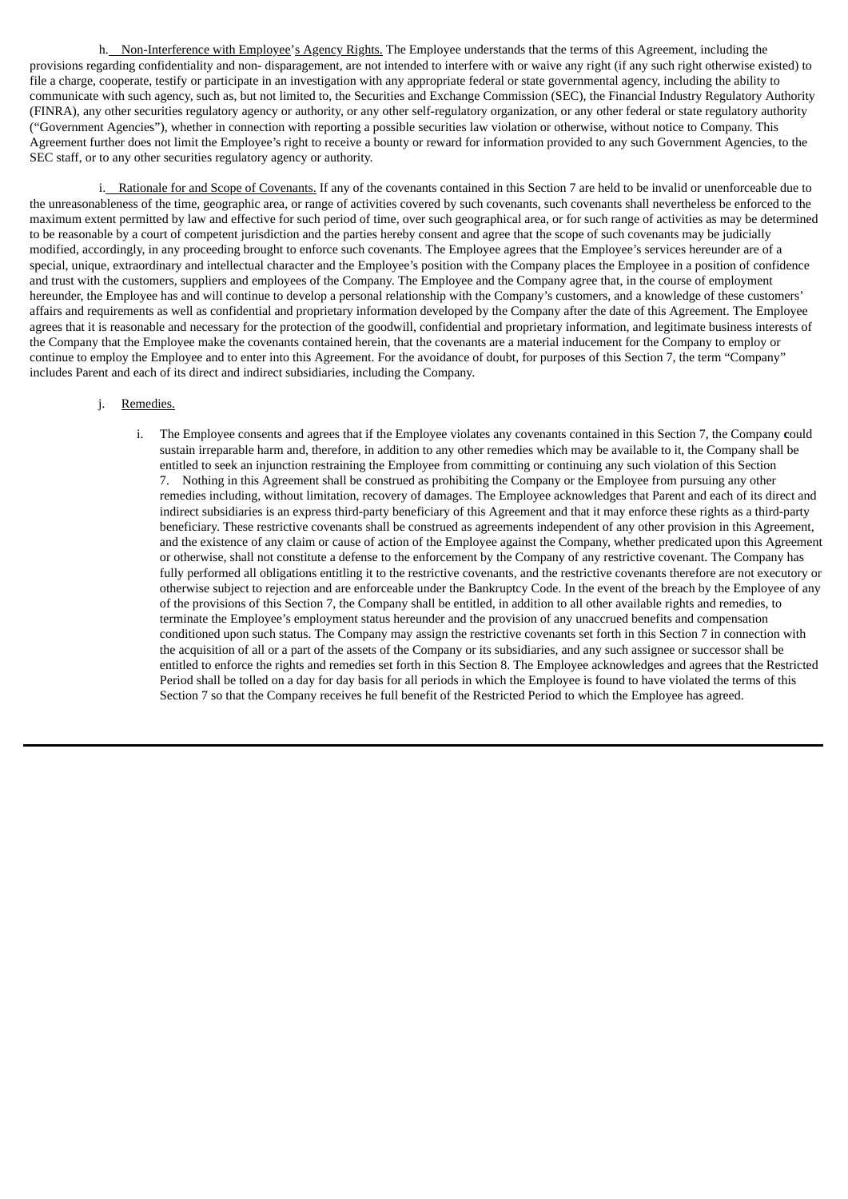h. Non-Interference with Employee's Agency Rights. The Employee understands that the terms of this Agreement, including the provisions regarding confidentiality and non- disparagement, are not intended to interfere with or waive any right (if any such right otherwise existed) to file a charge, cooperate, testify or participate in an investigation with any appropriate federal or state governmental agency, including the ability to communicate with such agency, such as, but not limited to, the Securities and Exchange Commission (SEC), the Financial Industry Regulatory Authority (FINRA), any other securities regulatory agency or authority, or any other self-regulatory organization, or any other federal or state regulatory authority ("Government Agencies"), whether in connection with reporting a possible securities law violation or otherwise, without notice to Company. This Agreement further does not limit the Employee's right to receive a bounty or reward for information provided to any such Government Agencies, to the SEC staff, or to any other securities regulatory agency or authority.

i. Rationale for and Scope of Covenants. If any of the covenants contained in this Section 7 are held to be invalid or unenforceable due to the unreasonableness of the time, geographic area, or range of activities covered by such covenants, such covenants shall nevertheless be enforced to the maximum extent permitted by law and effective for such period of time, over such geographical area, or for such range of activities as may be determined to be reasonable by a court of competent jurisdiction and the parties hereby consent and agree that the scope of such covenants may be judicially modified, accordingly, in any proceeding brought to enforce such covenants. The Employee agrees that the Employee's services hereunder are of a special, unique, extraordinary and intellectual character and the Employee's position with the Company places the Employee in a position of confidence and trust with the customers, suppliers and employees of the Company. The Employee and the Company agree that, in the course of employment hereunder, the Employee has and will continue to develop a personal relationship with the Company's customers, and a knowledge of these customers' affairs and requirements as well as confidential and proprietary information developed by the Company after the date of this Agreement. The Employee agrees that it is reasonable and necessary for the protection of the goodwill, confidential and proprietary information, and legitimate business interests of the Company that the Employee make the covenants contained herein, that the covenants are a material inducement for the Company to employ or continue to employ the Employee and to enter into this Agreement. For the avoidance of doubt, for purposes of this Section 7, the term "Company" includes Parent and each of its direct and indirect subsidiaries, including the Company.

j. Remedies.

i. The Employee consents and agrees that if the Employee violates any covenants contained in this Section 7, the Company could sustain irreparable harm and, therefore, in addition to any other remedies which may be available to it, the Company shall be entitled to seek an injunction restraining the Employee from committing or continuing any such violation of this Section 7. Nothing in this Agreement shall be construed as prohibiting the Company or the Employee from pursuing any other remedies including, without limitation, recovery of damages. The Employee acknowledges that Parent and each of its direct and indirect subsidiaries is an express third-party beneficiary of this Agreement and that it may enforce these rights as a third-party beneficiary. These restrictive covenants shall be construed as agreements independent of any other provision in this Agreement, and the existence of any claim or cause of action of the Employee against the Company, whether predicated upon this Agreement or otherwise, shall not constitute a defense to the enforcement by the Company of any restrictive covenant. The Company has fully performed all obligations entitling it to the restrictive covenants, and the restrictive covenants therefore are not executory or otherwise subject to rejection and are enforceable under the Bankruptcy Code. In the event of the breach by the Employee of any of the provisions of this Section 7, the Company shall be entitled, in addition to all other available rights and remedies, to terminate the Employee's employment status hereunder and the provision of any unaccrued benefits and compensation conditioned upon such status. The Company may assign the restrictive covenants set forth in this Section 7 in connection with the acquisition of all or a part of the assets of the Company or its subsidiaries, and any such assignee or successor shall be entitled to enforce the rights and remedies set forth in this Section 8. The Employee acknowledges and agrees that the Restricted Period shall be tolled on a day for day basis for all periods in which the Employee is found to have violated the terms of this Section 7 so that the Company receives he full benefit of the Restricted Period to which the Employee has agreed.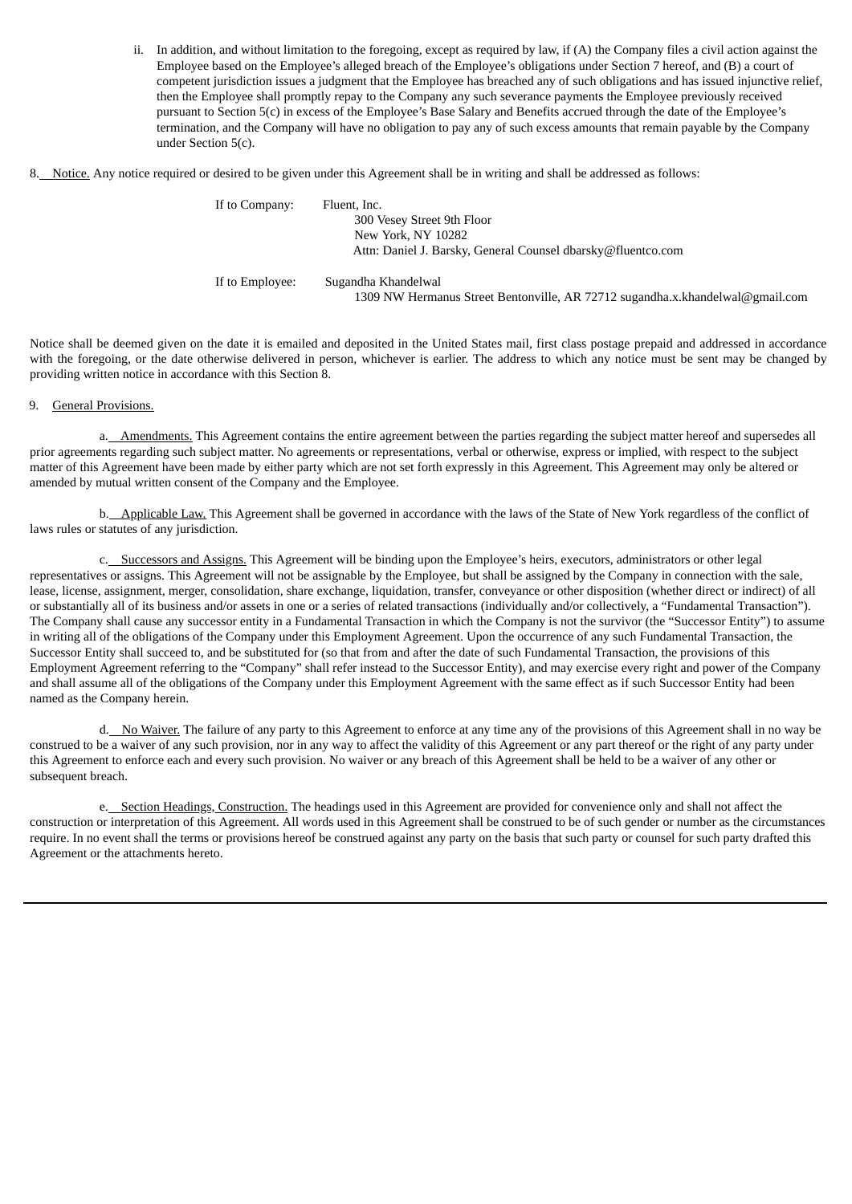ii. In addition, and without limitation to the foregoing, except as required by law, if (A) the Company files a civil action against the Employee based on the Employee's alleged breach of the Employee's obligations under Section 7 hereof, and (B) a court of competent jurisdiction issues a judgment that the Employee has breached any of such obligations and has issued injunctive relief, then the Employee shall promptly repay to the Company any such severance payments the Employee previously received pursuant to Section 5(c) in excess of the Employee's Base Salary and Benefits accrued through the date of the Employee's termination, and the Company will have no obligation to pay any of such excess amounts that remain payable by the Company under Section 5(c).

8. Notice. Any notice required or desired to be given under this Agreement shall be in writing and shall be addressed as follows:

If to Company: Fluent, Inc.
300 Vesey Street 9th Floor
New York, NY 10282
Attn: Daniel J. Barsky, General Counsel dbarsky@fluentco.com

If to Employee: Sugandha Khandelwal
1309 NW Hermanus Street Bentonville, AR 72712 sugandha.x.khandelwal@gmail.com

Notice shall be deemed given on the date it is emailed and deposited in the United States mail, first class postage prepaid and addressed in accordance with the foregoing, or the date otherwise delivered in person, whichever is earlier. The address to which any notice must be sent may be changed by providing written notice in accordance with this Section 8.

9. General Provisions.

a. Amendments. This Agreement contains the entire agreement between the parties regarding the subject matter hereof and supersedes all prior agreements regarding such subject matter. No agreements or representations, verbal or otherwise, express or implied, with respect to the subject matter of this Agreement have been made by either party which are not set forth expressly in this Agreement. This Agreement may only be altered or amended by mutual written consent of the Company and the Employee.

b. Applicable Law. This Agreement shall be governed in accordance with the laws of the State of New York regardless of the conflict of laws rules or statutes of any jurisdiction.

c. Successors and Assigns. This Agreement will be binding upon the Employee's heirs, executors, administrators or other legal representatives or assigns. This Agreement will not be assignable by the Employee, but shall be assigned by the Company in connection with the sale, lease, license, assignment, merger, consolidation, share exchange, liquidation, transfer, conveyance or other disposition (whether direct or indirect) of all or substantially all of its business and/or assets in one or a series of related transactions (individually and/or collectively, a "Fundamental Transaction"). The Company shall cause any successor entity in a Fundamental Transaction in which the Company is not the survivor (the "Successor Entity") to assume in writing all of the obligations of the Company under this Employment Agreement. Upon the occurrence of any such Fundamental Transaction, the Successor Entity shall succeed to, and be substituted for (so that from and after the date of such Fundamental Transaction, the provisions of this Employment Agreement referring to the "Company" shall refer instead to the Successor Entity), and may exercise every right and power of the Company and shall assume all of the obligations of the Company under this Employment Agreement with the same effect as if such Successor Entity had been named as the Company herein.

d. No Waiver. The failure of any party to this Agreement to enforce at any time any of the provisions of this Agreement shall in no way be construed to be a waiver of any such provision, nor in any way to affect the validity of this Agreement or any part thereof or the right of any party under this Agreement to enforce each and every such provision. No waiver or any breach of this Agreement shall be held to be a waiver of any other or subsequent breach.

e. Section Headings, Construction. The headings used in this Agreement are provided for convenience only and shall not affect the construction or interpretation of this Agreement. All words used in this Agreement shall be construed to be of such gender or number as the circumstances require. In no event shall the terms or provisions hereof be construed against any party on the basis that such party or counsel for such party drafted this Agreement or the attachments hereto.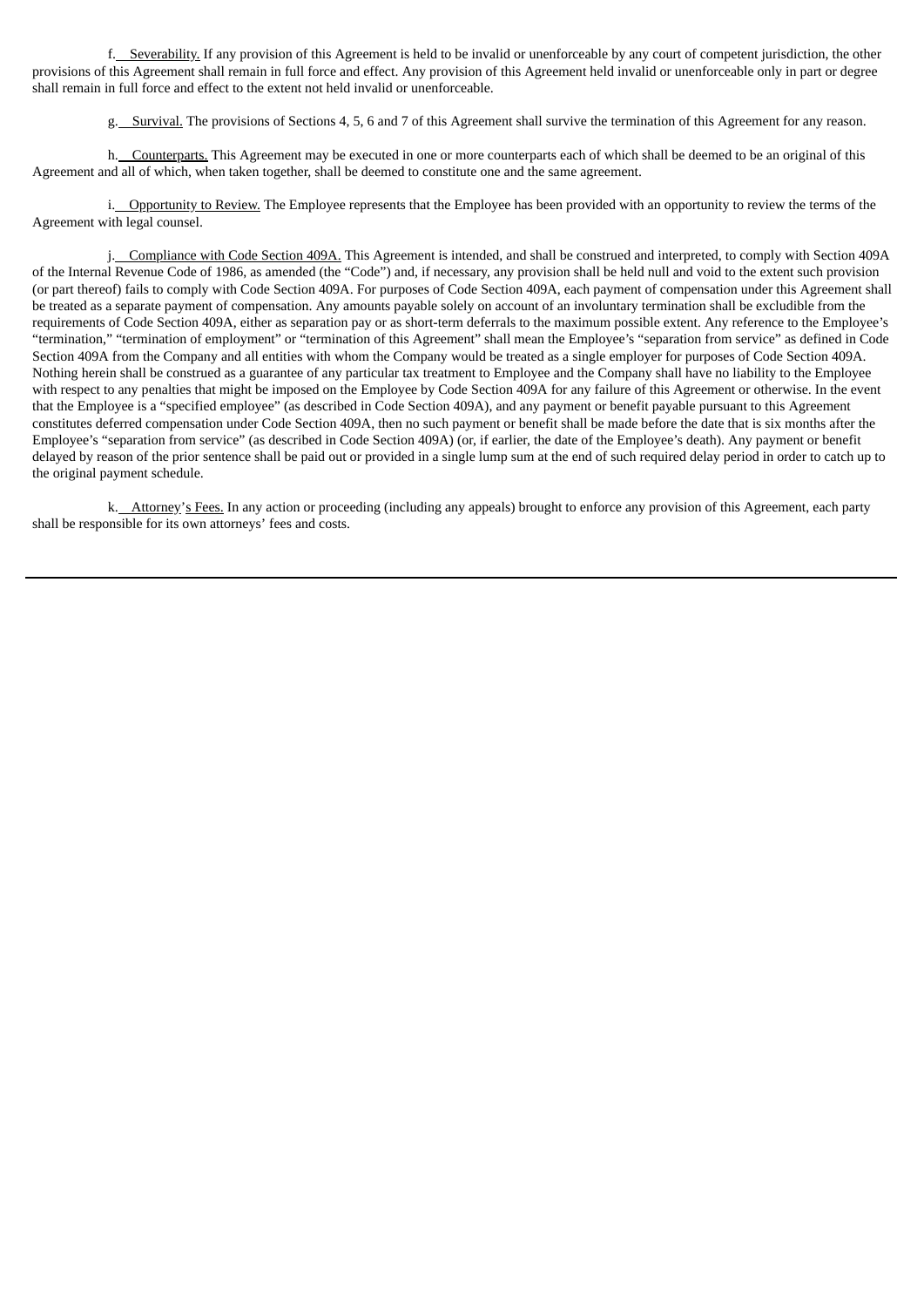f. Severability. If any provision of this Agreement is held to be invalid or unenforceable by any court of competent jurisdiction, the other provisions of this Agreement shall remain in full force and effect. Any provision of this Agreement held invalid or unenforceable only in part or degree shall remain in full force and effect to the extent not held invalid or unenforceable.

g. Survival. The provisions of Sections 4, 5, 6 and 7 of this Agreement shall survive the termination of this Agreement for any reason.

h. Counterparts. This Agreement may be executed in one or more counterparts each of which shall be deemed to be an original of this Agreement and all of which, when taken together, shall be deemed to constitute one and the same agreement.

i. Opportunity to Review. The Employee represents that the Employee has been provided with an opportunity to review the terms of the Agreement with legal counsel.

j. Compliance with Code Section 409A. This Agreement is intended, and shall be construed and interpreted, to comply with Section 409A of the Internal Revenue Code of 1986, as amended (the "Code") and, if necessary, any provision shall be held null and void to the extent such provision (or part thereof) fails to comply with Code Section 409A. For purposes of Code Section 409A, each payment of compensation under this Agreement shall be treated as a separate payment of compensation. Any amounts payable solely on account of an involuntary termination shall be excludible from the requirements of Code Section 409A, either as separation pay or as short-term deferrals to the maximum possible extent. Any reference to the Employee's "termination," "termination of employment" or "termination of this Agreement" shall mean the Employee's "separation from service" as defined in Code Section 409A from the Company and all entities with whom the Company would be treated as a single employer for purposes of Code Section 409A. Nothing herein shall be construed as a guarantee of any particular tax treatment to Employee and the Company shall have no liability to the Employee with respect to any penalties that might be imposed on the Employee by Code Section 409A for any failure of this Agreement or otherwise. In the event that the Employee is a "specified employee" (as described in Code Section 409A), and any payment or benefit payable pursuant to this Agreement constitutes deferred compensation under Code Section 409A, then no such payment or benefit shall be made before the date that is six months after the Employee's "separation from service" (as described in Code Section 409A) (or, if earlier, the date of the Employee's death). Any payment or benefit delayed by reason of the prior sentence shall be paid out or provided in a single lump sum at the end of such required delay period in order to catch up to the original payment schedule.

k. Attorney's Fees. In any action or proceeding (including any appeals) brought to enforce any provision of this Agreement, each party shall be responsible for its own attorneys' fees and costs.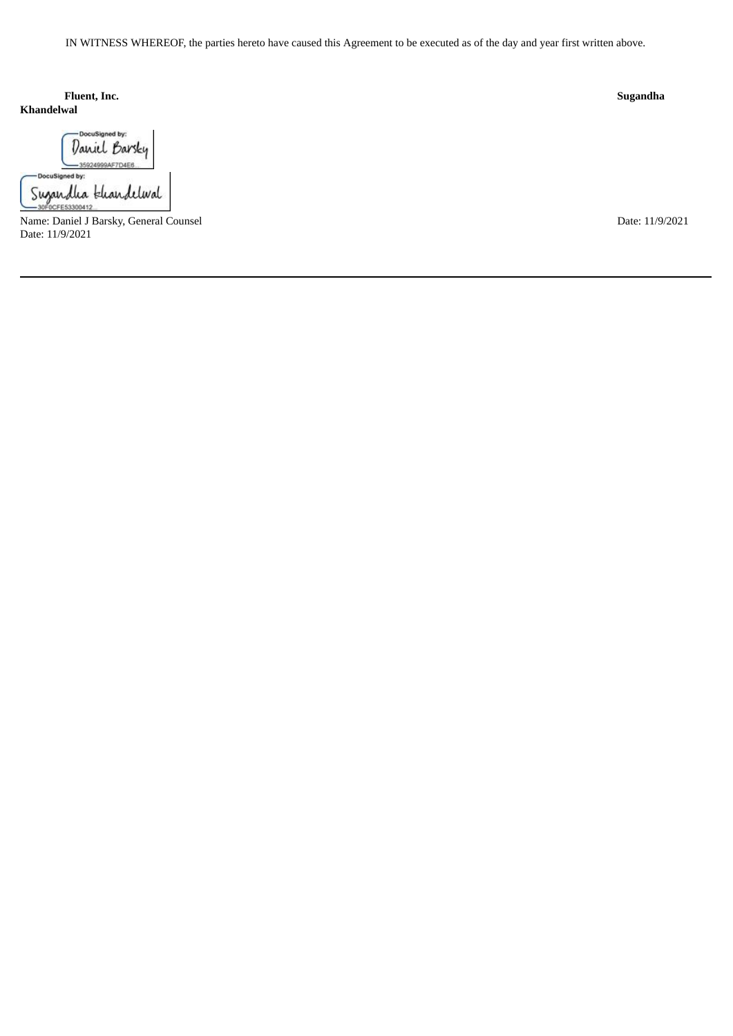IN WITNESS WHEREOF, the parties hereto have caused this Agreement to be executed as of the day and year first written above.

**Fluent, Inc.** **Sugandha Khandelwal**

DocuSigned by: Daniel Barsky
35924999AF7D4E6...

DocuSigned by: Sugandha Khandelwal
30F0CFE53300412...

Name: Daniel J Barsky, General Counsel
Date: 11/9/2021

Date: 11/9/2021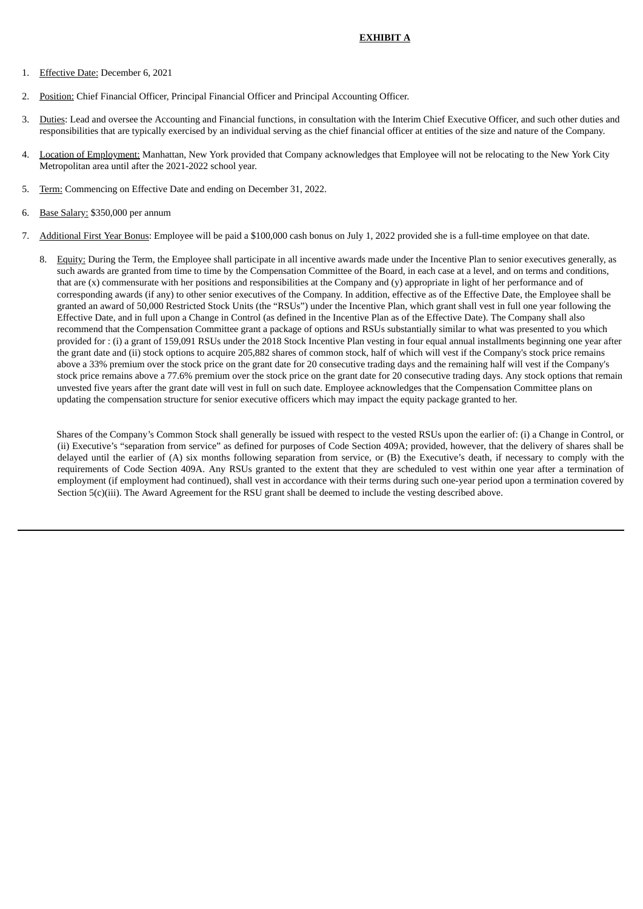**EXHIBIT A**

1. Effective Date: December 6, 2021

2. Position: Chief Financial Officer, Principal Financial Officer and Principal Accounting Officer.

3. Duties: Lead and oversee the Accounting and Financial functions, in consultation with the Interim Chief Executive Officer, and such other duties and responsibilities that are typically exercised by an individual serving as the chief financial officer at entities of the size and nature of the Company.

4. Location of Employment: Manhattan, New York provided that Company acknowledges that Employee will not be relocating to the New York City Metropolitan area until after the 2021-2022 school year.

5. Term: Commencing on Effective Date and ending on December 31, 2022.

6. Base Salary: $350,000 per annum

7. Additional First Year Bonus: Employee will be paid a $100,000 cash bonus on July 1, 2022 provided she is a full-time employee on that date.

8. Equity: During the Term, the Employee shall participate in all incentive awards made under the Incentive Plan to senior executives generally, as such awards are granted from time to time by the Compensation Committee of the Board, in each case at a level, and on terms and conditions, that are (x) commensurate with her positions and responsibilities at the Company and (y) appropriate in light of her performance and of corresponding awards (if any) to other senior executives of the Company. In addition, effective as of the Effective Date, the Employee shall be granted an award of 50,000 Restricted Stock Units (the "RSUs") under the Incentive Plan, which grant shall vest in full one year following the Effective Date, and in full upon a Change in Control (as defined in the Incentive Plan as of the Effective Date). The Company shall also recommend that the Compensation Committee grant a package of options and RSUs substantially similar to what was presented to you which provided for : (i) a grant of 159,091 RSUs under the 2018 Stock Incentive Plan vesting in four equal annual installments beginning one year after the grant date and (ii) stock options to acquire 205,882 shares of common stock, half of which will vest if the Company's stock price remains above a 33% premium over the stock price on the grant date for 20 consecutive trading days and the remaining half will vest if the Company's stock price remains above a 77.6% premium over the stock price on the grant date for 20 consecutive trading days. Any stock options that remain unvested five years after the grant date will vest in full on such date. Employee acknowledges that the Compensation Committee plans on updating the compensation structure for senior executive officers which may impact the equity package granted to her.

   Shares of the Company's Common Stock shall generally be issued with respect to the vested RSUs upon the earlier of: (i) a Change in Control, or (ii) Executive's "separation from service" as defined for purposes of Code Section 409A; provided, however, that the delivery of shares shall be delayed until the earlier of (A) six months following separation from service, or (B) the Executive's death, if necessary to comply with the requirements of Code Section 409A. Any RSUs granted to the extent that they are scheduled to vest within one year after a termination of employment (if employment had continued), shall vest in accordance with their terms during such one-year period upon a termination covered by Section 5(c)(iii). The Award Agreement for the RSU grant shall be deemed to include the vesting described above.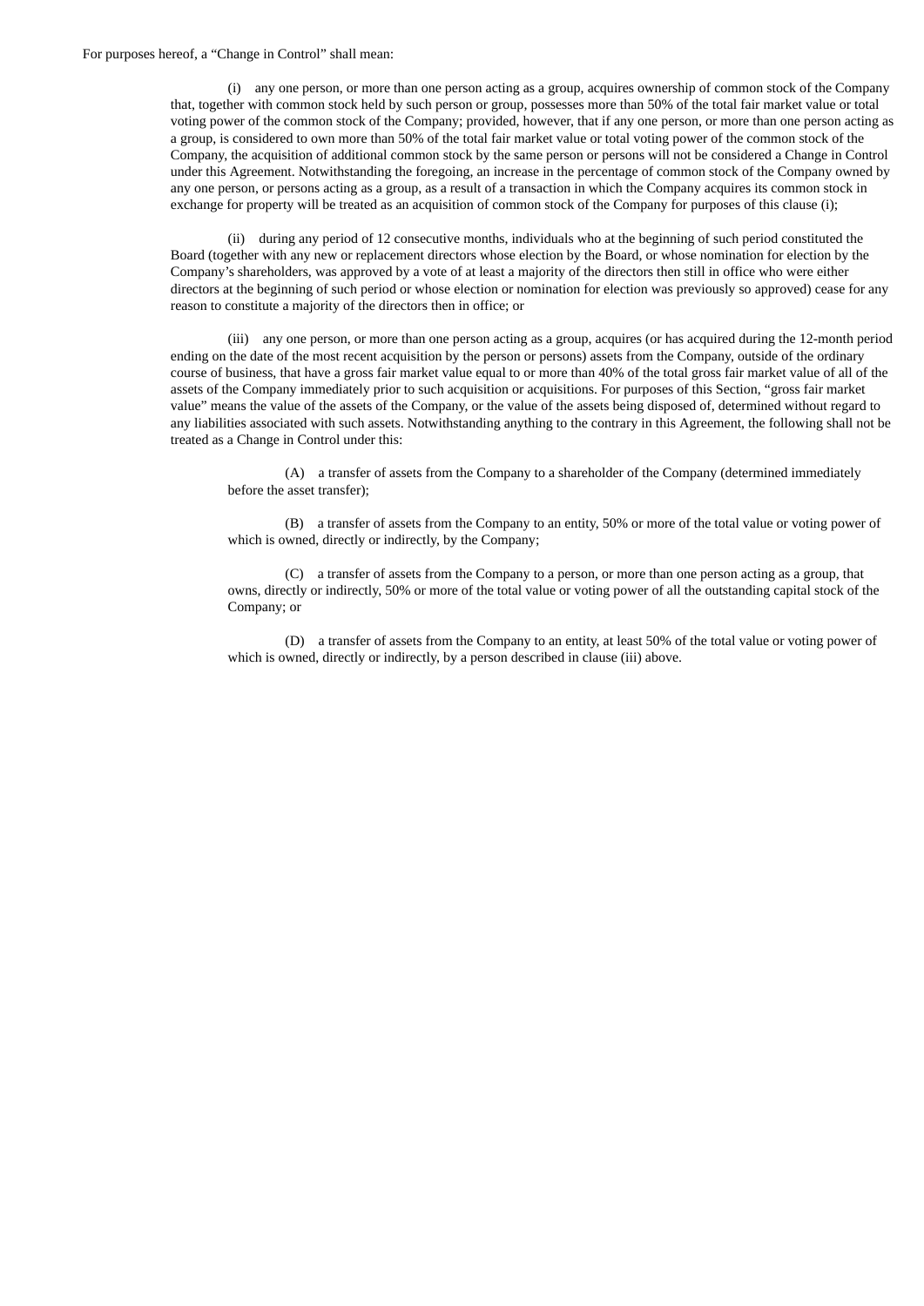For purposes hereof, a "Change in Control" shall mean:

(i) any one person, or more than one person acting as a group, acquires ownership of common stock of the Company that, together with common stock held by such person or group, possesses more than 50% of the total fair market value or total voting power of the common stock of the Company; provided, however, that if any one person, or more than one person acting as a group, is considered to own more than 50% of the total fair market value or total voting power of the common stock of the Company, the acquisition of additional common stock by the same person or persons will not be considered a Change in Control under this Agreement. Notwithstanding the foregoing, an increase in the percentage of common stock of the Company owned by any one person, or persons acting as a group, as a result of a transaction in which the Company acquires its common stock in exchange for property will be treated as an acquisition of common stock of the Company for purposes of this clause (i);

(ii) during any period of 12 consecutive months, individuals who at the beginning of such period constituted the Board (together with any new or replacement directors whose election by the Board, or whose nomination for election by the Company's shareholders, was approved by a vote of at least a majority of the directors then still in office who were either directors at the beginning of such period or whose election or nomination for election was previously so approved) cease for any reason to constitute a majority of the directors then in office; or

(iii) any one person, or more than one person acting as a group, acquires (or has acquired during the 12-month period ending on the date of the most recent acquisition by the person or persons) assets from the Company, outside of the ordinary course of business, that have a gross fair market value equal to or more than 40% of the total gross fair market value of all of the assets of the Company immediately prior to such acquisition or acquisitions. For purposes of this Section, "gross fair market value" means the value of the assets of the Company, or the value of the assets being disposed of, determined without regard to any liabilities associated with such assets. Notwithstanding anything to the contrary in this Agreement, the following shall not be treated as a Change in Control under this:

(A) a transfer of assets from the Company to a shareholder of the Company (determined immediately before the asset transfer);

(B) a transfer of assets from the Company to an entity, 50% or more of the total value or voting power of which is owned, directly or indirectly, by the Company;

(C) a transfer of assets from the Company to a person, or more than one person acting as a group, that owns, directly or indirectly, 50% or more of the total value or voting power of all the outstanding capital stock of the Company; or

(D) a transfer of assets from the Company to an entity, at least 50% of the total value or voting power of which is owned, directly or indirectly, by a person described in clause (iii) above.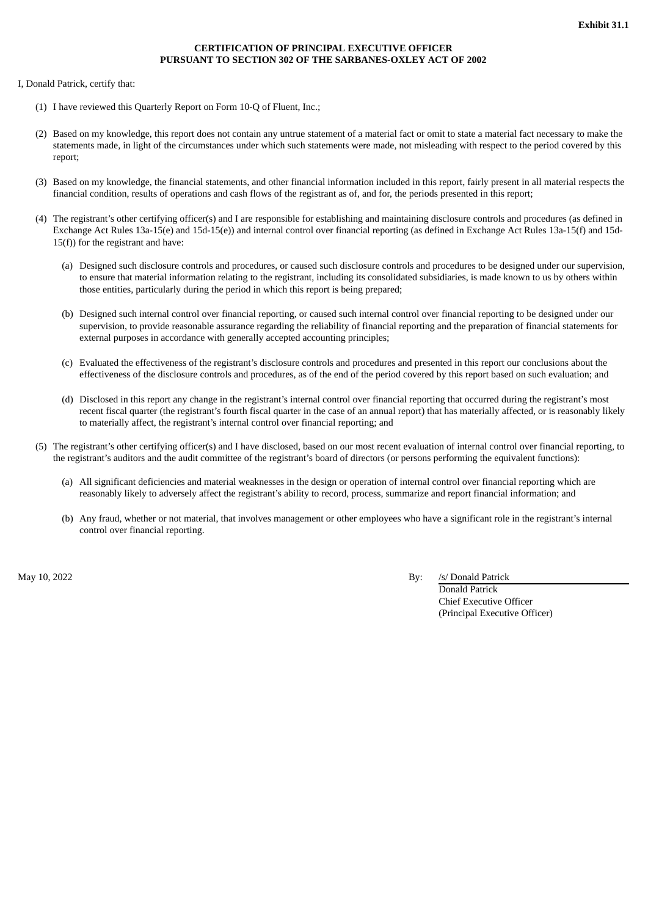**Exhibit 31.1**

**CERTIFICATION OF PRINCIPAL EXECUTIVE OFFICER**
**PURSUANT TO SECTION 302 OF THE SARBANES-OXLEY ACT OF 2002**

I, Donald Patrick, certify that:

(1) I have reviewed this Quarterly Report on Form 10-Q of Fluent, Inc.;

(2) Based on my knowledge, this report does not contain any untrue statement of a material fact or omit to state a material fact necessary to make the statements made, in light of the circumstances under which such statements were made, not misleading with respect to the period covered by this report;

(3) Based on my knowledge, the financial statements, and other financial information included in this report, fairly present in all material respects the financial condition, results of operations and cash flows of the registrant as of, and for, the periods presented in this report;

(4) The registrant's other certifying officer(s) and I are responsible for establishing and maintaining disclosure controls and procedures (as defined in Exchange Act Rules 13a-15(e) and 15d-15(e)) and internal control over financial reporting (as defined in Exchange Act Rules 13a-15(f) and 15d-15(f)) for the registrant and have:

(a) Designed such disclosure controls and procedures, or caused such disclosure controls and procedures to be designed under our supervision, to ensure that material information relating to the registrant, including its consolidated subsidiaries, is made known to us by others within those entities, particularly during the period in which this report is being prepared;

(b) Designed such internal control over financial reporting, or caused such internal control over financial reporting to be designed under our supervision, to provide reasonable assurance regarding the reliability of financial reporting and the preparation of financial statements for external purposes in accordance with generally accepted accounting principles;

(c) Evaluated the effectiveness of the registrant's disclosure controls and procedures and presented in this report our conclusions about the effectiveness of the disclosure controls and procedures, as of the end of the period covered by this report based on such evaluation; and

(d) Disclosed in this report any change in the registrant's internal control over financial reporting that occurred during the registrant's most recent fiscal quarter (the registrant's fourth fiscal quarter in the case of an annual report) that has materially affected, or is reasonably likely to materially affect, the registrant's internal control over financial reporting; and

(5) The registrant's other certifying officer(s) and I have disclosed, based on our most recent evaluation of internal control over financial reporting, to the registrant's auditors and the audit committee of the registrant's board of directors (or persons performing the equivalent functions):

(a) All significant deficiencies and material weaknesses in the design or operation of internal control over financial reporting which are reasonably likely to adversely affect the registrant's ability to record, process, summarize and report financial information; and

(b) Any fraud, whether or not material, that involves management or other employees who have a significant role in the registrant's internal control over financial reporting.

May 10, 2022

By: /s/ Donald Patrick
Donald Patrick
Chief Executive Officer
(Principal Executive Officer)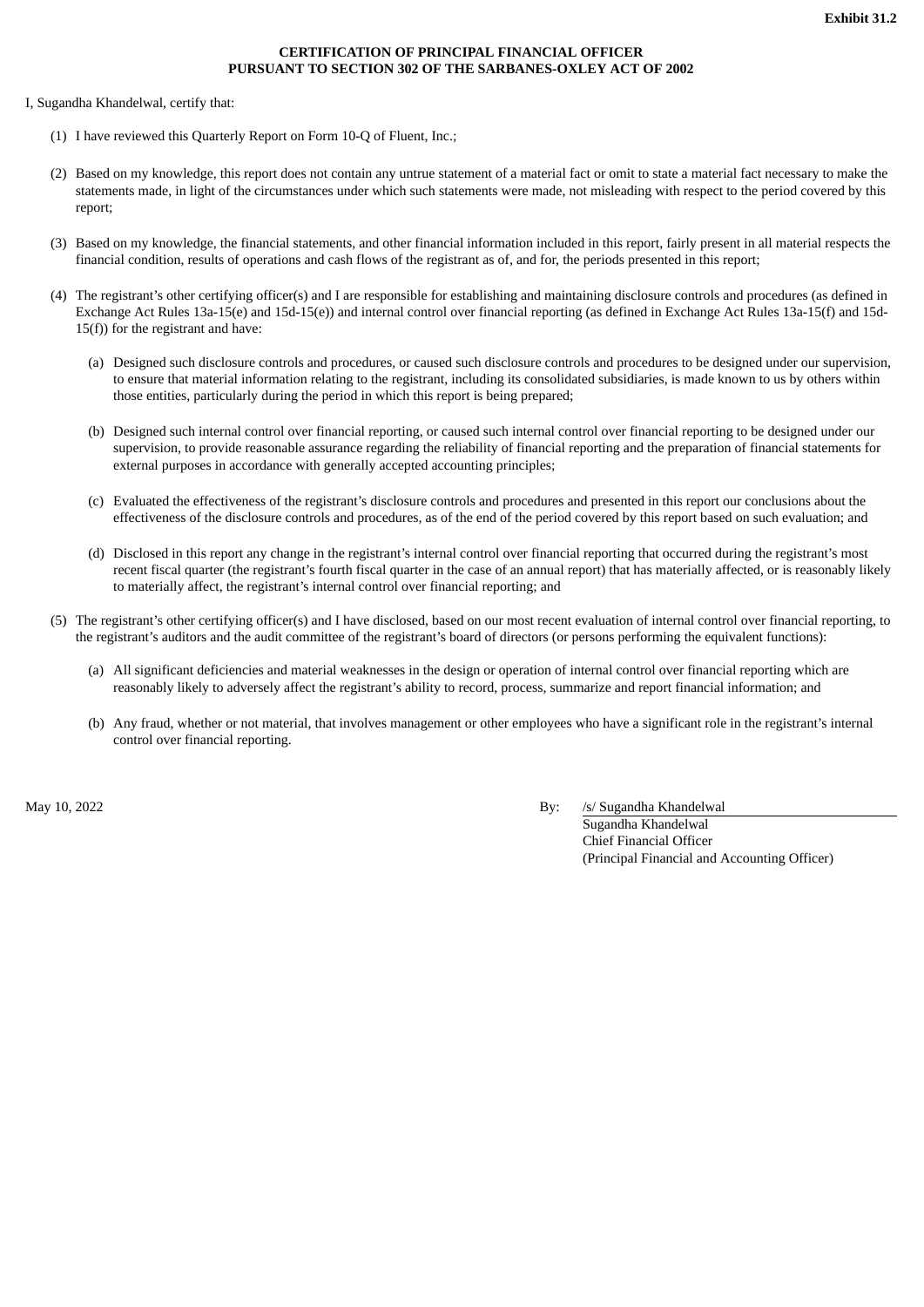**Exhibit 31.2**

**CERTIFICATION OF PRINCIPAL FINANCIAL OFFICER
PURSUANT TO SECTION 302 OF THE SARBANES-OXLEY ACT OF 2002**

I, Sugandha Khandelwal, certify that:

(1) I have reviewed this Quarterly Report on Form 10-Q of Fluent, Inc.;

(2) Based on my knowledge, this report does not contain any untrue statement of a material fact or omit to state a material fact necessary to make the statements made, in light of the circumstances under which such statements were made, not misleading with respect to the period covered by this report;

(3) Based on my knowledge, the financial statements, and other financial information included in this report, fairly present in all material respects the financial condition, results of operations and cash flows of the registrant as of, and for, the periods presented in this report;

(4) The registrant's other certifying officer(s) and I are responsible for establishing and maintaining disclosure controls and procedures (as defined in Exchange Act Rules 13a-15(e) and 15d-15(e)) and internal control over financial reporting (as defined in Exchange Act Rules 13a-15(f) and 15d-15(f)) for the registrant and have:

   (a) Designed such disclosure controls and procedures, or caused such disclosure controls and procedures to be designed under our supervision, to ensure that material information relating to the registrant, including its consolidated subsidiaries, is made known to us by others within those entities, particularly during the period in which this report is being prepared;

   (b) Designed such internal control over financial reporting, or caused such internal control over financial reporting to be designed under our supervision, to provide reasonable assurance regarding the reliability of financial reporting and the preparation of financial statements for external purposes in accordance with generally accepted accounting principles;

   (c) Evaluated the effectiveness of the registrant's disclosure controls and procedures and presented in this report our conclusions about the effectiveness of the disclosure controls and procedures, as of the end of the period covered by this report based on such evaluation; and

   (d) Disclosed in this report any change in the registrant's internal control over financial reporting that occurred during the registrant's most recent fiscal quarter (the registrant's fourth fiscal quarter in the case of an annual report) that has materially affected, or is reasonably likely to materially affect, the registrant's internal control over financial reporting; and

(5) The registrant's other certifying officer(s) and I have disclosed, based on our most recent evaluation of internal control over financial reporting, to the registrant's auditors and the audit committee of the registrant's board of directors (or persons performing the equivalent functions):

   (a) All significant deficiencies and material weaknesses in the design or operation of internal control over financial reporting which are reasonably likely to adversely affect the registrant's ability to record, process, summarize and report financial information; and

   (b) Any fraud, whether or not material, that involves management or other employees who have a significant role in the registrant's internal control over financial reporting.

May 10, 2022

By: /s/ Sugandha Khandelwal
Sugandha Khandelwal
Chief Financial Officer
(Principal Financial and Accounting Officer)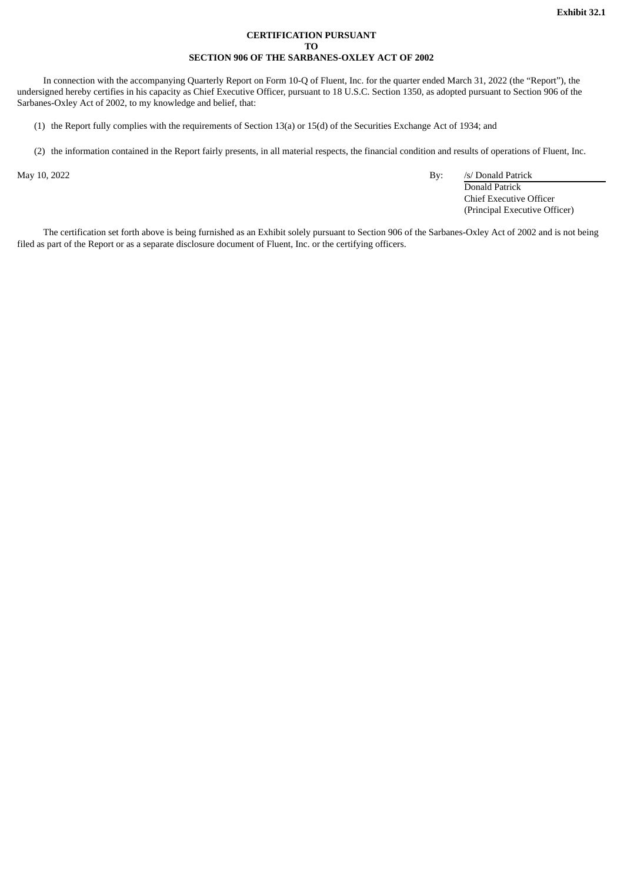**Exhibit 32.1**

**CERTIFICATION PURSUANT**
**TO**
**SECTION 906 OF THE SARBANES-OXLEY ACT OF 2002**

In connection with the accompanying Quarterly Report on Form 10-Q of Fluent, Inc. for the quarter ended March 31, 2022 (the "Report"), the undersigned hereby certifies in his capacity as Chief Executive Officer, pursuant to 18 U.S.C. Section 1350, as adopted pursuant to Section 906 of the Sarbanes-Oxley Act of 2002, to my knowledge and belief, that:

(1) the Report fully complies with the requirements of Section 13(a) or 15(d) of the Securities Exchange Act of 1934; and

(2) the information contained in the Report fairly presents, in all material respects, the financial condition and results of operations of Fluent, Inc.

May 10, 2022

By: /s/ Donald Patrick
Donald Patrick
Chief Executive Officer
(Principal Executive Officer)

The certification set forth above is being furnished as an Exhibit solely pursuant to Section 906 of the Sarbanes-Oxley Act of 2002 and is not being filed as part of the Report or as a separate disclosure document of Fluent, Inc. or the certifying officers.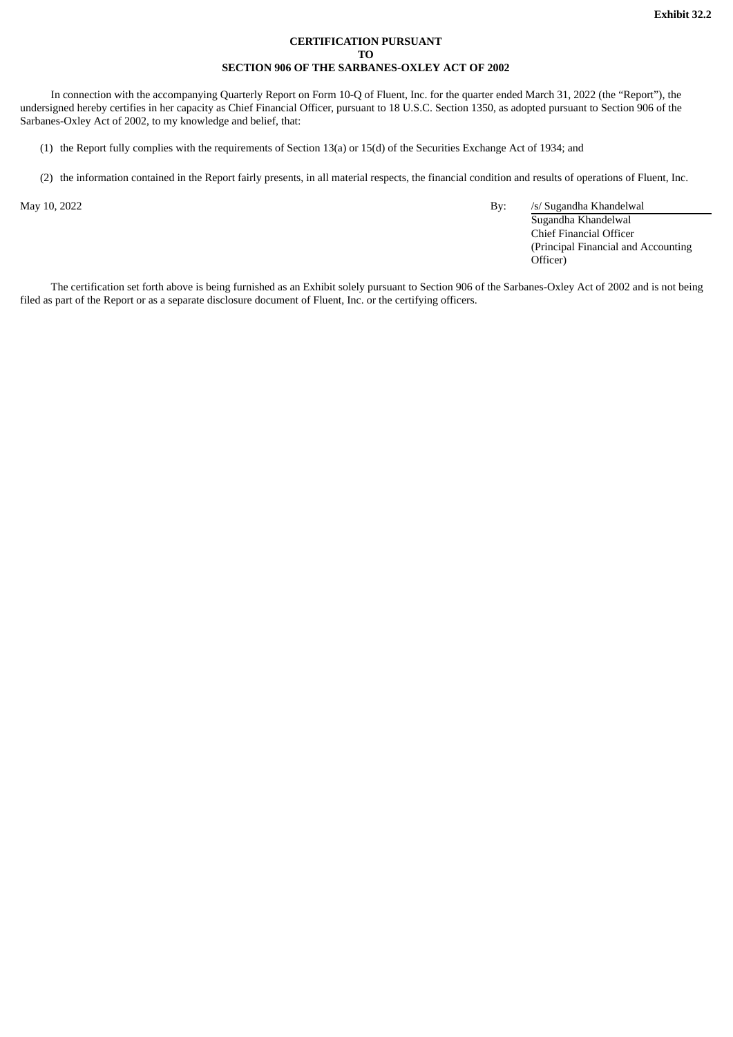**Exhibit 32.2**

**CERTIFICATION PURSUANT
TO
SECTION 906 OF THE SARBANES-OXLEY ACT OF 2002**

In connection with the accompanying Quarterly Report on Form 10-Q of Fluent, Inc. for the quarter ended March 31, 2022 (the "Report"), the undersigned hereby certifies in her capacity as Chief Financial Officer, pursuant to 18 U.S.C. Section 1350, as adopted pursuant to Section 906 of the Sarbanes-Oxley Act of 2002, to my knowledge and belief, that:

(1) the Report fully complies with the requirements of Section 13(a) or 15(d) of the Securities Exchange Act of 1934; and

(2) the information contained in the Report fairly presents, in all material respects, the financial condition and results of operations of Fluent, Inc.

May 10, 2022

By: /s/ Sugandha Khandelwal
Sugandha Khandelwal
Chief Financial Officer
(Principal Financial and Accounting Officer)

The certification set forth above is being furnished as an Exhibit solely pursuant to Section 906 of the Sarbanes-Oxley Act of 2002 and is not being filed as part of the Report or as a separate disclosure document of Fluent, Inc. or the certifying officers.